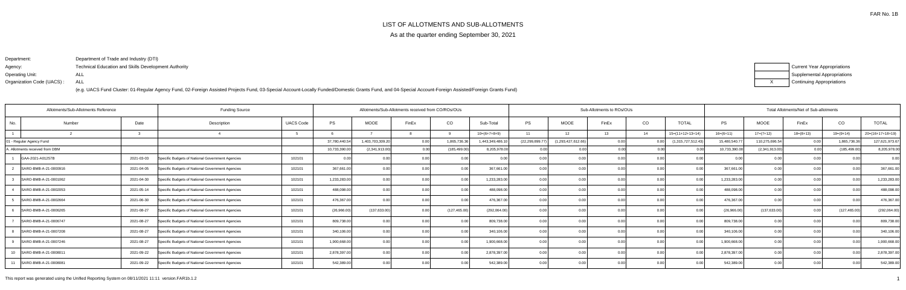FAR No. 1B

# LIST OF ALLOTMENTS AND SUB-ALLOTMENTS

As at the quarter ending September 30, 2021

Department: Department of Trade and Industry (DTI)

Agency: Technical Education and Skills Development Authority

Operating Unit: ALL

Organization Code (UACS) : ALL

(e.g. UACS Fund Cluster: 01-Regular Agency Fund, 02-Foreign Assisted Projects Fund, 03-Special Account-Locally Funded/Domestic Grants Fund, and 04-Special Account-Foreign Assisted/Foreign Grants Fund)

| | |
|---|---|
| | Current Year Appropriations |
| | Supplemental Appropriations |
| X | Continuing Appropriations |

| Allotments/Sub-Allotments Reference | | | Funding Source | | Allotments/Sub-Allotments received from CO/ROs/OUs | | | | | Sub-Allotments to ROs/OUs | | | | | Total Allotments/Net of Sub-allotments | | | | |
|---|---|---|---|---|---|---|---|---|---|---|---|---|---|---|---|---|---|---|---|
| No. | Number | Date | Description | UACS Code | PS | MOOE | FinEx | CO | Sub-Total | PS | MOOE | FinEx | CO | TOTAL | PS | MOOE | FinEx | CO | TOTAL |
| 1 | 2 | 3 | 4 | 5 | 6 | 7 | 8 | 9 | 10=(6+7+8+9) | 11 | 12 | 13 | 14 | 15=(11+12+13+14) | 16=(6+11) | 17=(7+12) | 18=(8+13) | 19=(9+14) | 20=(16+17+18+19) |
| 01 - Regular Agency Fund | | | | | 37,780,440.54 | 1,403,703,309.20 | 0.00 | 1,865,736.36 | 1,443,349,486.10 | (22,299,899.77) | (1,293,427,612.66) | 0.00 | 0.00 | (1,315,727,512.43) | 15,480,540.77 | 110,275,696.54 | 0.00 | 1,865,736.36 | 127,621,973.67 |
| A. Allotments received from DBM | | | | | 10,733,390.00 | (2,341,913.00) | 0.00 | (185,499.00) | 8,205,978.00 | 0.00 | 0.00 | 0.00 | 0.00 | 0.00 | 10,733,390.00 | (2,341,913.00) | 0.00 | (185,499.00) | 8,205,978.00 |
| 1 | GAA-2021-A01257B | 2021-03-03 | Specific Budgets of National Government Agencies | 102101 | 0.00 | 0.00 | 0.00 | 0.00 | 0.00 | 0.00 | 0.00 | 0.00 | 0.00 | 0.00 | 0.00 | 0.00 | 0.00 | 0.00 | 0.00 |
| 2 | SARO-BMB-A-21-0000916 | 2021-04-05 | Specific Budgets of National Government Agencies | 102101 | 367,661.00 | 0.00 | 0.00 | 0.00 | 367,661.00 | 0.00 | 0.00 | 0.00 | 0.00 | 0.00 | 367,661.00 | 0.00 | 0.00 | 0.00 | 367,661.00 |
| 3 | SARO-BMB-A-21-0001062 | 2021-04-30 | Specific Budgets of National Government Agencies | 102101 | 1,233,283.00 | 0.00 | 0.00 | 0.00 | 1,233,283.00 | 0.00 | 0.00 | 0.00 | 0.00 | 0.00 | 1,233,283.00 | 0.00 | 0.00 | 0.00 | 1,233,283.00 |
| 4 | SARO-BMB-A-21-0002053 | 2021-05-14 | Specific Budgets of National Government Agencies | 102101 | 488,098.00 | 0.00 | 0.00 | 0.00 | 488,098.00 | 0.00 | 0.00 | 0.00 | 0.00 | 0.00 | 488,098.00 | 0.00 | 0.00 | 0.00 | 488,098.00 |
| 5 | SARO-BMB-A-21-0002664 | 2021-06-30 | Specific Budgets of National Government Agencies | 102101 | 476,367.00 | 0.00 | 0.00 | 0.00 | 476,367.00 | 0.00 | 0.00 | 0.00 | 0.00 | 0.00 | 476,367.00 | 0.00 | 0.00 | 0.00 | 476,367.00 |
| 6 | SARO-BMB-A-21-0006265 | 2021-08-27 | Specific Budgets of National Government Agencies | 102101 | (26,966.00) | (137,633.00) | 0.00 | (127,465.00) | (292,064.00) | 0.00 | 0.00 | 0.00 | 0.00 | 0.00 | (26,966.00) | (137,633.00) | 0.00 | (127,465.00) | (292,064.00) |
| 7 | SARO-BMB-A-21-0006747 | 2021-08-27 | Specific Budgets of National Government Agencies | 102101 | 809,738.00 | 0.00 | 0.00 | 0.00 | 809,738.00 | 0.00 | 0.00 | 0.00 | 0.00 | 0.00 | 809,738.00 | 0.00 | 0.00 | 0.00 | 809,738.00 |
| 8 | SARO-BMB-A-21-0007208 | 2021-08-27 | Specific Budgets of National Government Agencies | 102101 | 340,106.00 | 0.00 | 0.00 | 0.00 | 340,106.00 | 0.00 | 0.00 | 0.00 | 0.00 | 0.00 | 340,106.00 | 0.00 | 0.00 | 0.00 | 340,106.00 |
| 9 | SARO-BMB-A-21-0007246 | 2021-08-27 | Specific Budgets of National Government Agencies | 102101 | 1,900,668.00 | 0.00 | 0.00 | 0.00 | 1,900,668.00 | 0.00 | 0.00 | 0.00 | 0.00 | 0.00 | 1,900,668.00 | 0.00 | 0.00 | 0.00 | 1,900,668.00 |
| 10 | SARO-BMB-A-21-0008011 | 2021-09-22 | Specific Budgets of National Government Agencies | 102101 | 2,878,397.00 | 0.00 | 0.00 | 0.00 | 2,878,397.00 | 0.00 | 0.00 | 0.00 | 0.00 | 0.00 | 2,878,397.00 | 0.00 | 0.00 | 0.00 | 2,878,397.00 |
| 11 | SARO-BMB-A-21-0008081 | 2021-09-22 | Specific Budgets of National Government Agencies | 102101 | 542,389.00 | 0.00 | 0.00 | 0.00 | 542,389.00 | 0.00 | 0.00 | 0.00 | 0.00 | 0.00 | 542,389.00 | 0.00 | 0.00 | 0.00 | 542,389.00 |

This report was generated using the Unified Reporting System on 08/11/2021 11:11 version.FAR1b.1.2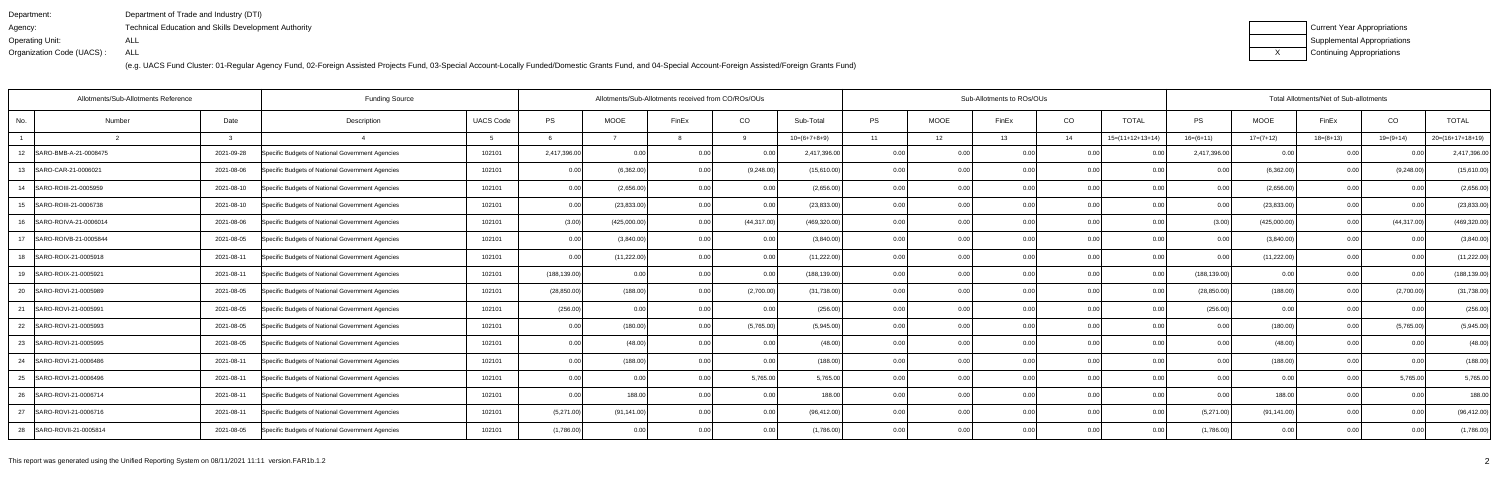Department: Department of Trade and Industry (DTI)
Agency: Technical Education and Skills Development Authority
Operating Unit: ALL
Organization Code (UACS) : ALL

(e.g. UACS Fund Cluster: 01-Regular Agency Fund, 02-Foreign Assisted Projects Fund, 03-Special Account-Locally Funded/Domestic Grants Fund, and 04-Special Account-Foreign Assisted/Foreign Grants Fund)

| | Current Year Appropriations |
|---|---|
| | Supplemental Appropriations |
| X | Continuing Appropriations |

| Allotments/Sub-Allotments Reference | | | Funding Source | | Allotments/Sub-Allotments received from CO/ROs/OUs | | | | | Sub-Allotments to ROs/OUs | | | | | Total Allotments/Net of Sub-allotments | | | | |
|---|---|---|---|---|---|---|---|---|---|---|---|---|---|---|---|---|---|---|---|
| No. | Number | Date | Description | UACS Code | PS | MOOE | FinEx | CO | Sub-Total | PS | MOOE | FinEx | CO | TOTAL | PS | MOOE | FinEx | CO | TOTAL |
| 1 | 2 | 3 | 4 | 5 | 6 | 7 | 8 | 9 | 10=(6+7+8+9) | 11 | 12 | 13 | 14 | 15=(11+12+13+14) | 16=(6+11) | 17=(7+12) | 18=(8+13) | 19=(9+14) | 20=(16+17+18+19) |
| 12 | SARO-BMB-A-21-0008475 | 2021-09-28 | Specific Budgets of National Government Agencies | 102101 | 2,417,396.00 | 0.00 | 0.00 | 0.00 | 2,417,396.00 | 0.00 | 0.00 | 0.00 | 0.00 | 0.00 | 2,417,396.00 | 0.00 | 0.00 | 0.00 | 2,417,396.00 |
| 13 | SARO-CAR-21-0006021 | 2021-08-06 | Specific Budgets of National Government Agencies | 102101 | 0.00 | (6,362.00) | 0.00 | (9,248.00) | (15,610.00) | 0.00 | 0.00 | 0.00 | 0.00 | 0.00 | 0.00 | (6,362.00) | 0.00 | (9,248.00) | (15,610.00) |
| 14 | SARO-ROIII-21-0005959 | 2021-08-10 | Specific Budgets of National Government Agencies | 102101 | 0.00 | (2,656.00) | 0.00 | 0.00 | (2,656.00) | 0.00 | 0.00 | 0.00 | 0.00 | 0.00 | 0.00 | (2,656.00) | 0.00 | 0.00 | (2,656.00) |
| 15 | SARO-ROIII-21-0006738 | 2021-08-10 | Specific Budgets of National Government Agencies | 102101 | 0.00 | (23,833.00) | 0.00 | 0.00 | (23,833.00) | 0.00 | 0.00 | 0.00 | 0.00 | 0.00 | 0.00 | (23,833.00) | 0.00 | 0.00 | (23,833.00) |
| 16 | SARO-ROIVA-21-0006014 | 2021-08-06 | Specific Budgets of National Government Agencies | 102101 | (3.00) | (425,000.00) | 0.00 | (44,317.00) | (469,320.00) | 0.00 | 0.00 | 0.00 | 0.00 | 0.00 | (3.00) | (425,000.00) | 0.00 | (44,317.00) | (469,320.00) |
| 17 | SARO-ROIVB-21-0005844 | 2021-08-05 | Specific Budgets of National Government Agencies | 102101 | 0.00 | (3,840.00) | 0.00 | 0.00 | (3,840.00) | 0.00 | 0.00 | 0.00 | 0.00 | 0.00 | 0.00 | (3,840.00) | 0.00 | 0.00 | (3,840.00) |
| 18 | SARO-ROIX-21-0005918 | 2021-08-11 | Specific Budgets of National Government Agencies | 102101 | 0.00 | (11,222.00) | 0.00 | 0.00 | (11,222.00) | 0.00 | 0.00 | 0.00 | 0.00 | 0.00 | 0.00 | (11,222.00) | 0.00 | 0.00 | (11,222.00) |
| 19 | SARO-ROIX-21-0005921 | 2021-08-11 | Specific Budgets of National Government Agencies | 102101 | (188,139.00) | 0.00 | 0.00 | 0.00 | (188,139.00) | 0.00 | 0.00 | 0.00 | 0.00 | 0.00 | (188,139.00) | 0.00 | 0.00 | 0.00 | (188,139.00) |
| 20 | SARO-ROVI-21-0005989 | 2021-08-05 | Specific Budgets of National Government Agencies | 102101 | (28,850.00) | (188.00) | 0.00 | (2,700.00) | (31,738.00) | 0.00 | 0.00 | 0.00 | 0.00 | 0.00 | (28,850.00) | (188.00) | 0.00 | (2,700.00) | (31,738.00) |
| 21 | SARO-ROVI-21-0005991 | 2021-08-05 | Specific Budgets of National Government Agencies | 102101 | (256.00) | 0.00 | 0.00 | 0.00 | (256.00) | 0.00 | 0.00 | 0.00 | 0.00 | 0.00 | (256.00) | 0.00 | 0.00 | 0.00 | (256.00) |
| 22 | SARO-ROVI-21-0005993 | 2021-08-05 | Specific Budgets of National Government Agencies | 102101 | 0.00 | (180.00) | 0.00 | (5,765.00) | (5,945.00) | 0.00 | 0.00 | 0.00 | 0.00 | 0.00 | 0.00 | (180.00) | 0.00 | (5,765.00) | (5,945.00) |
| 23 | SARO-ROVI-21-0005995 | 2021-08-05 | Specific Budgets of National Government Agencies | 102101 | 0.00 | (48.00) | 0.00 | 0.00 | (48.00) | 0.00 | 0.00 | 0.00 | 0.00 | 0.00 | 0.00 | (48.00) | 0.00 | 0.00 | (48.00) |
| 24 | SARO-ROVI-21-0006486 | 2021-08-11 | Specific Budgets of National Government Agencies | 102101 | 0.00 | (188.00) | 0.00 | 0.00 | (188.00) | 0.00 | 0.00 | 0.00 | 0.00 | 0.00 | 0.00 | (188.00) | 0.00 | 0.00 | (188.00) |
| 25 | SARO-ROVI-21-0006496 | 2021-08-11 | Specific Budgets of National Government Agencies | 102101 | 0.00 | 0.00 | 0.00 | 5,765.00 | 5,765.00 | 0.00 | 0.00 | 0.00 | 0.00 | 0.00 | 0.00 | 0.00 | 0.00 | 5,765.00 | 5,765.00 |
| 26 | SARO-ROVI-21-0006714 | 2021-08-11 | Specific Budgets of National Government Agencies | 102101 | 0.00 | 188.00 | 0.00 | 0.00 | 188.00 | 0.00 | 0.00 | 0.00 | 0.00 | 0.00 | 0.00 | 188.00 | 0.00 | 0.00 | 188.00 |
| 27 | SARO-ROVI-21-0006716 | 2021-08-11 | Specific Budgets of National Government Agencies | 102101 | (5,271.00) | (91,141.00) | 0.00 | 0.00 | (96,412.00) | 0.00 | 0.00 | 0.00 | 0.00 | 0.00 | (5,271.00) | (91,141.00) | 0.00 | 0.00 | (96,412.00) |
| 28 | SARO-ROVII-21-0005814 | 2021-08-05 | Specific Budgets of National Government Agencies | 102101 | (1,786.00) | 0.00 | 0.00 | 0.00 | (1,786.00) | 0.00 | 0.00 | 0.00 | 0.00 | 0.00 | (1,786.00) | 0.00 | 0.00 | 0.00 | (1,786.00) |

This report was generated using the Unified Reporting System on 08/11/2021 11:11 version.FAR1b.1.2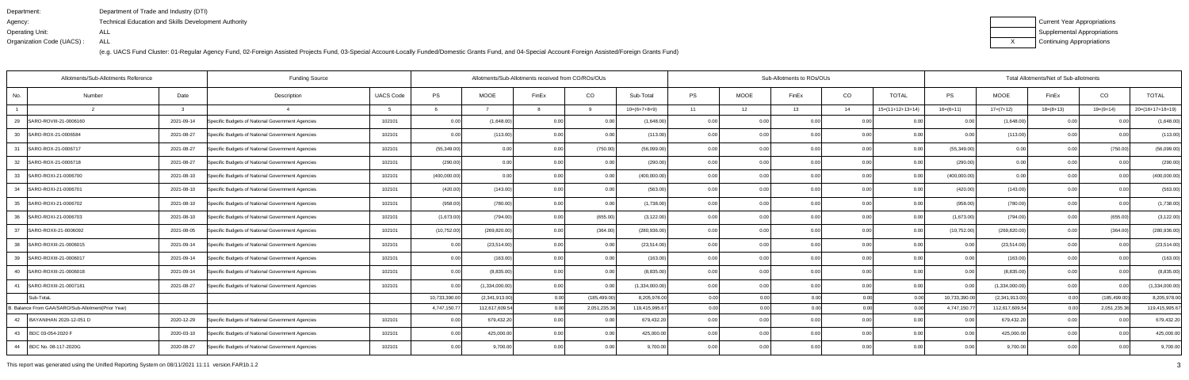Department: Department of Trade and Industry (DTI)
Agency: Technical Education and Skills Development Authority
Operating Unit: ALL
Organization Code (UACS) : ALL

| | Current Year Appropriations |
|---|---|
| | Supplemental Appropriations |
| X | Continuing Appropriations |

(e.g. UACS Fund Cluster: 01-Regular Agency Fund, 02-Foreign Assisted Projects Fund, 03-Special Account-Locally Funded/Domestic Grants Fund, and 04-Special Account-Foreign Assisted/Foreign Grants Fund)

| Allotments/Sub-Allotments Reference | | | Funding Source | | Allotments/Sub-Allotments received from CO/ROs/OUs | | | | | Sub-Allotments to ROs/OUs | | | | | Total Allotments/Net of Sub-allotments | | | | |
|---|---|---|---|---|---|---|---|---|---|---|---|---|---|---|---|---|---|---|---|
| No. | Number | Date | Description | UACS Code | PS | MOOE | FinEx | CO | Sub-Total | PS | MOOE | FinEx | CO | TOTAL | PS | MOOE | FinEx | CO | TOTAL |
| 1 | 2 | 3 | 4 | 5 | 6 | 7 | 8 | 9 | 10=(6+7+8+9) | 11 | 12 | 13 | 14 | 15=(11+12+13+14) | 16=(6+11) | 17=(7+12) | 18=(8+13) | 19=(9+14) | 20=(16+17+18+19) |
| 29 | SARO-ROVIII-21-0006160 | 2021-09-14 | Specific Budgets of National Government Agencies | 102101 | 0.00 | (1,648.00) | 0.00 | 0.00 | (1,648.00) | 0.00 | 0.00 | 0.00 | 0.00 | 0.00 | 0.00 | (1,648.00) | 0.00 | 0.00 | (1,648.00) |
| 30 | SARO-ROX-21-0006584 | 2021-08-27 | Specific Budgets of National Government Agencies | 102101 | 0.00 | (113.00) | 0.00 | 0.00 | (113.00) | 0.00 | 0.00 | 0.00 | 0.00 | 0.00 | 0.00 | (113.00) | 0.00 | 0.00 | (113.00) |
| 31 | SARO-ROX-21-0006717 | 2021-08-27 | Specific Budgets of National Government Agencies | 102101 | (55,349.00) | 0.00 | 0.00 | (750.00) | (56,099.00) | 0.00 | 0.00 | 0.00 | 0.00 | 0.00 | (55,349.00) | 0.00 | 0.00 | (750.00) | (56,099.00) |
| 32 | SARO-ROX-21-0006718 | 2021-08-27 | Specific Budgets of National Government Agencies | 102101 | (290.00) | 0.00 | 0.00 | 0.00 | (290.00) | 0.00 | 0.00 | 0.00 | 0.00 | 0.00 | (290.00) | 0.00 | 0.00 | 0.00 | (290.00) |
| 33 | SARO-ROXI-21-0006700 | 2021-08-10 | Specific Budgets of National Government Agencies | 102101 | (400,000.00) | 0.00 | 0.00 | 0.00 | (400,000.00) | 0.00 | 0.00 | 0.00 | 0.00 | 0.00 | (400,000.00) | 0.00 | 0.00 | 0.00 | (400,000.00) |
| 34 | SARO-ROXI-21-0006701 | 2021-08-10 | Specific Budgets of National Government Agencies | 102101 | (420.00) | (143.00) | 0.00 | 0.00 | (563.00) | 0.00 | 0.00 | 0.00 | 0.00 | 0.00 | (420.00) | (143.00) | 0.00 | 0.00 | (563.00) |
| 35 | SARO-ROXI-21-0006702 | 2021-08-10 | Specific Budgets of National Government Agencies | 102101 | (958.00) | (780.00) | 0.00 | 0.00 | (1,738.00) | 0.00 | 0.00 | 0.00 | 0.00 | 0.00 | (958.00) | (780.00) | 0.00 | 0.00 | (1,738.00) |
| 36 | SARO-ROXI-21-0006703 | 2021-08-10 | Specific Budgets of National Government Agencies | 102101 | (1,673.00) | (794.00) | 0.00 | (655.00) | (3,122.00) | 0.00 | 0.00 | 0.00 | 0.00 | 0.00 | (1,673.00) | (794.00) | 0.00 | (655.00) | (3,122.00) |
| 37 | SARO-ROXII-21-0006092 | 2021-08-05 | Specific Budgets of National Government Agencies | 102101 | (10,752.00) | (269,820.00) | 0.00 | (364.00) | (280,936.00) | 0.00 | 0.00 | 0.00 | 0.00 | 0.00 | (10,752.00) | (269,820.00) | 0.00 | (364.00) | (280,936.00) |
| 38 | SARO-ROXIII-21-0006015 | 2021-09-14 | Specific Budgets of National Government Agencies | 102101 | 0.00 | (23,514.00) | 0.00 | 0.00 | (23,514.00) | 0.00 | 0.00 | 0.00 | 0.00 | 0.00 | 0.00 | (23,514.00) | 0.00 | 0.00 | (23,514.00) |
| 39 | SARO-ROXIII-21-0006017 | 2021-09-14 | Specific Budgets of National Government Agencies | 102101 | 0.00 | (163.00) | 0.00 | 0.00 | (163.00) | 0.00 | 0.00 | 0.00 | 0.00 | 0.00 | 0.00 | (163.00) | 0.00 | 0.00 | (163.00) |
| 40 | SARO-ROXIII-21-0006018 | 2021-09-14 | Specific Budgets of National Government Agencies | 102101 | 0.00 | (8,835.00) | 0.00 | 0.00 | (8,835.00) | 0.00 | 0.00 | 0.00 | 0.00 | 0.00 | 0.00 | (8,835.00) | 0.00 | 0.00 | (8,835.00) |
| 41 | SARO-ROXIII-21-0007181 | 2021-08-27 | Specific Budgets of National Government Agencies | 102101 | 0.00 | (1,334,000.00) | 0.00 | 0.00 | (1,334,000.00) | 0.00 | 0.00 | 0.00 | 0.00 | 0.00 | 0.00 | (1,334,000.00) | 0.00 | 0.00 | (1,334,000.00) |
| | Sub-Total, | | | | 10,733,390.00 | (2,341,913.00) | 0.00 | (185,499.00) | 8,205,978.00 | 0.00 | 0.00 | 0.00 | 0.00 | 0.00 | 10,733,390.00 | (2,341,913.00) | 0.00 | (185,499.00) | 8,205,978.00 |
| | B. Balance From GAA/SARO/Sub-Allotment(Prior Year) | | | | 4,747,150.77 | 112,617,609.54 | 0.00 | 2,051,235.36 | 119,415,995.67 | 0.00 | 0.00 | 0.00 | 0.00 | 0.00 | 4,747,150.77 | 112,617,609.54 | 0.00 | 2,051,235.36 | 119,415,995.67 |
| 42 | BAYANIHAN 2020-12-051 D | 2020-12-29 | Specific Budgets of National Government Agencies | 102101 | 0.00 | 679,432.20 | 0.00 | 0.00 | 679,432.20 | 0.00 | 0.00 | 0.00 | 0.00 | 0.00 | 0.00 | 679,432.20 | 0.00 | 0.00 | 679,432.20 |
| 43 | BDC 03-054-2020 F | 2020-03-10 | Specific Budgets of National Government Agencies | 102101 | 0.00 | 425,000.00 | 0.00 | 0.00 | 425,000.00 | 0.00 | 0.00 | 0.00 | 0.00 | 0.00 | 0.00 | 425,000.00 | 0.00 | 0.00 | 425,000.00 |
| 44 | BDC No. 08-117-2020G | 2020-08-27 | Specific Budgets of National Government Agencies | 102101 | 0.00 | 9,700.00 | 0.00 | 0.00 | 9,700.00 | 0.00 | 0.00 | 0.00 | 0.00 | 0.00 | 0.00 | 9,700.00 | 0.00 | 0.00 | 9,700.00 |

This report was generated using the Unified Reporting System on 08/11/2021 11:11 version.FAR1b.1.2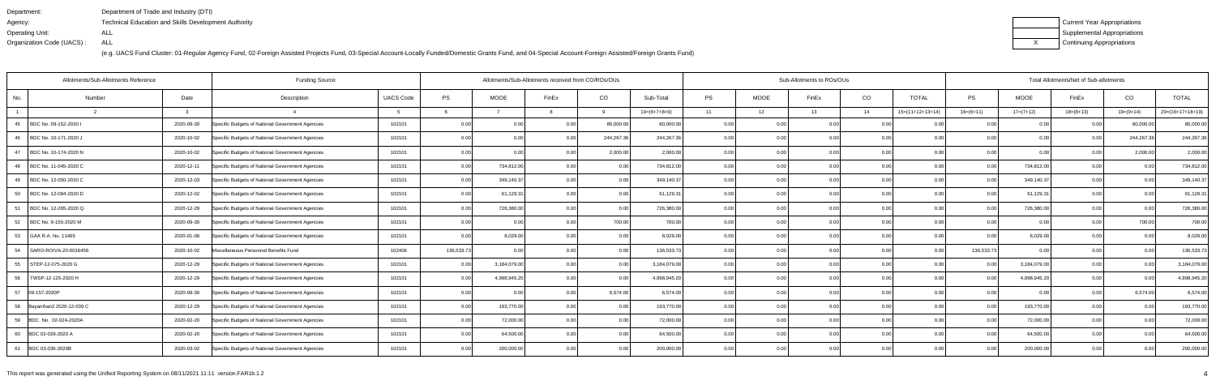Department: Department of Trade and Industry (DTI)
Agency: Technical Education and Skills Development Authority
Operating Unit: ALL
Organization Code (UACS) : ALL

| | Current Year Appropriations |
|---|---|
| | Supplemental Appropriations |
| X | Continuing Appropriations |

(e.g. UACS Fund Cluster: 01-Regular Agency Fund, 02-Foreign Assisted Projects Fund, 03-Special Account-Locally Funded/Domestic Grants Fund, and 04-Special Account-Foreign Assisted/Foreign Grants Fund)

| Allotments/Sub-Allotments Reference | | | Funding Source | | Allotments/Sub-Allotments received from CO/ROs/OUs | | | | | Sub-Allotments to ROs/OUs | | | | | Total Allotments/Net of Sub-allotments | | | | |
|---|---|---|---|---|---|---|---|---|---|---|---|---|---|---|---|---|---|---|---|
| No. | Number | Date | Description | UACS Code | PS | MOOE | FinEx | CO | Sub-Total | PS | MOOE | FinEx | CO | TOTAL | PS | MOOE | FinEx | CO | TOTAL |
| 1 | 2 | 3 | 4 | 5 | 6 | 7 | 8 | 9 | 10=(6+7+8+9) | 11 | 12 | 13 | 14 | 15=(11+12+13+14) | 16=(6+11) | 17=(7+12) | 18=(8+13) | 19=(9+14) | 20=(16+17+18+19) |
| 45 | BDC No. 09-152-2020 I | 2020-09-30 | Specific Budgets of National Government Agencies | 102101 | 0.00 | 0.00 | 0.00 | 80,000.00 | 80,000.00 | 0.00 | 0.00 | 0.00 | 0.00 | 0.00 | 0.00 | 0.00 | 0.00 | 80,000.00 | 80,000.00 |
| 46 | BDC No. 10-171-2020 J | 2020-10-02 | Specific Budgets of National Government Agencies | 102101 | 0.00 | 0.00 | 0.00 | 244,267.36 | 244,267.36 | 0.00 | 0.00 | 0.00 | 0.00 | 0.00 | 0.00 | 0.00 | 0.00 | 244,267.36 | 244,267.36 |
| 47 | BDC No. 10-174-2020 N | 2020-10-02 | Specific Budgets of National Government Agencies | 102101 | 0.00 | 0.00 | 0.00 | 2,000.00 | 2,000.00 | 0.00 | 0.00 | 0.00 | 0.00 | 0.00 | 0.00 | 0.00 | 0.00 | 2,000.00 | 2,000.00 |
| 48 | BDC No. 11-045-2020 C | 2020-12-11 | Specific Budgets of National Government Agencies | 102101 | 0.00 | 734,812.00 | 0.00 | 0.00 | 734,812.00 | 0.00 | 0.00 | 0.00 | 0.00 | 0.00 | 0.00 | 734,812.00 | 0.00 | 0.00 | 734,812.00 |
| 49 | BDC No. 12-050-2020 C | 2020-12-03 | Specific Budgets of National Government Agencies | 102101 | 0.00 | 349,140.37 | 0.00 | 0.00 | 349,140.37 | 0.00 | 0.00 | 0.00 | 0.00 | 0.00 | 0.00 | 349,140.37 | 0.00 | 0.00 | 349,140.37 |
| 50 | BDC No. 12-084-2020 D | 2020-12-02 | Specific Budgets of National Government Agencies | 102101 | 0.00 | 61,129.31 | 0.00 | 0.00 | 61,129.31 | 0.00 | 0.00 | 0.00 | 0.00 | 0.00 | 0.00 | 61,129.31 | 0.00 | 0.00 | 61,129.31 |
| 51 | BDC No. 12-265-2020 Q | 2020-12-29 | Specific Budgets of National Government Agencies | 102101 | 0.00 | 726,380.00 | 0.00 | 0.00 | 726,380.00 | 0.00 | 0.00 | 0.00 | 0.00 | 0.00 | 0.00 | 726,380.00 | 0.00 | 0.00 | 726,380.00 |
| 52 | BDC No. 9-155-2020 M | 2020-09-30 | Specific Budgets of National Government Agencies | 102101 | 0.00 | 0.00 | 0.00 | 700.00 | 700.00 | 0.00 | 0.00 | 0.00 | 0.00 | 0.00 | 0.00 | 0.00 | 0.00 | 700.00 | 700.00 |
| 53 | GAA R.A. No. 11465 | 2020-01-06 | Specific Budgets of National Government Agencies | 102101 | 0.00 | 8,029.00 | 0.00 | 0.00 | 8,029.00 | 0.00 | 0.00 | 0.00 | 0.00 | 0.00 | 0.00 | 8,029.00 | 0.00 | 0.00 | 8,029.00 |
| 54 | SARO-ROIVA-20-0016456 | 2020-10-02 | Miscellaneous Personnel Benefits Fund | 102406 | 136,533.73 | 0.00 | 0.00 | 0.00 | 136,533.73 | 0.00 | 0.00 | 0.00 | 0.00 | 0.00 | 136,533.73 | 0.00 | 0.00 | 0.00 | 136,533.73 |
| 55 | STEP-12-075-2020 G | 2020-12-29 | Specific Budgets of National Government Agencies | 102101 | 0.00 | 3,184,079.00 | 0.00 | 0.00 | 3,184,079.00 | 0.00 | 0.00 | 0.00 | 0.00 | 0.00 | 0.00 | 3,184,079.00 | 0.00 | 0.00 | 3,184,079.00 |
| 56 | TWSP-12-125-2020 H | 2020-12-29 | Specific Budgets of National Government Agencies | 102101 | 0.00 | 4,998,945.20 | 0.00 | 0.00 | 4,998,945.20 | 0.00 | 0.00 | 0.00 | 0.00 | 0.00 | 0.00 | 4,998,945.20 | 0.00 | 0.00 | 4,998,945.20 |
| 57 | 09-157-2020P | 2020-09-30 | Specific Budgets of National Government Agencies | 102101 | 0.00 | 0.00 | 0.00 | 6,574.00 | 6,574.00 | 0.00 | 0.00 | 0.00 | 0.00 | 0.00 | 0.00 | 0.00 | 0.00 | 6,574.00 | 6,574.00 |
| 58 | Bayanihan2 2020-12-039 C | 2020-12-29 | Specific Budgets of National Government Agencies | 102101 | 0.00 | 193,770.00 | 0.00 | 0.00 | 193,770.00 | 0.00 | 0.00 | 0.00 | 0.00 | 0.00 | 0.00 | 193,770.00 | 0.00 | 0.00 | 193,770.00 |
| 59 | BDC No. 02-024-2020A | 2020-02-20 | Specific Budgets of National Government Agencies | 102101 | 0.00 | 72,000.00 | 0.00 | 0.00 | 72,000.00 | 0.00 | 0.00 | 0.00 | 0.00 | 0.00 | 0.00 | 72,000.00 | 0.00 | 0.00 | 72,000.00 |
| 60 | BDC 02-029-2020 A | 2020-02-20 | Specific Budgets of National Government Agencies | 102101 | 0.00 | 64,500.00 | 0.00 | 0.00 | 64,500.00 | 0.00 | 0.00 | 0.00 | 0.00 | 0.00 | 0.00 | 64,500.00 | 0.00 | 0.00 | 64,500.00 |
| 61 | BDC 03-036-2020B | 2020-03-02 | Specific Budgets of National Government Agencies | 102101 | 0.00 | 200,000.00 | 0.00 | 0.00 | 200,000.00 | 0.00 | 0.00 | 0.00 | 0.00 | 0.00 | 0.00 | 200,000.00 | 0.00 | 0.00 | 200,000.00 |

This report was generated using the Unified Reporting System on 08/11/2021 11:11 version.FAR1b.1.2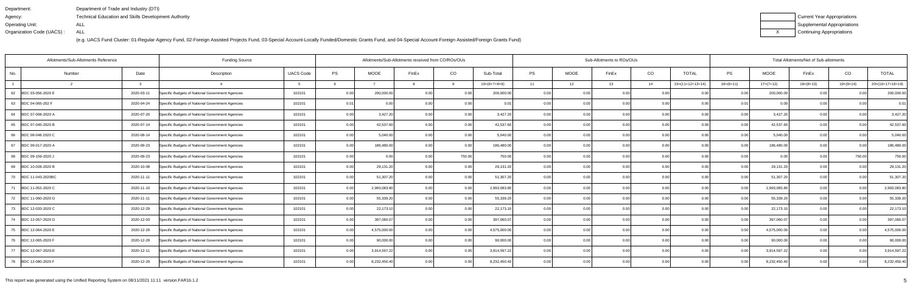Department: Department of Trade and Industry (DTI)
Agency: Technical Education and Skills Development Authority
Operating Unit: ALL
Organization Code (UACS) : ALL

(e.g. UACS Fund Cluster: 01-Regular Agency Fund, 02-Foreign Assisted Projects Fund, 03-Special Account-Locally Funded/Domestic Grants Fund, and 04-Special Account-Foreign Assisted/Foreign Grants Fund)

| | Current Year Appropriations |
|---|---|
| | Supplemental Appropriations |
| X | Continuing Appropriations |

| Allotments/Sub-Allotments Reference | | | Funding Source | | Allotments/Sub-Allotments received from CO/ROs/OUs | | | | | Sub-Allotments to ROs/OUs | | | | | Total Allotments/Net of Sub-allotments | | | | |
|---|---|---|---|---|---|---|---|---|---|---|---|---|---|---|---|---|---|---|---|
| No. | Number | Date | Description | UACS Code | PS | MOOE | FinEx | CO | Sub-Total | PS | MOOE | FinEx | CO | TOTAL | PS | MOOE | FinEx | CO | TOTAL |
| 1 | 2 | 3 | 4 | 5 | 6 | 7 | 8 | 9 | 10=(6+7+8+9) | 11 | 12 | 13 | 14 | 15=(11+12+13+14) | 16=(6+11) | 17=(7+12) | 18=(8+13) | 19=(9+14) | 20=(16+17+18+19) |
| 62 | BDC 03-056-2020 E | 2020-03-11 | Specific Budgets of National Government Agencies | 102101 | 0.00 | 200,000.00 | 0.00 | 0.00 | 200,000.00 | 0.00 | 0.00 | 0.00 | 0.00 | 0.00 | 0.00 | 200,000.00 | 0.00 | 0.00 | 200,000.00 |
| 63 | BDC 04-065-202 F | 2020-04-24 | Specific Budgets of National Government Agencies | 102101 | 0.01 | 0.00 | 0.00 | 0.00 | 0.01 | 0.00 | 0.00 | 0.00 | 0.00 | 0.00 | 0.01 | 0.00 | 0.00 | 0.00 | 0.01 |
| 64 | BDC 07-008-2020 A | 2020-07-20 | Specific Budgets of National Government Agencies | 102101 | 0.00 | 3,427.20 | 0.00 | 0.00 | 3,427.20 | 0.00 | 0.00 | 0.00 | 0.00 | 0.00 | 0.00 | 3,427.20 | 0.00 | 0.00 | 3,427.20 |
| 65 | BDC 07-045-2020 B | 2020-07-14 | Specific Budgets of National Government Agencies | 102101 | 0.00 | 42,537.60 | 0.00 | 0.00 | 42,537.60 | 0.00 | 0.00 | 0.00 | 0.00 | 0.00 | 0.00 | 42,537.60 | 0.00 | 0.00 | 42,537.60 |
| 66 | BDC 08-048 2020 C | 2020-08-14 | Specific Budgets of National Government Agencies | 102101 | 0.00 | 5,040.00 | 0.00 | 0.00 | 5,040.00 | 0.00 | 0.00 | 0.00 | 0.00 | 0.00 | 0.00 | 5,040.00 | 0.00 | 0.00 | 5,040.00 |
| 67 | BDC 09-017-2020 A | 2020-09-23 | Specific Budgets of National Government Agencies | 102101 | 0.00 | 186,480.00 | 0.00 | 0.00 | 186,480.00 | 0.00 | 0.00 | 0.00 | 0.00 | 0.00 | 0.00 | 186,480.00 | 0.00 | 0.00 | 186,480.00 |
| 68 | BDC 09-159-2020 J | 2020-09-23 | Specific Budgets of National Government Agencies | 102101 | 0.00 | 0.00 | 0.00 | 750.00 | 750.00 | 0.00 | 0.00 | 0.00 | 0.00 | 0.00 | 0.00 | 0.00 | 0.00 | 750.00 | 750.00 |
| 69 | BDC 10-028-2020 B | 2020-10-08 | Specific Budgets of National Government Agencies | 102101 | 0.00 | 29,131.20 | 0.00 | 0.00 | 29,131.20 | 0.00 | 0.00 | 0.00 | 0.00 | 0.00 | 0.00 | 29,131.20 | 0.00 | 0.00 | 29,131.20 |
| 70 | BDC 11-043-2020BC | 2020-11-11 | Specific Budgets of National Government Agencies | 102101 | 0.00 | 51,307.20 | 0.00 | 0.00 | 51,307.20 | 0.00 | 0.00 | 0.00 | 0.00 | 0.00 | 0.00 | 51,307.20 | 0.00 | 0.00 | 51,307.20 |
| 71 | BDC 11-052-2020 C | 2020-11-10 | Specific Budgets of National Government Agencies | 102101 | 0.00 | 2,993,083.80 | 0.00 | 0.00 | 2,993,083.80 | 0.00 | 0.00 | 0.00 | 0.00 | 0.00 | 0.00 | 2,993,083.80 | 0.00 | 0.00 | 2,993,083.80 |
| 72 | BDC 11-060-2020 D | 2020-11-11 | Specific Budgets of National Government Agencies | 102101 | 0.00 | 55,339.20 | 0.00 | 0.00 | 55,339.20 | 0.00 | 0.00 | 0.00 | 0.00 | 0.00 | 0.00 | 55,339.20 | 0.00 | 0.00 | 55,339.20 |
| 73 | BDC 12-033-2020 C | 2020-12-29 | Specific Budgets of National Government Agencies | 102101 | 0.00 | 22,173.10 | 0.00 | 0.00 | 22,173.10 | 0.00 | 0.00 | 0.00 | 0.00 | 0.00 | 0.00 | 22,173.10 | 0.00 | 0.00 | 22,173.10 |
| 74 | BDC 12-057-2020 D | 2020-12-03 | Specific Budgets of National Government Agencies | 102101 | 0.00 | 397,060.07 | 0.00 | 0.00 | 397,060.07 | 0.00 | 0.00 | 0.00 | 0.00 | 0.00 | 0.00 | 397,060.07 | 0.00 | 0.00 | 397,060.07 |
| 75 | BDC 12-064-2020 E | 2020-12-29 | Specific Budgets of National Government Agencies | 102101 | 0.00 | 4,575,000.00 | 0.00 | 0.00 | 4,575,000.00 | 0.00 | 0.00 | 0.00 | 0.00 | 0.00 | 0.00 | 4,575,000.00 | 0.00 | 0.00 | 4,575,000.00 |
| 76 | BDC 12-065-2020 F | 2020-12-29 | Specific Budgets of National Government Agencies | 102101 | 0.00 | 90,000.00 | 0.00 | 0.00 | 90,000.00 | 0.00 | 0.00 | 0.00 | 0.00 | 0.00 | 0.00 | 90,000.00 | 0.00 | 0.00 | 90,000.00 |
| 77 | BDC 12-067-2020-E | 2020-12-11 | Specific Budgets of National Government Agencies | 102101 | 0.00 | 3,914,597.22 | 0.00 | 0.00 | 3,914,597.22 | 0.00 | 0.00 | 0.00 | 0.00 | 0.00 | 0.00 | 3,914,597.22 | 0.00 | 0.00 | 3,914,597.22 |
| 78 | BDC 12-080-2020 F | 2020-12-29 | Specific Budgets of National Government Agencies | 102101 | 0.00 | 8,232,450.40 | 0.00 | 0.00 | 8,232,450.40 | 0.00 | 0.00 | 0.00 | 0.00 | 0.00 | 0.00 | 8,232,450.40 | 0.00 | 0.00 | 8,232,450.40 |

This report was generated using the Unified Reporting System on 08/11/2021 11:11 version.FAR1b.1.2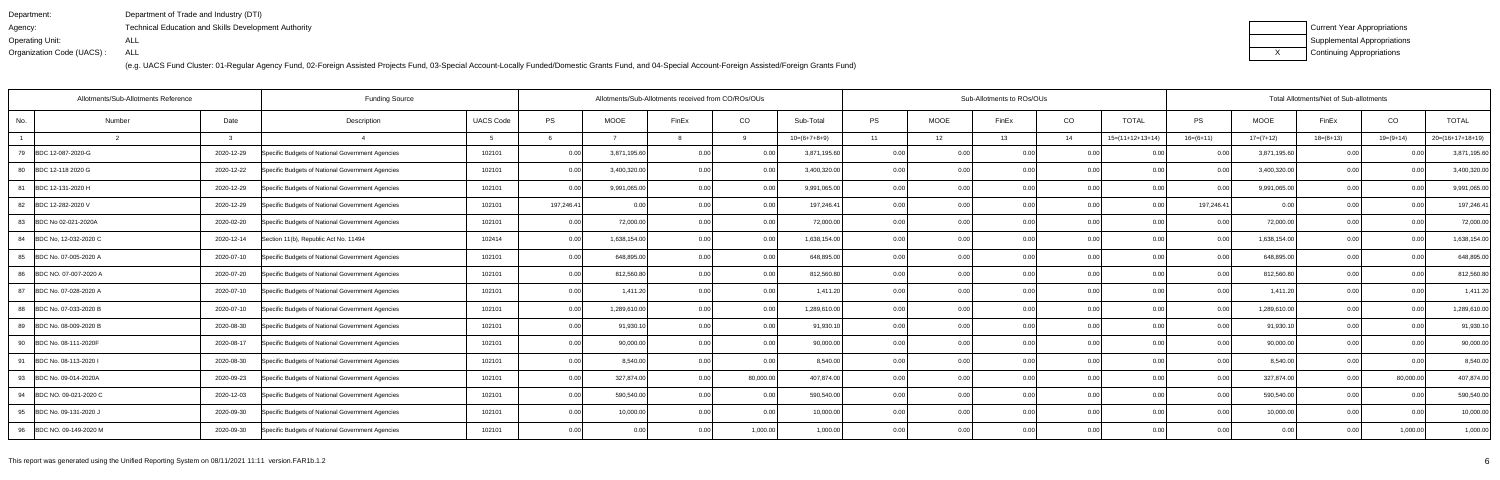Department: Department of Trade and Industry (DTI)
Agency: Technical Education and Skills Development Authority
Operating Unit: ALL
Organization Code (UACS) : ALL

(e.g. UACS Fund Cluster: 01-Regular Agency Fund, 02-Foreign Assisted Projects Fund, 03-Special Account-Locally Funded/Domestic Grants Fund, and 04-Special Account-Foreign Assisted/Foreign Grants Fund)

| | Current Year Appropriations |
|---|---|
| | Supplemental Appropriations |
| X | Continuing Appropriations |

| Allotments/Sub-Allotments Reference | | | Funding Source | | Allotments/Sub-Allotments received from CO/ROs/OUs | | | | | Sub-Allotments to ROs/OUs | | | | | Total Allotments/Net of Sub-allotments | | | | |
|---|---|---|---|---|---|---|---|---|---|---|---|---|---|---|---|---|---|---|---|
| No. | Number | Date | Description | UACS Code | PS | MOOE | FinEx | CO | Sub-Total | PS | MOOE | FinEx | CO | TOTAL | PS | MOOE | FinEx | CO | TOTAL |
| 1 | 2 | 3 | 4 | 5 | 6 | 7 | 8 | 9 | 10=(6+7+8+9) | 11 | 12 | 13 | 14 | 15=(11+12+13+14) | 16=(6+11) | 17=(7+12) | 18=(8+13) | 19=(9+14) | 20=(16+17+18+19) |
| 79 | BDC 12-087-2020-G | 2020-12-29 | Specific Budgets of National Government Agencies | 102101 | 0.00 | 3,871,195.60 | 0.00 | 0.00 | 3,871,195.60 | 0.00 | 0.00 | 0.00 | 0.00 | 0.00 | 0.00 | 3,871,195.60 | 0.00 | 0.00 | 3,871,195.60 |
| 80 | BDC 12-118 2020 G | 2020-12-22 | Specific Budgets of National Government Agencies | 102101 | 0.00 | 3,400,320.00 | 0.00 | 0.00 | 3,400,320.00 | 0.00 | 0.00 | 0.00 | 0.00 | 0.00 | 0.00 | 3,400,320.00 | 0.00 | 0.00 | 3,400,320.00 |
| 81 | BDC 12-131-2020 H | 2020-12-29 | Specific Budgets of National Government Agencies | 102101 | 0.00 | 9,991,065.00 | 0.00 | 0.00 | 9,991,065.00 | 0.00 | 0.00 | 0.00 | 0.00 | 0.00 | 0.00 | 9,991,065.00 | 0.00 | 0.00 | 9,991,065.00 |
| 82 | BDC 12-282-2020 V | 2020-12-29 | Specific Budgets of National Government Agencies | 102101 | 197,246.41 | 0.00 | 0.00 | 0.00 | 197,246.41 | 0.00 | 0.00 | 0.00 | 0.00 | 0.00 | 197,246.41 | 0.00 | 0.00 | 0.00 | 197,246.41 |
| 83 | BDC No 02-021-2020A | 2020-02-20 | Specific Budgets of National Government Agencies | 102101 | 0.00 | 72,000.00 | 0.00 | 0.00 | 72,000.00 | 0.00 | 0.00 | 0.00 | 0.00 | 0.00 | 0.00 | 72,000.00 | 0.00 | 0.00 | 72,000.00 |
| 84 | BDC No, 12-032-2020 C | 2020-12-14 | Section 11(b), Republic Act No. 11494 | 102414 | 0.00 | 1,638,154.00 | 0.00 | 0.00 | 1,638,154.00 | 0.00 | 0.00 | 0.00 | 0.00 | 0.00 | 0.00 | 1,638,154.00 | 0.00 | 0.00 | 1,638,154.00 |
| 85 | BDC No. 07-005-2020 A | 2020-07-10 | Specific Budgets of National Government Agencies | 102101 | 0.00 | 648,895.00 | 0.00 | 0.00 | 648,895.00 | 0.00 | 0.00 | 0.00 | 0.00 | 0.00 | 0.00 | 648,895.00 | 0.00 | 0.00 | 648,895.00 |
| 86 | BDC NO. 07-007-2020 A | 2020-07-20 | Specific Budgets of National Government Agencies | 102101 | 0.00 | 812,560.80 | 0.00 | 0.00 | 812,560.80 | 0.00 | 0.00 | 0.00 | 0.00 | 0.00 | 0.00 | 812,560.80 | 0.00 | 0.00 | 812,560.80 |
| 87 | BDC No. 07-028-2020 A | 2020-07-10 | Specific Budgets of National Government Agencies | 102101 | 0.00 | 1,411.20 | 0.00 | 0.00 | 1,411.20 | 0.00 | 0.00 | 0.00 | 0.00 | 0.00 | 0.00 | 1,411.20 | 0.00 | 0.00 | 1,411.20 |
| 88 | BDC No. 07-033-2020 B | 2020-07-10 | Specific Budgets of National Government Agencies | 102101 | 0.00 | 1,289,610.00 | 0.00 | 0.00 | 1,289,610.00 | 0.00 | 0.00 | 0.00 | 0.00 | 0.00 | 0.00 | 1,289,610.00 | 0.00 | 0.00 | 1,289,610.00 |
| 89 | BDC No. 08-009-2020 B | 2020-08-30 | Specific Budgets of National Government Agencies | 102101 | 0.00 | 91,930.10 | 0.00 | 0.00 | 91,930.10 | 0.00 | 0.00 | 0.00 | 0.00 | 0.00 | 0.00 | 91,930.10 | 0.00 | 0.00 | 91,930.10 |
| 90 | BDC No. 08-111-2020F | 2020-08-17 | Specific Budgets of National Government Agencies | 102101 | 0.00 | 90,000.00 | 0.00 | 0.00 | 90,000.00 | 0.00 | 0.00 | 0.00 | 0.00 | 0.00 | 0.00 | 90,000.00 | 0.00 | 0.00 | 90,000.00 |
| 91 | BDC No. 08-113-2020 I | 2020-08-30 | Specific Budgets of National Government Agencies | 102101 | 0.00 | 8,540.00 | 0.00 | 0.00 | 8,540.00 | 0.00 | 0.00 | 0.00 | 0.00 | 0.00 | 0.00 | 8,540.00 | 0.00 | 0.00 | 8,540.00 |
| 93 | BDC No. 09-014-2020A | 2020-09-23 | Specific Budgets of National Government Agencies | 102101 | 0.00 | 327,874.00 | 0.00 | 80,000.00 | 407,874.00 | 0.00 | 0.00 | 0.00 | 0.00 | 0.00 | 0.00 | 327,874.00 | 0.00 | 80,000.00 | 407,874.00 |
| 94 | BDC NO. 09-021-2020 C | 2020-12-03 | Specific Budgets of National Government Agencies | 102101 | 0.00 | 590,540.00 | 0.00 | 0.00 | 590,540.00 | 0.00 | 0.00 | 0.00 | 0.00 | 0.00 | 0.00 | 590,540.00 | 0.00 | 0.00 | 590,540.00 |
| 95 | BDC No. 09-131-2020 J | 2020-09-30 | Specific Budgets of National Government Agencies | 102101 | 0.00 | 10,000.00 | 0.00 | 0.00 | 10,000.00 | 0.00 | 0.00 | 0.00 | 0.00 | 0.00 | 0.00 | 10,000.00 | 0.00 | 0.00 | 10,000.00 |
| 96 | BDC NO. 09-149-2020 M | 2020-09-30 | Specific Budgets of National Government Agencies | 102101 | 0.00 | 0.00 | 0.00 | 1,000.00 | 1,000.00 | 0.00 | 0.00 | 0.00 | 0.00 | 0.00 | 0.00 | 0.00 | 0.00 | 1,000.00 | 1,000.00 |

This report was generated using the Unified Reporting System on 08/11/2021 11:11 version.FAR1b.1.2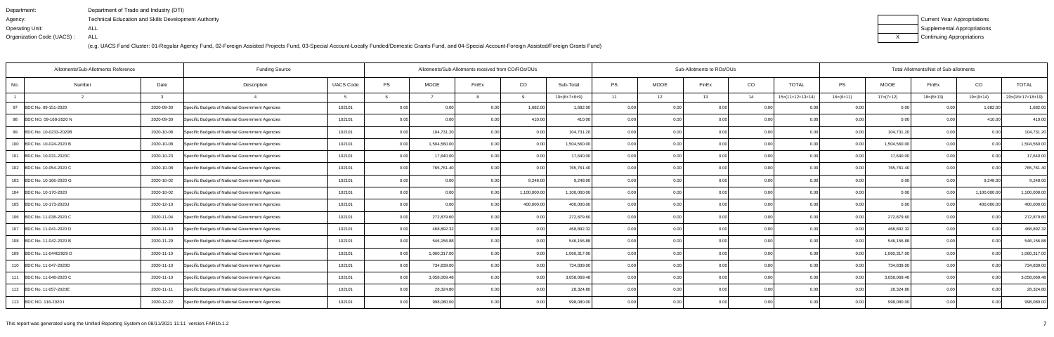Department: Department of Trade and Industry (DTI)
Agency: Technical Education and Skills Development Authority
Operating Unit: ALL
Organization Code (UACS) : ALL

(e.g. UACS Fund Cluster: 01-Regular Agency Fund, 02-Foreign Assisted Projects Fund, 03-Special Account-Locally Funded/Domestic Grants Fund, and 04-Special Account-Foreign Assisted/Foreign Grants Fund)

| | Current Year Appropriations |
|---|---|
| | Supplemental Appropriations |
| X | Continuing Appropriations |

| Allotments/Sub-Allotments Reference | | | Funding Source | | Allotments/Sub-Allotments received from CO/ROs/OUs | | | | | Sub-Allotments to ROs/OUs | | | | | Total Allotments/Net of Sub-allotments | | | | |
|---|---|---|---|---|---|---|---|---|---|---|---|---|---|---|---|---|---|---|---|
| No. | Number | Date | Description | UACS Code | PS | MOOE | FinEx | CO | Sub-Total | PS | MOOE | FinEx | CO | TOTAL | PS | MOOE | FinEx | CO | TOTAL |
| 1 | 2 | 3 | 4 | 5 | 6 | 7 | 8 | 9 | 10=(6+7+8+9) | 11 | 12 | 13 | 14 | 15=(11+12+13+14) | 16=(6+11) | 17=(7+12) | 18=(8+13) | 19=(9+14) | 20=(16+17+18+19) |
| 97 | BDC No. 09-151-2020 | 2020-09-30 | Specific Budgets of National Government Agencies | 102101 | 0.00 | 0.00 | 0.00 | 1,682.00 | 1,682.00 | 0.00 | 0.00 | 0.00 | 0.00 | 0.00 | 0.00 | 0.00 | 0.00 | 1,682.00 | 1,682.00 |
| 98 | BDC NO. 09-168-2020 N | 2020-09-30 | Specific Budgets of National Government Agencies | 102101 | 0.00 | 0.00 | 0.00 | 410.00 | 410.00 | 0.00 | 0.00 | 0.00 | 0.00 | 0.00 | 0.00 | 0.00 | 0.00 | 410.00 | 410.00 |
| 99 | BDC No. 10-0233-2020B | 2020-10-08 | Specific Budgets of National Government Agencies | 102101 | 0.00 | 104,731.20 | 0.00 | 0.00 | 104,731.20 | 0.00 | 0.00 | 0.00 | 0.00 | 0.00 | 0.00 | 104,731.20 | 0.00 | 0.00 | 104,731.20 |
| 100 | BDC No. 10-024-2020 B | 2020-10-08 | Specific Budgets of National Government Agencies | 102101 | 0.00 | 1,504,560.00 | 0.00 | 0.00 | 1,504,560.00 | 0.00 | 0.00 | 0.00 | 0.00 | 0.00 | 0.00 | 1,504,560.00 | 0.00 | 0.00 | 1,504,560.00 |
| 101 | BDC No. 10-031-2020C | 2020-10-23 | Specific Budgets of National Government Agencies | 102101 | 0.00 | 17,640.00 | 0.00 | 0.00 | 17,640.00 | 0.00 | 0.00 | 0.00 | 0.00 | 0.00 | 0.00 | 17,640.00 | 0.00 | 0.00 | 17,640.00 |
| 102 | BDC No. 10-054-2020 C | 2020-10-08 | Specific Budgets of National Government Agencies | 102101 | 0.00 | 765,761.40 | 0.00 | 0.00 | 765,761.40 | 0.00 | 0.00 | 0.00 | 0.00 | 0.00 | 0.00 | 765,761.40 | 0.00 | 0.00 | 765,761.40 |
| 103 | BDC No. 10-166-2020 G | 2020-10-02 | Specific Budgets of National Government Agencies | 102101 | 0.00 | 0.00 | 0.00 | 9,248.00 | 9,248.00 | 0.00 | 0.00 | 0.00 | 0.00 | 0.00 | 0.00 | 0.00 | 0.00 | 9,248.00 | 9,248.00 |
| 104 | BDC No. 10-170-2020 | 2020-10-02 | Specific Budgets of National Government Agencies | 102101 | 0.00 | 0.00 | 0.00 | 1,100,000.00 | 1,100,000.00 | 0.00 | 0.00 | 0.00 | 0.00 | 0.00 | 0.00 | 0.00 | 0.00 | 1,100,000.00 | 1,100,000.00 |
| 105 | BDC No. 10-173-2020J | 2020-12-10 | Specific Budgets of National Government Agencies | 102101 | 0.00 | 0.00 | 0.00 | 400,000.00 | 400,000.00 | 0.00 | 0.00 | 0.00 | 0.00 | 0.00 | 0.00 | 0.00 | 0.00 | 400,000.00 | 400,000.00 |
| 106 | BDC No. 11-038-2020 C | 2020-11-04 | Specific Budgets of National Government Agencies | 102101 | 0.00 | 272,879.60 | 0.00 | 0.00 | 272,879.60 | 0.00 | 0.00 | 0.00 | 0.00 | 0.00 | 0.00 | 272,879.60 | 0.00 | 0.00 | 272,879.60 |
| 107 | BDC No. 11-041-2020 D | 2020-11-10 | Specific Budgets of National Government Agencies | 102101 | 0.00 | 468,892.32 | 0.00 | 0.00 | 468,892.32 | 0.00 | 0.00 | 0.00 | 0.00 | 0.00 | 0.00 | 468,892.32 | 0.00 | 0.00 | 468,892.32 |
| 108 | BDC No. 11-042-2020 B | 2020-11-29 | Specific Budgets of National Government Agencies | 102101 | 0.00 | 546,156.88 | 0.00 | 0.00 | 546,156.88 | 0.00 | 0.00 | 0.00 | 0.00 | 0.00 | 0.00 | 546,156.88 | 0.00 | 0.00 | 546,156.88 |
| 109 | BDC No. 11-04402929 D | 2020-11-10 | Specific Budgets of National Government Agencies | 102101 | 0.00 | 1,060,317.00 | 0.00 | 0.00 | 1,060,317.00 | 0.00 | 0.00 | 0.00 | 0.00 | 0.00 | 0.00 | 1,060,317.00 | 0.00 | 0.00 | 1,060,317.00 |
| 110 | BDC No. 11-047-2020D | 2020-11-10 | Specific Budgets of National Government Agencies | 102101 | 0.00 | 734,839.00 | 0.00 | 0.00 | 734,839.00 | 0.00 | 0.00 | 0.00 | 0.00 | 0.00 | 0.00 | 734,839.00 | 0.00 | 0.00 | 734,839.00 |
| 111 | BDC No. 11-048-2020 C | 2020-11-10 | Specific Budgets of National Government Agencies | 102101 | 0.00 | 3,058,069.48 | 0.00 | 0.00 | 3,058,069.48 | 0.00 | 0.00 | 0.00 | 0.00 | 0.00 | 0.00 | 3,058,069.48 | 0.00 | 0.00 | 3,058,069.48 |
| 112 | BDC No. 11-057-2020E | 2020-11-11 | Specific Budgets of National Government Agencies | 102101 | 0.00 | 28,324.80 | 0.00 | 0.00 | 28,324.80 | 0.00 | 0.00 | 0.00 | 0.00 | 0.00 | 0.00 | 28,324.80 | 0.00 | 0.00 | 28,324.80 |
| 113 | BDC NO. 116-2020 I | 2020-12-22 | Specific Budgets of National Government Agencies | 102101 | 0.00 | 998,080.00 | 0.00 | 0.00 | 998,080.00 | 0.00 | 0.00 | 0.00 | 0.00 | 0.00 | 0.00 | 998,080.00 | 0.00 | 0.00 | 998,080.00 |

This report was generated using the Unified Reporting System on 08/11/2021 11:11 version.FAR1b.1.2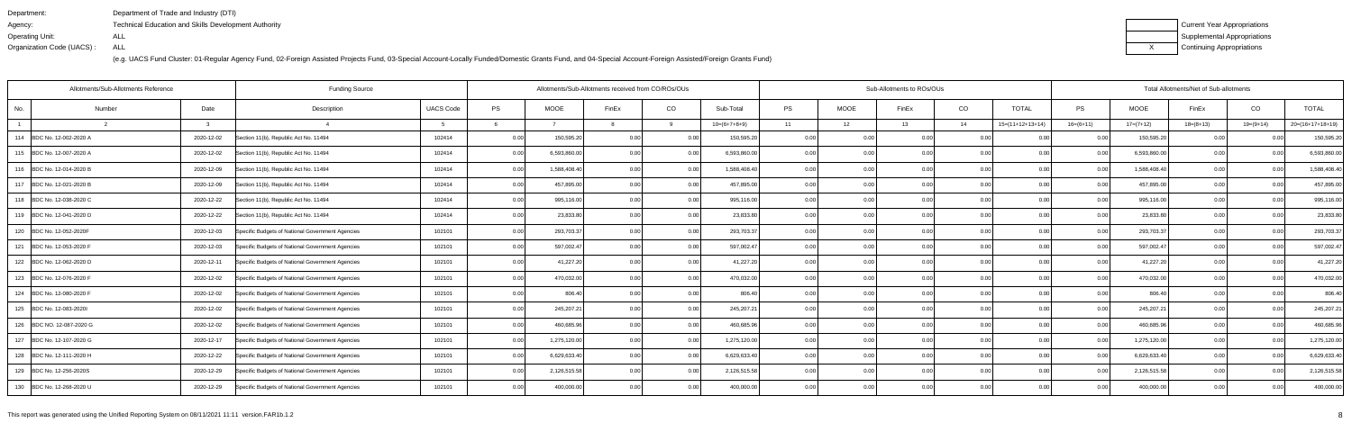Department: Department of Trade and Industry (DTI)
Agency: Technical Education and Skills Development Authority
Operating Unit: ALL
Organization Code (UACS) : ALL

(e.g. UACS Fund Cluster: 01-Regular Agency Fund, 02-Foreign Assisted Projects Fund, 03-Special Account-Locally Funded/Domestic Grants Fund, and 04-Special Account-Foreign Assisted/Foreign Grants Fund)

| | Current Year Appropriations |
|---|---|
| | Supplemental Appropriations |
| X | Continuing Appropriations |

| Allotments/Sub-Allotments Reference | | | Funding Source | | Allotments/Sub-Allotments received from CO/ROs/OUs | | | | | Sub-Allotments to ROs/OUs | | | | | Total Allotments/Net of Sub-allotments | | | | |
|---|---|---|---|---|---|---|---|---|---|---|---|---|---|---|---|---|---|---|---|
| No. | Number | Date | Description | UACS Code | PS | MOOE | FinEx | CO | Sub-Total | PS | MOOE | FinEx | CO | TOTAL | PS | MOOE | FinEx | CO | TOTAL |
| 1 | 2 | 3 | 4 | 5 | 6 | 7 | 8 | 9 | 10=(6+7+8+9) | 11 | 12 | 13 | 14 | 15=(11+12+13+14) | 16=(6+11) | 17=(7+12) | 18=(8+13) | 19=(9+14) | 20=(16+17+18+19) |
| 114 | BDC No. 12-002-2020 A | 2020-12-02 | Section 11(b), Republic Act No. 11494 | 102414 | 0.00 | 150,595.20 | 0.00 | 0.00 | 150,595.20 | 0.00 | 0.00 | 0.00 | 0.00 | 0.00 | 0.00 | 150,595.20 | 0.00 | 0.00 | 150,595.20 |
| 115 | BDC No. 12-007-2020 A | 2020-12-02 | Section 11(b), Republic Act No. 11494 | 102414 | 0.00 | 6,593,860.00 | 0.00 | 0.00 | 6,593,860.00 | 0.00 | 0.00 | 0.00 | 0.00 | 0.00 | 0.00 | 6,593,860.00 | 0.00 | 0.00 | 6,593,860.00 |
| 116 | BDC No. 12-014-2020 B | 2020-12-09 | Section 11(b), Republic Act No. 11494 | 102414 | 0.00 | 1,588,408.40 | 0.00 | 0.00 | 1,588,408.40 | 0.00 | 0.00 | 0.00 | 0.00 | 0.00 | 0.00 | 1,588,408.40 | 0.00 | 0.00 | 1,588,408.40 |
| 117 | BDC No. 12-021-2020 B | 2020-12-09 | Section 11(b), Republic Act No. 11494 | 102414 | 0.00 | 457,895.00 | 0.00 | 0.00 | 457,895.00 | 0.00 | 0.00 | 0.00 | 0.00 | 0.00 | 0.00 | 457,895.00 | 0.00 | 0.00 | 457,895.00 |
| 118 | BDC No. 12-038-2020 C | 2020-12-22 | Section 11(b), Republic Act No. 11494 | 102414 | 0.00 | 995,116.00 | 0.00 | 0.00 | 995,116.00 | 0.00 | 0.00 | 0.00 | 0.00 | 0.00 | 0.00 | 995,116.00 | 0.00 | 0.00 | 995,116.00 |
| 119 | BDC No. 12-041-2020 D | 2020-12-22 | Section 11(b), Republic Act No. 11494 | 102414 | 0.00 | 23,833.80 | 0.00 | 0.00 | 23,833.80 | 0.00 | 0.00 | 0.00 | 0.00 | 0.00 | 0.00 | 23,833.80 | 0.00 | 0.00 | 23,833.80 |
| 120 | BDC No. 12-052-2020F | 2020-12-03 | Specific Budgets of National Government Agencies | 102101 | 0.00 | 293,703.37 | 0.00 | 0.00 | 293,703.37 | 0.00 | 0.00 | 0.00 | 0.00 | 0.00 | 0.00 | 293,703.37 | 0.00 | 0.00 | 293,703.37 |
| 121 | BDC No. 12-053-2020 F | 2020-12-03 | Specific Budgets of National Government Agencies | 102101 | 0.00 | 597,002.47 | 0.00 | 0.00 | 597,002.47 | 0.00 | 0.00 | 0.00 | 0.00 | 0.00 | 0.00 | 597,002.47 | 0.00 | 0.00 | 597,002.47 |
| 122 | BDC No. 12-062-2020 D | 2020-12-11 | Specific Budgets of National Government Agencies | 102101 | 0.00 | 41,227.20 | 0.00 | 0.00 | 41,227.20 | 0.00 | 0.00 | 0.00 | 0.00 | 0.00 | 0.00 | 41,227.20 | 0.00 | 0.00 | 41,227.20 |
| 123 | BDC No. 12-076-2020 F | 2020-12-02 | Specific Budgets of National Government Agencies | 102101 | 0.00 | 470,032.00 | 0.00 | 0.00 | 470,032.00 | 0.00 | 0.00 | 0.00 | 0.00 | 0.00 | 0.00 | 470,032.00 | 0.00 | 0.00 | 470,032.00 |
| 124 | BDC No. 12-080-2020 F | 2020-12-02 | Specific Budgets of National Government Agencies | 102101 | 0.00 | 806.40 | 0.00 | 0.00 | 806.40 | 0.00 | 0.00 | 0.00 | 0.00 | 0.00 | 0.00 | 806.40 | 0.00 | 0.00 | 806.40 |
| 125 | BDC No. 12-083-2020I | 2020-12-02 | Specific Budgets of National Government Agencies | 102101 | 0.00 | 245,207.21 | 0.00 | 0.00 | 245,207.21 | 0.00 | 0.00 | 0.00 | 0.00 | 0.00 | 0.00 | 245,207.21 | 0.00 | 0.00 | 245,207.21 |
| 126 | BDC NO. 12-087-2020 G | 2020-12-02 | Specific Budgets of National Government Agencies | 102101 | 0.00 | 460,685.96 | 0.00 | 0.00 | 460,685.96 | 0.00 | 0.00 | 0.00 | 0.00 | 0.00 | 0.00 | 460,685.96 | 0.00 | 0.00 | 460,685.96 |
| 127 | BDC No. 12-107-2020 G | 2020-12-17 | Specific Budgets of National Government Agencies | 102101 | 0.00 | 1,275,120.00 | 0.00 | 0.00 | 1,275,120.00 | 0.00 | 0.00 | 0.00 | 0.00 | 0.00 | 0.00 | 1,275,120.00 | 0.00 | 0.00 | 1,275,120.00 |
| 128 | BDC No. 12-111-2020 H | 2020-12-22 | Specific Budgets of National Government Agencies | 102101 | 0.00 | 6,629,633.40 | 0.00 | 0.00 | 6,629,633.40 | 0.00 | 0.00 | 0.00 | 0.00 | 0.00 | 0.00 | 6,629,633.40 | 0.00 | 0.00 | 6,629,633.40 |
| 129 | BDC No. 12-256-2020S | 2020-12-29 | Specific Budgets of National Government Agencies | 102101 | 0.00 | 2,126,515.58 | 0.00 | 0.00 | 2,126,515.58 | 0.00 | 0.00 | 0.00 | 0.00 | 0.00 | 0.00 | 2,126,515.58 | 0.00 | 0.00 | 2,126,515.58 |
| 130 | BDC No. 12-268-2020 U | 2020-12-29 | Specific Budgets of National Government Agencies | 102101 | 0.00 | 400,000.00 | 0.00 | 0.00 | 400,000.00 | 0.00 | 0.00 | 0.00 | 0.00 | 0.00 | 0.00 | 400,000.00 | 0.00 | 0.00 | 400,000.00 |

This report was generated using the Unified Reporting System on 08/11/2021 11:11 version.FAR1b.1.2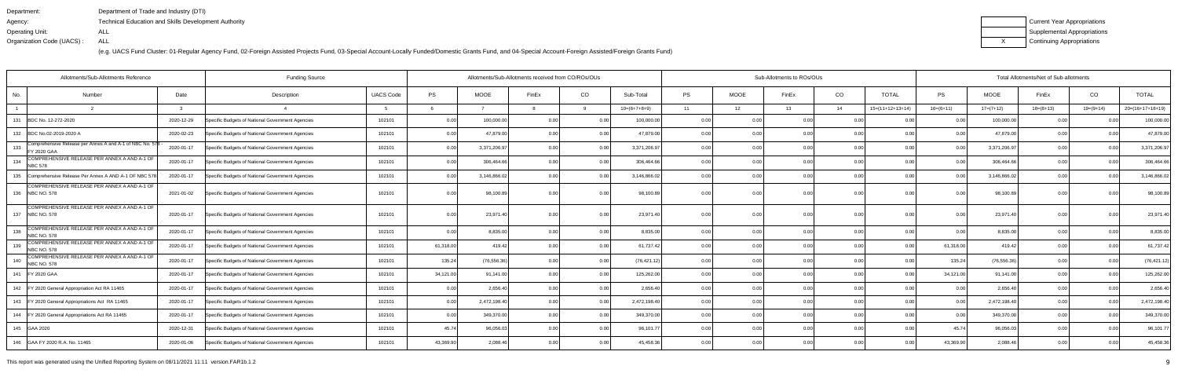Department: Department of Trade and Industry (DTI)
Agency: Technical Education and Skills Development Authority
Operating Unit: ALL
Organization Code (UACS) : ALL

(e.g. UACS Fund Cluster: 01-Regular Agency Fund, 02-Foreign Assisted Projects Fund, 03-Special Account-Locally Funded/Domestic Grants Fund, and 04-Special Account-Foreign Assisted/Foreign Grants Fund)

| | Current Year Appropriations |
|---|---|
| | Supplemental Appropriations |
| X | Continuing Appropriations |

| Allotments/Sub-Allotments Reference | | | Funding Source | | Allotments/Sub-Allotments received from CO/ROs/OUs | | | | | Sub-Allotments to ROs/OUs | | | | | Total Allotments/Net of Sub-allotments | | | | |
|---|---|---|---|---|---|---|---|---|---|---|---|---|---|---|---|---|---|---|---|
| No. | Number | Date | Description | UACS Code | PS | MOOE | FinEx | CO | Sub-Total | PS | MOOE | FinEx | CO | TOTAL | PS | MOOE | FinEx | CO | TOTAL |
| 1 | 2 | 3 | 4 | 5 | 6 | 7 | 8 | 9 | 10=(6+7+8+9) | 11 | 12 | 13 | 14 | 15=(11+12+13+14) | 16=(6+11) | 17=(7+12) | 18=(8+13) | 19=(9+14) | 20=(16+17+18+19) |
| 131 | BDC No. 12-272-2020 | 2020-12-29 | Specific Budgets of National Government Agencies | 102101 | 0.00 | 100,000.00 | 0.00 | 0.00 | 100,000.00 | 0.00 | 0.00 | 0.00 | 0.00 | 0.00 | 0.00 | 100,000.00 | 0.00 | 0.00 | 100,000.00 |
| 132 | BDC No.02-2019-2020 A | 2020-02-23 | Specific Budgets of National Government Agencies | 102101 | 0.00 | 47,879.00 | 0.00 | 0.00 | 47,879.00 | 0.00 | 0.00 | 0.00 | 0.00 | 0.00 | 0.00 | 47,879.00 | 0.00 | 0.00 | 47,879.00 |
| 133 | Comprehensive Release per Annex A and A-1 of NBC No. 578 - FY 2020 GAA | 2020-01-17 | Specific Budgets of National Government Agencies | 102101 | 0.00 | 3,371,206.97 | 0.00 | 0.00 | 3,371,206.97 | 0.00 | 0.00 | 0.00 | 0.00 | 0.00 | 0.00 | 3,371,206.97 | 0.00 | 0.00 | 3,371,206.97 |
| 134 | COMPREHENSIVE RELEASE PER ANNEX A AND A-1 OF NBC 578 | 2020-01-17 | Specific Budgets of National Government Agencies | 102101 | 0.00 | 306,464.66 | 0.00 | 0.00 | 306,464.66 | 0.00 | 0.00 | 0.00 | 0.00 | 0.00 | 0.00 | 306,464.66 | 0.00 | 0.00 | 306,464.66 |
| 135 | Comprehensive Release Per Annex A AND A-1 OF NBC 578 | 2020-01-17 | Specific Budgets of National Government Agencies | 102101 | 0.00 | 3,146,866.02 | 0.00 | 0.00 | 3,146,866.02 | 0.00 | 0.00 | 0.00 | 0.00 | 0.00 | 0.00 | 3,146,866.02 | 0.00 | 0.00 | 3,146,866.02 |
| 136 | COMPREHENSIVE RELEASE PER ANNEX A AND A-1 OF NBC NO. 578 | 2021-01-02 | Specific Budgets of National Government Agencies | 102101 | 0.00 | 98,100.89 | 0.00 | 0.00 | 98,100.89 | 0.00 | 0.00 | 0.00 | 0.00 | 0.00 | 0.00 | 98,100.89 | 0.00 | 0.00 | 98,100.89 |
| 137 | COMPREHENSIVE RELEASE PER ANNEX A AND A-1 OF NBC NO. 578 | 2020-01-17 | Specific Budgets of National Government Agencies | 102101 | 0.00 | 23,971.40 | 0.00 | 0.00 | 23,971.40 | 0.00 | 0.00 | 0.00 | 0.00 | 0.00 | 0.00 | 23,971.40 | 0.00 | 0.00 | 23,971.40 |
| 138 | COMPREHENSIVE RELEASE PER ANNEX A AND A-1 OF NBC NO. 578 | 2020-01-17 | Specific Budgets of National Government Agencies | 102101 | 0.00 | 8,835.00 | 0.00 | 0.00 | 8,835.00 | 0.00 | 0.00 | 0.00 | 0.00 | 0.00 | 0.00 | 8,835.00 | 0.00 | 0.00 | 8,835.00 |
| 139 | COMPREHENSIVE RELEASE PER ANNEX A AND A-1 OF NBC NO. 578 | 2020-01-17 | Specific Budgets of National Government Agencies | 102101 | 61,318.00 | 419.42 | 0.00 | 0.00 | 61,737.42 | 0.00 | 0.00 | 0.00 | 0.00 | 0.00 | 61,318.00 | 419.42 | 0.00 | 0.00 | 61,737.42 |
| 140 | COMPREHENSIVE RELEASE PER ANNEX A AND A-1 OF NBC NO. 578 | 2020-01-17 | Specific Budgets of National Government Agencies | 102101 | 135.24 | (76,556.36) | 0.00 | 0.00 | (76,421.12) | 0.00 | 0.00 | 0.00 | 0.00 | 0.00 | 135.24 | (76,556.36) | 0.00 | 0.00 | (76,421.12) |
| 141 | FY 2020 GAA | 2020-01-17 | Specific Budgets of National Government Agencies | 102101 | 34,121.00 | 91,141.00 | 0.00 | 0.00 | 125,262.00 | 0.00 | 0.00 | 0.00 | 0.00 | 0.00 | 34,121.00 | 91,141.00 | 0.00 | 0.00 | 125,262.00 |
| 142 | FY 2020 General Appropriation Act RA 11465 | 2020-01-17 | Specific Budgets of National Government Agencies | 102101 | 0.00 | 2,656.40 | 0.00 | 0.00 | 2,656.40 | 0.00 | 0.00 | 0.00 | 0.00 | 0.00 | 0.00 | 2,656.40 | 0.00 | 0.00 | 2,656.40 |
| 143 | FY 2020 General Appropriations Act RA 11465 | 2020-01-17 | Specific Budgets of National Government Agencies | 102101 | 0.00 | 2,472,198.40 | 0.00 | 0.00 | 2,472,198.40 | 0.00 | 0.00 | 0.00 | 0.00 | 0.00 | 0.00 | 2,472,198.40 | 0.00 | 0.00 | 2,472,198.40 |
| 144 | FY 2020 General Appropriations Act RA 11465 | 2020-01-17 | Specific Budgets of National Government Agencies | 102101 | 0.00 | 349,370.00 | 0.00 | 0.00 | 349,370.00 | 0.00 | 0.00 | 0.00 | 0.00 | 0.00 | 0.00 | 349,370.00 | 0.00 | 0.00 | 349,370.00 |
| 145 | GAA 2020 | 2020-12-31 | Specific Budgets of National Government Agencies | 102101 | 45.74 | 96,056.03 | 0.00 | 0.00 | 96,101.77 | 0.00 | 0.00 | 0.00 | 0.00 | 0.00 | 45.74 | 96,056.03 | 0.00 | 0.00 | 96,101.77 |
| 146 | GAA FY 2020 R.A. No. 11465 | 2020-01-06 | Specific Budgets of National Government Agencies | 102101 | 43,369.90 | 2,088.46 | 0.00 | 0.00 | 45,458.36 | 0.00 | 0.00 | 0.00 | 0.00 | 0.00 | 43,369.90 | 2,088.46 | 0.00 | 0.00 | 45,458.36 |

This report was generated using the Unified Reporting System on 08/11/2021 11:11 version.FAR1b.1.2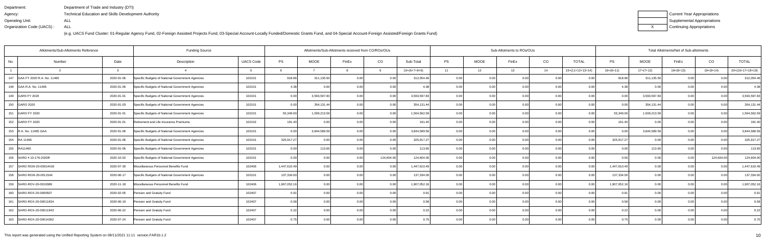Department: Department of Trade and Industry (DTI)
Agency: Technical Education and Skills Development Authority
Operating Unit: ALL
Organization Code (UACS) : ALL

(e.g. UACS Fund Cluster: 01-Regular Agency Fund, 02-Foreign Assisted Projects Fund, 03-Special Account-Locally Funded/Domestic Grants Fund, and 04-Special Account-Foreign Assisted/Foreign Grants Fund)

| | Current Year Appropriations |
|---|---|
| | Supplemental Appropriations |
| X | Continuing Appropriations |

| Allotments/Sub-Allotments Reference | | | Funding Source | | Allotments/Sub-Allotments received from CO/ROs/OUs | | | | | Sub-Allotments to ROs/OUs | | | | | Total Allotments/Net of Sub-allotments | | | | |
|---|---|---|---|---|---|---|---|---|---|---|---|---|---|---|---|---|---|---|---|
| No. | Number | Date | Description | UACS Code | PS | MOOE | FinEx | CO | Sub-Total | PS | MOOE | FinEx | CO | TOTAL | PS | MOOE | FinEx | CO | TOTAL |
| 1 | 2 | 3 | 4 | 5 | 6 | 7 | 8 | 9 | 10=(6+7+8+9) | 11 | 12 | 13 | 14 | 15=(11+12+13+14) | 16=(6+11) | 17=(7+12) | 18=(8+13) | 19=(9+14) | 20=(16+17+18+19) |
| 147 | GAA FY 2020 R.A. No. 11465 | 2020-01-06 | Specific Budgets of National Government Agencies | 102101 | 918.96 | 311,135.50 | 0.00 | 0.00 | 312,054.46 | 0.00 | 0.00 | 0.00 | 0.00 | 0.00 | 918.96 | 311,135.50 | 0.00 | 0.00 | 312,054.46 |
| 148 | GAA R.A. No. 11465 | 2020-01-06 | Specific Budgets of National Government Agencies | 102101 | 4.38 | 0.00 | 0.00 | 0.00 | 4.38 | 0.00 | 0.00 | 0.00 | 0.00 | 0.00 | 4.38 | 0.00 | 0.00 | 0.00 | 4.38 |
| 149 | GARO FY 2020 | 2020-01-01 | Specific Budgets of National Government Agencies | 102101 | 0.00 | 3,593,597.83 | 0.00 | 0.00 | 3,593,597.83 | 0.00 | 0.00 | 0.00 | 0.00 | 0.00 | 0.00 | 3,593,597.83 | 0.00 | 0.00 | 3,593,597.83 |
| 150 | GARO 2020 | 2020-01-03 | Specific Budgets of National Government Agencies | 102101 | 0.00 | 354,131.44 | 0.00 | 0.00 | 354,131.44 | 0.00 | 0.00 | 0.00 | 0.00 | 0.00 | 0.00 | 354,131.44 | 0.00 | 0.00 | 354,131.44 |
| 151 | GARO FY 2020 | 2020-01-01 | Specific Budgets of National Government Agencies | 102101 | 55,349.00 | 1,509,213.59 | 0.00 | 0.00 | 1,564,562.59 | 0.00 | 0.00 | 0.00 | 0.00 | 0.00 | 55,349.00 | 1,509,213.59 | 0.00 | 0.00 | 1,564,562.59 |
| 152 | GARO FY 2020 | 2020-01-01 | Retirement and Life Insurance Premiums | 102102 | 191.40 | 0.00 | 0.00 | 0.00 | 191.40 | 0.00 | 0.00 | 0.00 | 0.00 | 0.00 | 191.40 | 0.00 | 0.00 | 0.00 | 191.40 |
| 153 | R.A. No. 11465 GAA | 2020-01-06 | Specific Budgets of National Government Agencies | 102101 | 0.00 | 3,844,589.59 | 0.00 | 0.00 | 3,844,589.59 | 0.00 | 0.00 | 0.00 | 0.00 | 0.00 | 0.00 | 3,844,589.59 | 0.00 | 0.00 | 3,844,589.59 |
| 154 | RA 11465 | 2020-01-06 | Specific Budgets of National Government Agencies | 102101 | 325,917.27 | 0.00 | 0.00 | 0.00 | 325,917.27 | 0.00 | 0.00 | 0.00 | 0.00 | 0.00 | 325,917.27 | 0.00 | 0.00 | 0.00 | 325,917.27 |
| 155 | RA11465 | 2020-01-06 | Specific Budgets of National Government Agencies | 102101 | 0.00 | 113.65 | 0.00 | 0.00 | 113.65 | 0.00 | 0.00 | 0.00 | 0.00 | 0.00 | 0.00 | 113.65 | 0.00 | 0.00 | 113.65 |
| 156 | SARO # 10-176-2020R | 2020-10-02 | Specific Budgets of National Government Agencies | 102101 | 0.00 | 0.00 | 0.00 | 124,604.00 | 124,604.00 | 0.00 | 0.00 | 0.00 | 0.00 | 0.00 | 0.00 | 0.00 | 0.00 | 124,604.00 | 124,604.00 |
| 157 | SARO ROIII-20-00014418 | 2020-07-30 | Miscellaneous Personnel Benefits Fund | 102406 | 1,447,610.49 | 0.00 | 0.00 | 0.00 | 1,447,610.49 | 0.00 | 0.00 | 0.00 | 0.00 | 0.00 | 1,447,610.49 | 0.00 | 0.00 | 0.00 | 1,447,610.49 |
| 158 | SARO-ROIII-20-0011544 | 2020-06-17 | Specific Budgets of National Government Agencies | 102101 | 137,334.00 | 0.00 | 0.00 | 0.00 | 137,334.00 | 0.00 | 0.00 | 0.00 | 0.00 | 0.00 | 137,334.00 | 0.00 | 0.00 | 0.00 | 137,334.00 |
| 159 | SARO-ROV-20-0019389 | 2020-11-18 | Miscellaneous Personnel Benefits Fund | 102406 | 1,907,052.16 | 0.00 | 0.00 | 0.00 | 1,907,052.16 | 0.00 | 0.00 | 0.00 | 0.00 | 0.00 | 1,907,052.16 | 0.00 | 0.00 | 0.00 | 1,907,052.16 |
| 160 | SARO-ROX-20-0000507 | 2020-02-05 | Pension and Gratuity Fund | 102407 | 0.91 | 0.00 | 0.00 | 0.00 | 0.91 | 0.00 | 0.00 | 0.00 | 0.00 | 0.00 | 0.91 | 0.00 | 0.00 | 0.00 | 0.91 |
| 161 | SARO-ROX-20-00011834 | 2020-06-19 | Pension and Gratuity Fund | 102407 | 0.58 | 0.00 | 0.00 | 0.00 | 0.58 | 0.00 | 0.00 | 0.00 | 0.00 | 0.00 | 0.58 | 0.00 | 0.00 | 0.00 | 0.58 |
| 162 | SARO-ROX-20-00011943 | 2020-06-22 | Pension and Gratuity Fund | 102407 | 0.22 | 0.00 | 0.00 | 0.00 | 0.22 | 0.00 | 0.00 | 0.00 | 0.00 | 0.00 | 0.22 | 0.00 | 0.00 | 0.00 | 0.22 |
| 163 | SARO-ROX-20-00014362 | 2020-07-24 | Pension and Gratuity Fund | 102407 | 0.75 | 0.00 | 0.00 | 0.00 | 0.75 | 0.00 | 0.00 | 0.00 | 0.00 | 0.00 | 0.75 | 0.00 | 0.00 | 0.00 | 0.75 |

This report was generated using the Unified Reporting System on 08/11/2021 11:11 version.FAR1b.1.2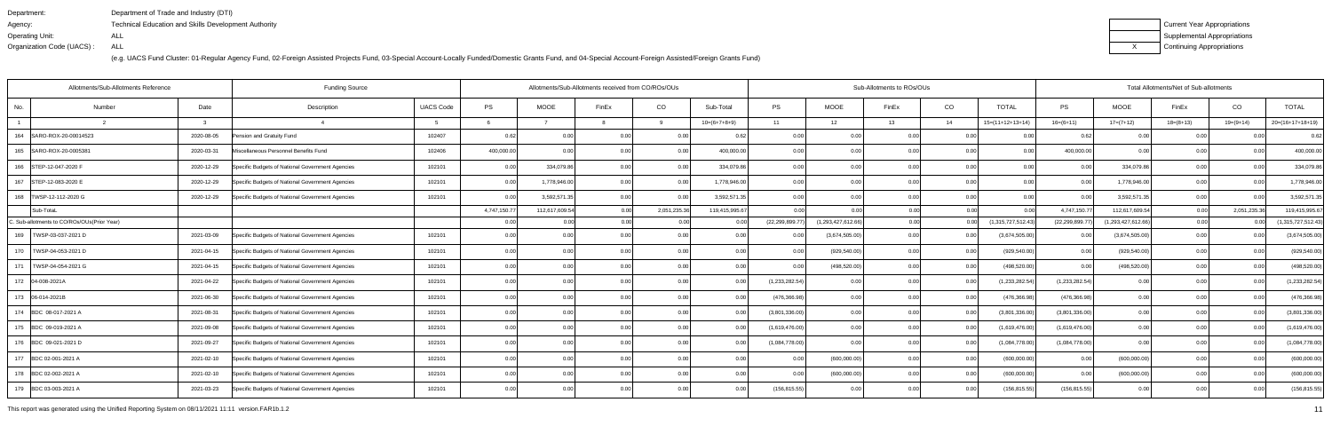Department: Department of Trade and Industry (DTI)
Agency: Technical Education and Skills Development Authority
Operating Unit: ALL
Organization Code (UACS) : ALL

(e.g. UACS Fund Cluster: 01-Regular Agency Fund, 02-Foreign Assisted Projects Fund, 03-Special Account-Locally Funded/Domestic Grants Fund, and 04-Special Account-Foreign Assisted/Foreign Grants Fund)

| | Current Year Appropriations |
|---|---|
| | Supplemental Appropriations |
| X | Continuing Appropriations |

| Allotments/Sub-Allotments Reference | | | Funding Source | | Allotments/Sub-Allotments received from CO/ROs/OUs | | | | | Sub-Allotments to ROs/OUs | | | | | Total Allotments/Net of Sub-allotments | | | | |
|---|---|---|---|---|---|---|---|---|---|---|---|---|---|---|---|---|---|---|---|
| No. | Number | Date | Description | UACS Code | PS | MOOE | FinEx | CO | Sub-Total | PS | MOOE | FinEx | CO | TOTAL | PS | MOOE | FinEx | CO | TOTAL |
| 1 | 2 | 3 | 4 | 5 | 6 | 7 | 8 | 9 | 10=(6+7+8+9) | 11 | 12 | 13 | 14 | 15=(11+12+13+14) | 16=(6+11) | 17=(7+12) | 18=(8+13) | 19=(9+14) | 20=(16+17+18+19) |
| 164 | SARO-ROX-20-00014523 | 2020-08-05 | Pension and Gratuity Fund | 102407 | 0.62 | 0.00 | 0.00 | 0.00 | 0.62 | 0.00 | 0.00 | 0.00 | 0.00 | 0.00 | 0.62 | 0.00 | 0.00 | 0.00 | 0.62 |
| 165 | SARO-ROX-20-0005381 | 2020-03-31 | Miscellaneous Personnel Benefits Fund | 102406 | 400,000.00 | 0.00 | 0.00 | 0.00 | 400,000.00 | 0.00 | 0.00 | 0.00 | 0.00 | 0.00 | 400,000.00 | 0.00 | 0.00 | 0.00 | 400,000.00 |
| 166 | STEP-12-047-2020 F | 2020-12-29 | Specific Budgets of National Government Agencies | 102101 | 0.00 | 334,079.86 | 0.00 | 0.00 | 334,079.86 | 0.00 | 0.00 | 0.00 | 0.00 | 0.00 | 0.00 | 334,079.86 | 0.00 | 0.00 | 334,079.86 |
| 167 | STEP-12-083-2020 E | 2020-12-29 | Specific Budgets of National Government Agencies | 102101 | 0.00 | 1,778,946.00 | 0.00 | 0.00 | 1,778,946.00 | 0.00 | 0.00 | 0.00 | 0.00 | 0.00 | 0.00 | 1,778,946.00 | 0.00 | 0.00 | 1,778,946.00 |
| 168 | TWSP-12-112-2020 G | 2020-12-29 | Specific Budgets of National Government Agencies | 102101 | 0.00 | 3,592,571.35 | 0.00 | 0.00 | 3,592,571.35 | 0.00 | 0.00 | 0.00 | 0.00 | 0.00 | 0.00 | 3,592,571.35 | 0.00 | 0.00 | 3,592,571.35 |
| | Sub-Total. | | | | 4,747,150.77 | 112,617,609.54 | 0.00 | 2,051,235.36 | 119,415,995.67 | 0.00 | 0.00 | 0.00 | 0.00 | 0.00 | 4,747,150.77 | 112,617,609.54 | 0.00 | 2,051,235.36 | 119,415,995.67 |
| C. Sub-allotments to CO/ROs/OUs(Prior Year) | | | | | 0.00 | 0.00 | 0.00 | 0.00 | 0.00 | (22,299,899.77) | (1,293,427,612.66) | 0.00 | 0.00 | (1,315,727,512.43) | (22,299,899.77) | (1,293,427,612.66) | 0.00 | 0.00 | (1,315,727,512.43) |
| 169 | TWSP-03-037-2021 D | 2021-03-09 | Specific Budgets of National Government Agencies | 102101 | 0.00 | 0.00 | 0.00 | 0.00 | 0.00 | 0.00 | (3,674,505.00) | 0.00 | 0.00 | (3,674,505.00) | 0.00 | (3,674,505.00) | 0.00 | 0.00 | (3,674,505.00) |
| 170 | TWSP-04-053-2021 D | 2021-04-15 | Specific Budgets of National Government Agencies | 102101 | 0.00 | 0.00 | 0.00 | 0.00 | 0.00 | 0.00 | (929,540.00) | 0.00 | 0.00 | (929,540.00) | 0.00 | (929,540.00) | 0.00 | 0.00 | (929,540.00) |
| 171 | TWSP-04-054-2021 G | 2021-04-15 | Specific Budgets of National Government Agencies | 102101 | 0.00 | 0.00 | 0.00 | 0.00 | 0.00 | 0.00 | (498,520.00) | 0.00 | 0.00 | (498,520.00) | 0.00 | (498,520.00) | 0.00 | 0.00 | (498,520.00) |
| 172 | 04-008-2021A | 2021-04-22 | Specific Budgets of National Government Agencies | 102101 | 0.00 | 0.00 | 0.00 | 0.00 | 0.00 | (1,233,282.54) | 0.00 | 0.00 | 0.00 | (1,233,282.54) | (1,233,282.54) | 0.00 | 0.00 | 0.00 | (1,233,282.54) |
| 173 | 06-014-2021B | 2021-06-30 | Specific Budgets of National Government Agencies | 102101 | 0.00 | 0.00 | 0.00 | 0.00 | 0.00 | (476,366.98) | 0.00 | 0.00 | 0.00 | (476,366.98) | (476,366.98) | 0.00 | 0.00 | 0.00 | (476,366.98) |
| 174 | BDC 08-017-2021 A | 2021-08-31 | Specific Budgets of National Government Agencies | 102101 | 0.00 | 0.00 | 0.00 | 0.00 | 0.00 | (3,801,336.00) | 0.00 | 0.00 | 0.00 | (3,801,336.00) | (3,801,336.00) | 0.00 | 0.00 | 0.00 | (3,801,336.00) |
| 175 | BDC 09-019-2021 A | 2021-09-08 | Specific Budgets of National Government Agencies | 102101 | 0.00 | 0.00 | 0.00 | 0.00 | 0.00 | (1,619,476.00) | 0.00 | 0.00 | 0.00 | (1,619,476.00) | (1,619,476.00) | 0.00 | 0.00 | 0.00 | (1,619,476.00) |
| 176 | BDC 09-021-2021 D | 2021-09-27 | Specific Budgets of National Government Agencies | 102101 | 0.00 | 0.00 | 0.00 | 0.00 | 0.00 | (1,084,778.00) | 0.00 | 0.00 | 0.00 | (1,084,778.00) | (1,084,778.00) | 0.00 | 0.00 | 0.00 | (1,084,778.00) |
| 177 | BDC 02-001-2021 A | 2021-02-10 | Specific Budgets of National Government Agencies | 102101 | 0.00 | 0.00 | 0.00 | 0.00 | 0.00 | 0.00 | (600,000.00) | 0.00 | 0.00 | (600,000.00) | 0.00 | (600,000.00) | 0.00 | 0.00 | (600,000.00) |
| 178 | BDC 02-002-2021 A | 2021-02-10 | Specific Budgets of National Government Agencies | 102101 | 0.00 | 0.00 | 0.00 | 0.00 | 0.00 | 0.00 | (600,000.00) | 0.00 | 0.00 | (600,000.00) | 0.00 | (600,000.00) | 0.00 | 0.00 | (600,000.00) |
| 179 | BDC 03-003-2021 A | 2021-03-23 | Specific Budgets of National Government Agencies | 102101 | 0.00 | 0.00 | 0.00 | 0.00 | 0.00 | (156,815.55) | 0.00 | 0.00 | 0.00 | (156,815.55) | (156,815.55) | 0.00 | 0.00 | 0.00 | (156,815.55) |

This report was generated using the Unified Reporting System on 08/11/2021 11:11 version.FAR1b.1.2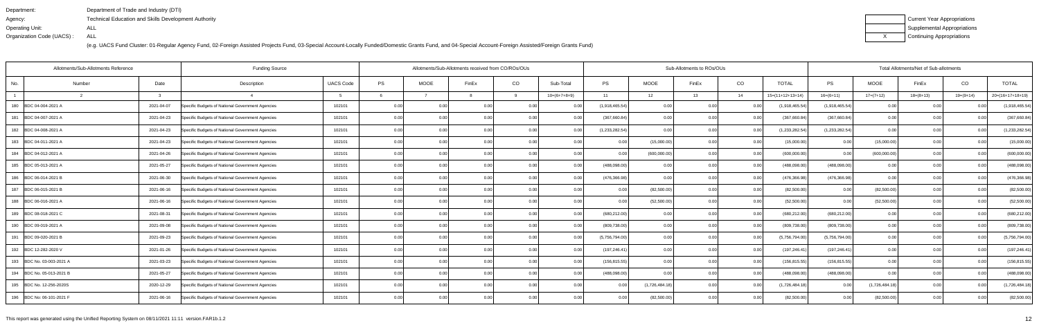Department: Department of Trade and Industry (DTI)
Agency: Technical Education and Skills Development Authority
Operating Unit: ALL
Organization Code (UACS) : ALL

| | Current Year Appropriations |
|---|---|
| | Supplemental Appropriations |
| X | Continuing Appropriations |

(e.g. UACS Fund Cluster: 01-Regular Agency Fund, 02-Foreign Assisted Projects Fund, 03-Special Account-Locally Funded/Domestic Grants Fund, and 04-Special Account-Foreign Assisted/Foreign Grants Fund)

| Allotments/Sub-Allotments Reference | | | Funding Source | | Allotments/Sub-Allotments received from CO/ROs/OUs | | | | | Sub-Allotments to ROs/OUs | | | | | Total Allotments/Net of Sub-allotments | | | | |
|---|---|---|---|---|---|---|---|---|---|---|---|---|---|---|---|---|---|---|---|
| No. | Number | Date | Description | UACS Code | PS | MOOE | FinEx | CO | Sub-Total | PS | MOOE | FinEx | CO | TOTAL | PS | MOOE | FinEx | CO | TOTAL |
| 1 | 2 | 3 | 4 | 5 | 6 | 7 | 8 | 9 | 10=(6+7+8+9) | 11 | 12 | 13 | 14 | 15=(11+12+13+14) | 16=(6+11) | 17=(7+12) | 18=(8+13) | 19=(9+14) | 20=(16+17+18+19) |
| 180 | BDC 04-004-2021 A | 2021-04-07 | Specific Budgets of National Government Agencies | 102101 | 0.00 | 0.00 | 0.00 | 0.00 | 0.00 | (1,918,465.54) | 0.00 | 0.00 | 0.00 | (1,918,465.54) | (1,918,465.54) | 0.00 | 0.00 | 0.00 | (1,918,465.54) |
| 181 | BDC 04-007-2021 A | 2021-04-23 | Specific Budgets of National Government Agencies | 102101 | 0.00 | 0.00 | 0.00 | 0.00 | 0.00 | (367,660.84) | 0.00 | 0.00 | 0.00 | (367,660.84) | (367,660.84) | 0.00 | 0.00 | 0.00 | (367,660.84) |
| 182 | BDC 04-008-2021 A | 2021-04-23 | Specific Budgets of National Government Agencies | 102101 | 0.00 | 0.00 | 0.00 | 0.00 | 0.00 | (1,233,282.54) | 0.00 | 0.00 | 0.00 | (1,233,282.54) | (1,233,282.54) | 0.00 | 0.00 | 0.00 | (1,233,282.54) |
| 183 | BDC 04-011-2021 A | 2021-04-23 | Specific Budgets of National Government Agencies | 102101 | 0.00 | 0.00 | 0.00 | 0.00 | 0.00 | 0.00 | (15,000.00) | 0.00 | 0.00 | (15,000.00) | 0.00 | (15,000.00) | 0.00 | 0.00 | (15,000.00) |
| 184 | BDC 04-012-2021 A | 2021-04-26 | Specific Budgets of National Government Agencies | 102101 | 0.00 | 0.00 | 0.00 | 0.00 | 0.00 | 0.00 | (600,000.00) | 0.00 | 0.00 | (600,000.00) | 0.00 | (600,000.00) | 0.00 | 0.00 | (600,000.00) |
| 185 | BDC 05-013-2021 A | 2021-05-27 | Specific Budgets of National Government Agencies | 102101 | 0.00 | 0.00 | 0.00 | 0.00 | 0.00 | (488,098.00) | 0.00 | 0.00 | 0.00 | (488,098.00) | (488,098.00) | 0.00 | 0.00 | 0.00 | (488,098.00) |
| 186 | BDC 06-014-2021 B | 2021-06-30 | Specific Budgets of National Government Agencies | 102101 | 0.00 | 0.00 | 0.00 | 0.00 | 0.00 | (476,366.98) | 0.00 | 0.00 | 0.00 | (476,366.98) | (476,366.98) | 0.00 | 0.00 | 0.00 | (476,366.98) |
| 187 | BDC 06-015-2021 B | 2021-06-16 | Specific Budgets of National Government Agencies | 102101 | 0.00 | 0.00 | 0.00 | 0.00 | 0.00 | 0.00 | (82,500.00) | 0.00 | 0.00 | (82,500.00) | 0.00 | (82,500.00) | 0.00 | 0.00 | (82,500.00) |
| 188 | BDC 06-016-2021 A | 2021-06-16 | Specific Budgets of National Government Agencies | 102101 | 0.00 | 0.00 | 0.00 | 0.00 | 0.00 | 0.00 | (52,500.00) | 0.00 | 0.00 | (52,500.00) | 0.00 | (52,500.00) | 0.00 | 0.00 | (52,500.00) |
| 189 | BDC 08-018-2021 C | 2021-08-31 | Specific Budgets of National Government Agencies | 102101 | 0.00 | 0.00 | 0.00 | 0.00 | 0.00 | (680,212.00) | 0.00 | 0.00 | 0.00 | (680,212.00) | (680,212.00) | 0.00 | 0.00 | 0.00 | (680,212.00) |
| 190 | BDC 09-019-2021 A | 2021-09-08 | Specific Budgets of National Government Agencies | 102101 | 0.00 | 0.00 | 0.00 | 0.00 | 0.00 | (809,738.00) | 0.00 | 0.00 | 0.00 | (809,738.00) | (809,738.00) | 0.00 | 0.00 | 0.00 | (809,738.00) |
| 191 | BDC 09-020-2021 B | 2021-09-23 | Specific Budgets of National Government Agencies | 102101 | 0.00 | 0.00 | 0.00 | 0.00 | 0.00 | (5,756,794.00) | 0.00 | 0.00 | 0.00 | (5,756,794.00) | (5,756,794.00) | 0.00 | 0.00 | 0.00 | (5,756,794.00) |
| 192 | BDC 12-282-2020 V | 2021-01-26 | Specific Budgets of National Government Agencies | 102101 | 0.00 | 0.00 | 0.00 | 0.00 | 0.00 | (197,246.41) | 0.00 | 0.00 | 0.00 | (197,246.41) | (197,246.41) | 0.00 | 0.00 | 0.00 | (197,246.41) |
| 193 | BDC No. 03-003-2021 A | 2021-03-23 | Specific Budgets of National Government Agencies | 102101 | 0.00 | 0.00 | 0.00 | 0.00 | 0.00 | (156,815.55) | 0.00 | 0.00 | 0.00 | (156,815.55) | (156,815.55) | 0.00 | 0.00 | 0.00 | (156,815.55) |
| 194 | BDC No. 05-013-2021 B | 2021-05-27 | Specific Budgets of National Government Agencies | 102101 | 0.00 | 0.00 | 0.00 | 0.00 | 0.00 | (488,098.00) | 0.00 | 0.00 | 0.00 | (488,098.00) | (488,098.00) | 0.00 | 0.00 | 0.00 | (488,098.00) |
| 195 | BDC No. 12-256-2020S | 2020-12-29 | Specific Budgets of National Government Agencies | 102101 | 0.00 | 0.00 | 0.00 | 0.00 | 0.00 | 0.00 | (1,726,484.18) | 0.00 | 0.00 | (1,726,484.18) | 0.00 | (1,726,484.18) | 0.00 | 0.00 | (1,726,484.18) |
| 196 | BDC No: 06-101-2021 F | 2021-06-16 | Specific Budgets of National Government Agencies | 102101 | 0.00 | 0.00 | 0.00 | 0.00 | 0.00 | 0.00 | (82,500.00) | 0.00 | 0.00 | (82,500.00) | 0.00 | (82,500.00) | 0.00 | 0.00 | (82,500.00) |

This report was generated using the Unified Reporting System on 08/11/2021 11:11 version.FAR1b.1.2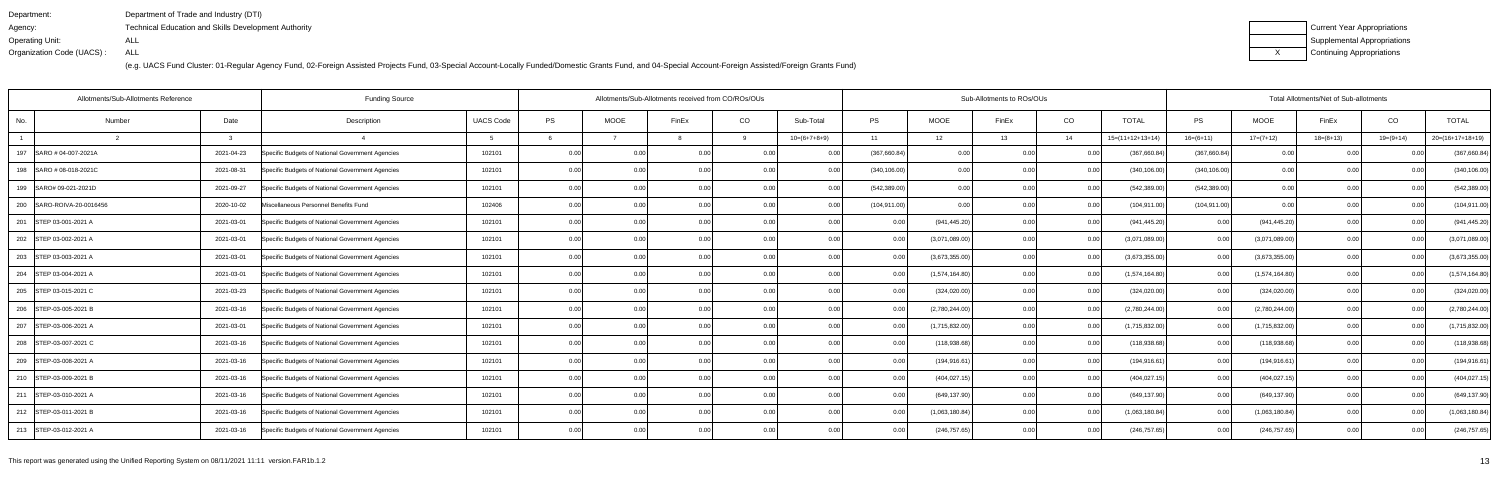Department: Department of Trade and Industry (DTI)
Agency: Technical Education and Skills Development Authority
Operating Unit: ALL
Organization Code (UACS) : ALL

(e.g. UACS Fund Cluster: 01-Regular Agency Fund, 02-Foreign Assisted Projects Fund, 03-Special Account-Locally Funded/Domestic Grants Fund, and 04-Special Account-Foreign Assisted/Foreign Grants Fund)

| | Current Year Appropriations |
|---|---|
| | Supplemental Appropriations |
| X | Continuing Appropriations |

| Allotments/Sub-Allotments Reference | | | Funding Source | | Allotments/Sub-Allotments received from CO/ROs/OUs | | | | | Sub-Allotments to ROs/OUs | | | | | Total Allotments/Net of Sub-allotments | | | | |
|---|---|---|---|---|---|---|---|---|---|---|---|---|---|---|---|---|---|---|---|
| No. | Number | Date | Description | UACS Code | PS | MOOE | FinEx | CO | Sub-Total | PS | MOOE | FinEx | CO | TOTAL | PS | MOOE | FinEx | CO | TOTAL |
| 1 | 2 | 3 | 4 | 5 | 6 | 7 | 8 | 9 | 10=(6+7+8+9) | 11 | 12 | 13 | 14 | 15=(11+12+13+14) | 16=(6+11) | 17=(7+12) | 18=(8+13) | 19=(9+14) | 20=(16+17+18+19) |
| 197 | SARO # 04-007-2021A | 2021-04-23 | Specific Budgets of National Government Agencies | 102101 | 0.00 | 0.00 | 0.00 | 0.00 | 0.00 | (367,660.84) | 0.00 | 0.00 | 0.00 | (367,660.84) | (367,660.84) | 0.00 | 0.00 | 0.00 | (367,660.84) |
| 198 | SARO # 08-018-2021C | 2021-08-31 | Specific Budgets of National Government Agencies | 102101 | 0.00 | 0.00 | 0.00 | 0.00 | 0.00 | (340,106.00) | 0.00 | 0.00 | 0.00 | (340,106.00) | (340,106.00) | 0.00 | 0.00 | 0.00 | (340,106.00) |
| 199 | SARO# 09-021-2021D | 2021-09-27 | Specific Budgets of National Government Agencies | 102101 | 0.00 | 0.00 | 0.00 | 0.00 | 0.00 | (542,389.00) | 0.00 | 0.00 | 0.00 | (542,389.00) | (542,389.00) | 0.00 | 0.00 | 0.00 | (542,389.00) |
| 200 | SARO-ROIVA-20-0016456 | 2020-10-02 | Miscellaneous Personnel Benefits Fund | 102406 | 0.00 | 0.00 | 0.00 | 0.00 | 0.00 | (104,911.00) | 0.00 | 0.00 | 0.00 | (104,911.00) | (104,911.00) | 0.00 | 0.00 | 0.00 | (104,911.00) |
| 201 | STEP 03-001-2021 A | 2021-03-01 | Specific Budgets of National Government Agencies | 102101 | 0.00 | 0.00 | 0.00 | 0.00 | 0.00 | 0.00 | (941,445.20) | 0.00 | 0.00 | (941,445.20) | 0.00 | (941,445.20) | 0.00 | 0.00 | (941,445.20) |
| 202 | STEP 03-002-2021 A | 2021-03-01 | Specific Budgets of National Government Agencies | 102101 | 0.00 | 0.00 | 0.00 | 0.00 | 0.00 | 0.00 | (3,071,089.00) | 0.00 | 0.00 | (3,071,089.00) | 0.00 | (3,071,089.00) | 0.00 | 0.00 | (3,071,089.00) |
| 203 | STEP 03-003-2021 A | 2021-03-01 | Specific Budgets of National Government Agencies | 102101 | 0.00 | 0.00 | 0.00 | 0.00 | 0.00 | 0.00 | (3,673,355.00) | 0.00 | 0.00 | (3,673,355.00) | 0.00 | (3,673,355.00) | 0.00 | 0.00 | (3,673,355.00) |
| 204 | STEP 03-004-2021 A | 2021-03-01 | Specific Budgets of National Government Agencies | 102101 | 0.00 | 0.00 | 0.00 | 0.00 | 0.00 | 0.00 | (1,574,164.80) | 0.00 | 0.00 | (1,574,164.80) | 0.00 | (1,574,164.80) | 0.00 | 0.00 | (1,574,164.80) |
| 205 | STEP 03-015-2021 C | 2021-03-23 | Specific Budgets of National Government Agencies | 102101 | 0.00 | 0.00 | 0.00 | 0.00 | 0.00 | 0.00 | (324,020.00) | 0.00 | 0.00 | (324,020.00) | 0.00 | (324,020.00) | 0.00 | 0.00 | (324,020.00) |
| 206 | STEP-03-005-2021 B | 2021-03-16 | Specific Budgets of National Government Agencies | 102101 | 0.00 | 0.00 | 0.00 | 0.00 | 0.00 | 0.00 | (2,780,244.00) | 0.00 | 0.00 | (2,780,244.00) | 0.00 | (2,780,244.00) | 0.00 | 0.00 | (2,780,244.00) |
| 207 | STEP-03-006-2021 A | 2021-03-01 | Specific Budgets of National Government Agencies | 102101 | 0.00 | 0.00 | 0.00 | 0.00 | 0.00 | 0.00 | (1,715,832.00) | 0.00 | 0.00 | (1,715,832.00) | 0.00 | (1,715,832.00) | 0.00 | 0.00 | (1,715,832.00) |
| 208 | STEP-03-007-2021 C | 2021-03-16 | Specific Budgets of National Government Agencies | 102101 | 0.00 | 0.00 | 0.00 | 0.00 | 0.00 | 0.00 | (118,938.68) | 0.00 | 0.00 | (118,938.68) | 0.00 | (118,938.68) | 0.00 | 0.00 | (118,938.68) |
| 209 | STEP-03-008-2021 A | 2021-03-16 | Specific Budgets of National Government Agencies | 102101 | 0.00 | 0.00 | 0.00 | 0.00 | 0.00 | 0.00 | (194,916.61) | 0.00 | 0.00 | (194,916.61) | 0.00 | (194,916.61) | 0.00 | 0.00 | (194,916.61) |
| 210 | STEP-03-009-2021 B | 2021-03-16 | Specific Budgets of National Government Agencies | 102101 | 0.00 | 0.00 | 0.00 | 0.00 | 0.00 | 0.00 | (404,027.15) | 0.00 | 0.00 | (404,027.15) | 0.00 | (404,027.15) | 0.00 | 0.00 | (404,027.15) |
| 211 | STEP-03-010-2021 A | 2021-03-16 | Specific Budgets of National Government Agencies | 102101 | 0.00 | 0.00 | 0.00 | 0.00 | 0.00 | 0.00 | (649,137.90) | 0.00 | 0.00 | (649,137.90) | 0.00 | (649,137.90) | 0.00 | 0.00 | (649,137.90) |
| 212 | STEP-03-011-2021 B | 2021-03-16 | Specific Budgets of National Government Agencies | 102101 | 0.00 | 0.00 | 0.00 | 0.00 | 0.00 | 0.00 | (1,063,180.84) | 0.00 | 0.00 | (1,063,180.84) | 0.00 | (1,063,180.84) | 0.00 | 0.00 | (1,063,180.84) |
| 213 | STEP-03-012-2021 A | 2021-03-16 | Specific Budgets of National Government Agencies | 102101 | 0.00 | 0.00 | 0.00 | 0.00 | 0.00 | 0.00 | (246,757.65) | 0.00 | 0.00 | (246,757.65) | 0.00 | (246,757.65) | 0.00 | 0.00 | (246,757.65) |

This report was generated using the Unified Reporting System on 08/11/2021 11:11 version.FAR1b.1.2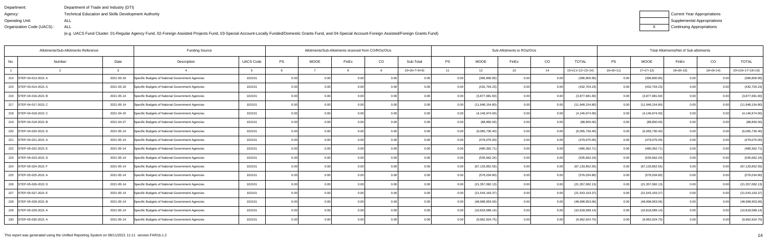Department: Department of Trade and Industry (DTI)
Agency: Technical Education and Skills Development Authority
Operating Unit: ALL
Organization Code (UACS) : ALL

(e.g. UACS Fund Cluster: 01-Regular Agency Fund, 02-Foreign Assisted Projects Fund, 03-Special Account-Locally Funded/Domestic Grants Fund, and 04-Special Account-Foreign Assisted/Foreign Grants Fund)

| | Current Year Appropriations |
|---|---|
| | Supplemental Appropriations |
| X | Continuing Appropriations |

| Allotments/Sub-Allotments Reference | | | Funding Source | | Allotments/Sub-Allotments received from CO/ROs/OUs | | | | | Sub-Allotments to ROs/OUs | | | | | Total Allotments/Net of Sub-allotments | | | | |
|---|---|---|---|---|---|---|---|---|---|---|---|---|---|---|---|---|---|---|---|
| No. | Number | Date | Description | UACS Code | PS | MOOE | FinEx | CO | Sub-Total | PS | MOOE | FinEx | CO | TOTAL | PS | MOOE | FinEx | CO | TOTAL |
| 1 | 2 | 3 | 4 | 5 | 6 | 7 | 8 | 9 | 10=(6+7+8+9) | 11 | 12 | 13 | 14 | 15=(11+12+13+14) | 16=(6+11) | 17=(7+12) | 18=(8+13) | 19=(9+14) | 20=(16+17+18+19) |
| 214 | STEP-03-013-2021 A | 2021-03-16 | Specific Budgets of National Government Agencies | 102101 | 0.00 | 0.00 | 0.00 | 0.00 | 0.00 | 0.00 | (396,800.95) | 0.00 | 0.00 | (396,800.95) | 0.00 | (396,800.95) | 0.00 | 0.00 | (396,800.95) |
| 215 | STEP-03-014-2021 A | 2021-03-16 | Specific Budgets of National Government Agencies | 102101 | 0.00 | 0.00 | 0.00 | 0.00 | 0.00 | 0.00 | (432,704.23) | 0.00 | 0.00 | (432,704.23) | 0.00 | (432,704.23) | 0.00 | 0.00 | (432,704.23) |
| 216 | STEP-04-016-2021 B | 2021-05-14 | Specific Budgets of National Government Agencies | 102101 | 0.00 | 0.00 | 0.00 | 0.00 | 0.00 | 0.00 | (3,877,681.60) | 0.00 | 0.00 | (3,877,681.60) | 0.00 | (3,877,681.60) | 0.00 | 0.00 | (3,877,681.60) |
| 217 | STEP-04-017-2021 C | 2021-05-14 | Specific Budgets of National Government Agencies | 102101 | 0.00 | 0.00 | 0.00 | 0.00 | 0.00 | 0.00 | (11,948,154.80) | 0.00 | 0.00 | (11,948,154.80) | 0.00 | (11,948,154.80) | 0.00 | 0.00 | (11,948,154.80) |
| 218 | STEP-04-018-2021 C | 2021-04-15 | Specific Budgets of National Government Agencies | 102101 | 0.00 | 0.00 | 0.00 | 0.00 | 0.00 | 0.00 | (4,146,974.00) | 0.00 | 0.00 | (4,146,974.00) | 0.00 | (4,146,974.00) | 0.00 | 0.00 | (4,146,974.00) |
| 219 | STEP-04-019-2021 B | 2021-04-27 | Specific Budgets of National Government Agencies | 102101 | 0.00 | 0.00 | 0.00 | 0.00 | 0.00 | 0.00 | (88,850.00) | 0.00 | 0.00 | (88,850.00) | 0.00 | (88,850.00) | 0.00 | 0.00 | (88,850.00) |
| 220 | STEP-04-020-2021 D | 2021-05-14 | Specific Budgets of National Government Agencies | 102101 | 0.00 | 0.00 | 0.00 | 0.00 | 0.00 | 0.00 | (6,065,730.40) | 0.00 | 0.00 | (6,065,730.40) | 0.00 | (6,065,730.40) | 0.00 | 0.00 | (6,065,730.40) |
| 221 | STEP-04-021-2021 A | 2021-05-14 | Specific Budgets of National Government Agencies | 102101 | 0.00 | 0.00 | 0.00 | 0.00 | 0.00 | 0.00 | (479,075.00) | 0.00 | 0.00 | (479,075.00) | 0.00 | (479,075.00) | 0.00 | 0.00 | (479,075.00) |
| 222 | STEP-05-022-2021 E | 2021-05-14 | Specific Budgets of National Government Agencies | 102101 | 0.00 | 0.00 | 0.00 | 0.00 | 0.00 | 0.00 | (480,362.71) | 0.00 | 0.00 | (480,362.71) | 0.00 | (480,362.71) | 0.00 | 0.00 | (480,362.71) |
| 223 | STEP-05-023-2021 D | 2021-05-14 | Specific Budgets of National Government Agencies | 102101 | 0.00 | 0.00 | 0.00 | 0.00 | 0.00 | 0.00 | (535,662.24) | 0.00 | 0.00 | (535,662.24) | 0.00 | (535,662.24) | 0.00 | 0.00 | (535,662.24) |
| 224 | STEP-05-024-2021 F | 2021-05-14 | Specific Budgets of National Government Agencies | 102101 | 0.00 | 0.00 | 0.00 | 0.00 | 0.00 | 0.00 | (67,133,852.55) | 0.00 | 0.00 | (67,133,852.55) | 0.00 | (67,133,852.55) | 0.00 | 0.00 | (67,133,852.55) |
| 225 | STEP-05-025-2021 A | 2021-05-14 | Specific Budgets of National Government Agencies | 102101 | 0.00 | 0.00 | 0.00 | 0.00 | 0.00 | 0.00 | (576,034.80) | 0.00 | 0.00 | (576,034.80) | 0.00 | (576,034.80) | 0.00 | 0.00 | (576,034.80) |
| 226 | STEP-05-026-2021 D | 2021-05-14 | Specific Budgets of National Government Agencies | 102101 | 0.00 | 0.00 | 0.00 | 0.00 | 0.00 | 0.00 | (21,357,082.13) | 0.00 | 0.00 | (21,357,082.13) | 0.00 | (21,357,082.13) | 0.00 | 0.00 | (21,357,082.13) |
| 227 | STEP-05-027-2021 E | 2021-05-14 | Specific Budgets of National Government Agencies | 102101 | 0.00 | 0.00 | 0.00 | 0.00 | 0.00 | 0.00 | (21,543,163.37) | 0.00 | 0.00 | (21,543,163.37) | 0.00 | (21,543,163.37) | 0.00 | 0.00 | (21,543,163.37) |
| 228 | STEP-05-028-2021 B | 2021-05-14 | Specific Budgets of National Government Agencies | 102101 | 0.00 | 0.00 | 0.00 | 0.00 | 0.00 | 0.00 | (48,998,953.06) | 0.00 | 0.00 | (48,998,953.06) | 0.00 | (48,998,953.06) | 0.00 | 0.00 | (48,998,953.06) |
| 229 | STEP-05-029-2021 A | 2021-05-14 | Specific Budgets of National Government Agencies | 102101 | 0.00 | 0.00 | 0.00 | 0.00 | 0.00 | 0.00 | (10,818,589.14) | 0.00 | 0.00 | (10,818,589.14) | 0.00 | (10,818,589.14) | 0.00 | 0.00 | (10,818,589.14) |
| 230 | STEP-05-030-2021 A | 2021-05-14 | Specific Budgets of National Government Agencies | 102101 | 0.00 | 0.00 | 0.00 | 0.00 | 0.00 | 0.00 | (9,962,924.75) | 0.00 | 0.00 | (9,962,924.75) | 0.00 | (9,962,924.75) | 0.00 | 0.00 | (9,962,924.75) |

This report was generated using the Unified Reporting System on 08/11/2021 11:11 version.FAR1b.1.2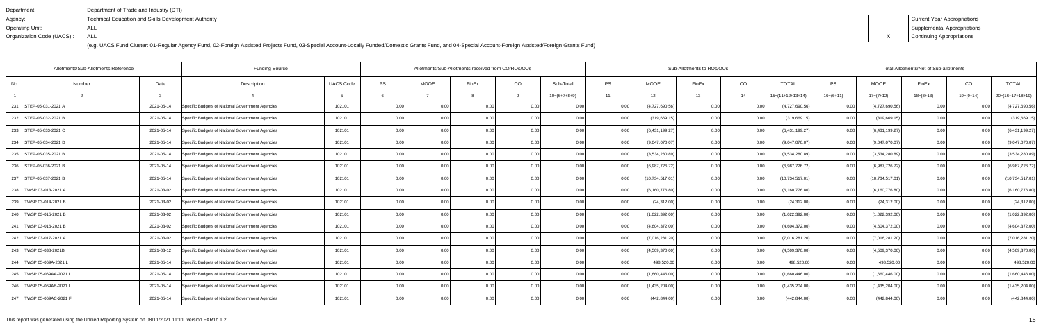Department: Department of Trade and Industry (DTI)
Agency: Technical Education and Skills Development Authority
Operating Unit: ALL
Organization Code (UACS) : ALL

(e.g. UACS Fund Cluster: 01-Regular Agency Fund, 02-Foreign Assisted Projects Fund, 03-Special Account-Locally Funded/Domestic Grants Fund, and 04-Special Account-Foreign Assisted/Foreign Grants Fund)

| | Current Year Appropriations |
|---|---|
| | Supplemental Appropriations |
| X | Continuing Appropriations |

| Allotments/Sub-Allotments Reference | | | Funding Source | | Allotments/Sub-Allotments received from CO/ROs/OUs | | | | | Sub-Allotments to ROs/OUs | | | | | Total Allotments/Net of Sub-allotments | | | | |
|---|---|---|---|---|---|---|---|---|---|---|---|---|---|---|---|---|---|---|---|
| No. | Number | Date | Description | UACS Code | PS | MOOE | FinEx | CO | Sub-Total | PS | MOOE | FinEx | CO | TOTAL | PS | MOOE | FinEx | CO | TOTAL |
| 1 | 2 | 3 | 4 | 5 | 6 | 7 | 8 | 9 | 10=(6+7+8+9) | 11 | 12 | 13 | 14 | 15=(11+12+13+14) | 16=(6+11) | 17=(7+12) | 18=(8+13) | 19=(9+14) | 20=(16+17+18+19) |
| 231 | STEP-05-031-2021 A | 2021-05-14 | Specific Budgets of National Government Agencies | 102101 | 0.00 | 0.00 | 0.00 | 0.00 | 0.00 | 0.00 | (4,727,690.56) | 0.00 | 0.00 | (4,727,690.56) | 0.00 | (4,727,690.56) | 0.00 | 0.00 | (4,727,690.56) |
| 232 | STEP-05-032-2021 B | 2021-05-14 | Specific Budgets of National Government Agencies | 102101 | 0.00 | 0.00 | 0.00 | 0.00 | 0.00 | 0.00 | (319,669.15) | 0.00 | 0.00 | (319,669.15) | 0.00 | (319,669.15) | 0.00 | 0.00 | (319,669.15) |
| 233 | STEP-05-033-2021 C | 2021-05-14 | Specific Budgets of National Government Agencies | 102101 | 0.00 | 0.00 | 0.00 | 0.00 | 0.00 | 0.00 | (6,431,199.27) | 0.00 | 0.00 | (6,431,199.27) | 0.00 | (6,431,199.27) | 0.00 | 0.00 | (6,431,199.27) |
| 234 | STEP-05-034-2021 D | 2021-05-14 | Specific Budgets of National Government Agencies | 102101 | 0.00 | 0.00 | 0.00 | 0.00 | 0.00 | 0.00 | (9,047,070.07) | 0.00 | 0.00 | (9,047,070.07) | 0.00 | (9,047,070.07) | 0.00 | 0.00 | (9,047,070.07) |
| 235 | STEP-05-035-2021 B | 2021-05-14 | Specific Budgets of National Government Agencies | 102101 | 0.00 | 0.00 | 0.00 | 0.00 | 0.00 | 0.00 | (3,534,280.89) | 0.00 | 0.00 | (3,534,280.89) | 0.00 | (3,534,280.89) | 0.00 | 0.00 | (3,534,280.89) |
| 236 | STEP-05-036-2021 B | 2021-05-14 | Specific Budgets of National Government Agencies | 102101 | 0.00 | 0.00 | 0.00 | 0.00 | 0.00 | 0.00 | (6,987,726.72) | 0.00 | 0.00 | (6,987,726.72) | 0.00 | (6,987,726.72) | 0.00 | 0.00 | (6,987,726.72) |
| 237 | STEP-05-037-2021 B | 2021-05-14 | Specific Budgets of National Government Agencies | 102101 | 0.00 | 0.00 | 0.00 | 0.00 | 0.00 | 0.00 | (10,734,517.01) | 0.00 | 0.00 | (10,734,517.01) | 0.00 | (10,734,517.01) | 0.00 | 0.00 | (10,734,517.01) |
| 238 | TWSP 03-013-2021 A | 2021-03-02 | Specific Budgets of National Government Agencies | 102101 | 0.00 | 0.00 | 0.00 | 0.00 | 0.00 | 0.00 | (6,160,776.80) | 0.00 | 0.00 | (6,160,776.80) | 0.00 | (6,160,776.80) | 0.00 | 0.00 | (6,160,776.80) |
| 239 | TWSP 03-014-2021 B | 2021-03-02 | Specific Budgets of National Government Agencies | 102101 | 0.00 | 0.00 | 0.00 | 0.00 | 0.00 | 0.00 | (24,312.00) | 0.00 | 0.00 | (24,312.00) | 0.00 | (24,312.00) | 0.00 | 0.00 | (24,312.00) |
| 240 | TWSP 03-015-2021 B | 2021-03-02 | Specific Budgets of National Government Agencies | 102101 | 0.00 | 0.00 | 0.00 | 0.00 | 0.00 | 0.00 | (1,022,392.00) | 0.00 | 0.00 | (1,022,392.00) | 0.00 | (1,022,392.00) | 0.00 | 0.00 | (1,022,392.00) |
| 241 | TWSP 03-016-2021 B | 2021-03-02 | Specific Budgets of National Government Agencies | 102101 | 0.00 | 0.00 | 0.00 | 0.00 | 0.00 | 0.00 | (4,604,372.00) | 0.00 | 0.00 | (4,604,372.00) | 0.00 | (4,604,372.00) | 0.00 | 0.00 | (4,604,372.00) |
| 242 | TWSP 03-017-2021 A | 2021-03-02 | Specific Budgets of National Government Agencies | 102101 | 0.00 | 0.00 | 0.00 | 0.00 | 0.00 | 0.00 | (7,016,281.20) | 0.00 | 0.00 | (7,016,281.20) | 0.00 | (7,016,281.20) | 0.00 | 0.00 | (7,016,281.20) |
| 243 | TWSP 03-038-2021B | 2021-03-12 | Specific Budgets of National Government Agencies | 102101 | 0.00 | 0.00 | 0.00 | 0.00 | 0.00 | 0.00 | (4,509,370.00) | 0.00 | 0.00 | (4,509,370.00) | 0.00 | (4,509,370.00) | 0.00 | 0.00 | (4,509,370.00) |
| 244 | TWSP 05-069A-2021 L | 2021-05-14 | Specific Budgets of National Government Agencies | 102101 | 0.00 | 0.00 | 0.00 | 0.00 | 0.00 | 0.00 | 498,520.00 | 0.00 | 0.00 | 498,520.00 | 0.00 | 498,520.00 | 0.00 | 0.00 | 498,520.00 |
| 245 | TWSP 05-069AA-2021 I | 2021-05-14 | Specific Budgets of National Government Agencies | 102101 | 0.00 | 0.00 | 0.00 | 0.00 | 0.00 | 0.00 | (1,660,446.00) | 0.00 | 0.00 | (1,660,446.00) | 0.00 | (1,660,446.00) | 0.00 | 0.00 | (1,660,446.00) |
| 246 | TWSP 05-069AB-2021 I | 2021-05-14 | Specific Budgets of National Government Agencies | 102101 | 0.00 | 0.00 | 0.00 | 0.00 | 0.00 | 0.00 | (1,435,204.00) | 0.00 | 0.00 | (1,435,204.00) | 0.00 | (1,435,204.00) | 0.00 | 0.00 | (1,435,204.00) |
| 247 | TWSP 05-069AC-2021 F | 2021-05-14 | Specific Budgets of National Government Agencies | 102101 | 0.00 | 0.00 | 0.00 | 0.00 | 0.00 | 0.00 | (442,844.00) | 0.00 | 0.00 | (442,844.00) | 0.00 | (442,844.00) | 0.00 | 0.00 | (442,844.00) |

This report was generated using the Unified Reporting System on 08/11/2021 11:11 version.FAR1b.1.2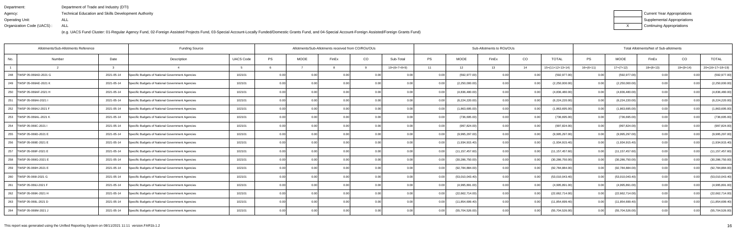Department: Department of Trade and Industry (DTI)
Agency: Technical Education and Skills Development Authority
Operating Unit: ALL
Organization Code (UACS) : ALL

(e.g. UACS Fund Cluster: 01-Regular Agency Fund, 02-Foreign Assisted Projects Fund, 03-Special Account-Locally Funded/Domestic Grants Fund, and 04-Special Account-Foreign Assisted/Foreign Grants Fund)

| | Current Year Appropriations |
|---|---|
| | Supplemental Appropriations |
| X | Continuing Appropriations |

| Allotments/Sub-Allotments Reference | | | Funding Source | | Allotments/Sub-Allotments received from CO/ROs/OUs | | | | | Sub-Allotments to ROs/OUs | | | | | Total Allotments/Net of Sub-allotments | | | | |
|---|---|---|---|---|---|---|---|---|---|---|---|---|---|---|---|---|---|---|---|
| No. | Number | Date | Description | UACS Code | PS | MOOE | FinEx | CO | Sub-Total | PS | MOOE | FinEx | CO | TOTAL | PS | MOOE | FinEx | CO | TOTAL |
| 1 | 2 | 3 | 4 | 5 | 6 | 7 | 8 | 9 | 10=(6+7+8+9) | 11 | 12 | 13 | 14 | 15=(11+12+13+14) | 16=(6+11) | 17=(7+12) | 18=(8+13) | 19=(9+14) | 20=(16+17+18+19) |
| 248 | TWSP 05-069AD-2021 G | 2021-05-14 | Specific Budgets of National Government Agencies | 102101 | 0.00 | 0.00 | 0.00 | 0.00 | 0.00 | 0.00 | (592,977.00) | 0.00 | 0.00 | (592,977.00) | 0.00 | (592,977.00) | 0.00 | 0.00 | (592,977.00) |
| 249 | TWSP 05-069AE-2021 K | 2021-05-14 | Specific Budgets of National Government Agencies | 102101 | 0.00 | 0.00 | 0.00 | 0.00 | 0.00 | 0.00 | (2,250,000.00) | 0.00 | 0.00 | (2,250,000.00) | 0.00 | (2,250,000.00) | 0.00 | 0.00 | (2,250,000.00) |
| 250 | TWSP 05-069AF-2021 H | 2021-05-14 | Specific Budgets of National Government Agencies | 102101 | 0.00 | 0.00 | 0.00 | 0.00 | 0.00 | 0.00 | (4,836,480.00) | 0.00 | 0.00 | (4,836,480.00) | 0.00 | (4,836,480.00) | 0.00 | 0.00 | (4,836,480.00) |
| 251 | TWSP 05-069AI-2021 I | 2021-05-14 | Specific Budgets of National Government Agencies | 102101 | 0.00 | 0.00 | 0.00 | 0.00 | 0.00 | 0.00 | (6,224,220.00) | 0.00 | 0.00 | (6,224,220.00) | 0.00 | (6,224,220.00) | 0.00 | 0.00 | (6,224,220.00) |
| 252 | TWSP 05-069AJ-2021 F | 2021-05-14 | Specific Budgets of National Government Agencies | 102101 | 0.00 | 0.00 | 0.00 | 0.00 | 0.00 | 0.00 | (1,863,695.00) | 0.00 | 0.00 | (1,863,695.00) | 0.00 | (1,863,695.00) | 0.00 | 0.00 | (1,863,695.00) |
| 253 | TWSP 05-069AL-2021 K | 2021-05-14 | Specific Budgets of National Government Agencies | 102101 | 0.00 | 0.00 | 0.00 | 0.00 | 0.00 | 0.00 | (736,695.00) | 0.00 | 0.00 | (736,695.00) | 0.00 | (736,695.00) | 0.00 | 0.00 | (736,695.00) |
| 254 | TWSP 05-069C-2021 I | 2021-05-14 | Specific Budgets of National Government Agencies | 102101 | 0.00 | 0.00 | 0.00 | 0.00 | 0.00 | 0.00 | (997,824.00) | 0.00 | 0.00 | (997,824.00) | 0.00 | (997,824.00) | 0.00 | 0.00 | (997,824.00) |
| 255 | TWSP 05-069D-2021 E | 2021-05-14 | Specific Budgets of National Government Agencies | 102101 | 0.00 | 0.00 | 0.00 | 0.00 | 0.00 | 0.00 | (9,995,297.00) | 0.00 | 0.00 | (9,995,297.00) | 0.00 | (9,995,297.00) | 0.00 | 0.00 | (9,995,297.00) |
| 256 | TWSP 05-069E-2021 E | 2021-05-14 | Specific Budgets of National Government Agencies | 102101 | 0.00 | 0.00 | 0.00 | 0.00 | 0.00 | 0.00 | (1,934,915.40) | 0.00 | 0.00 | (1,934,915.40) | 0.00 | (1,934,915.40) | 0.00 | 0.00 | (1,934,915.40) |
| 257 | TWSP 05-069F-2021 E | 2021-05-14 | Specific Budgets of National Government Agencies | 102101 | 0.00 | 0.00 | 0.00 | 0.00 | 0.00 | 0.00 | (11,157,457.60) | 0.00 | 0.00 | (11,157,457.60) | 0.00 | (11,157,457.60) | 0.00 | 0.00 | (11,157,457.60) |
| 258 | TWSP 05-069G-2021 E | 2021-05-14 | Specific Budgets of National Government Agencies | 102101 | 0.00 | 0.00 | 0.00 | 0.00 | 0.00 | 0.00 | (30,286,750.00) | 0.00 | 0.00 | (30,286,750.00) | 0.00 | (30,286,750.00) | 0.00 | 0.00 | (30,286,750.00) |
| 259 | TWSP 05-069H-2021 E | 2021-05-14 | Specific Budgets of National Government Agencies | 102101 | 0.00 | 0.00 | 0.00 | 0.00 | 0.00 | 0.00 | (92,784,884.00) | 0.00 | 0.00 | (92,784,884.00) | 0.00 | (92,784,884.00) | 0.00 | 0.00 | (92,784,884.00) |
| 260 | TWSP 05-069I-2021 G | 2021-05-14 | Specific Budgets of National Government Agencies | 102101 | 0.00 | 0.00 | 0.00 | 0.00 | 0.00 | 0.00 | (53,010,043.40) | 0.00 | 0.00 | (53,010,043.40) | 0.00 | (53,010,043.40) | 0.00 | 0.00 | (53,010,043.40) |
| 261 | TWSP 05-069J-2021 F | 2021-05-14 | Specific Budgets of National Government Agencies | 102101 | 0.00 | 0.00 | 0.00 | 0.00 | 0.00 | 0.00 | (4,995,891.00) | 0.00 | 0.00 | (4,995,891.00) | 0.00 | (4,995,891.00) | 0.00 | 0.00 | (4,995,891.00) |
| 262 | TWSP 05-069K-2021 H | 2021-05-14 | Specific Budgets of National Government Agencies | 102101 | 0.00 | 0.00 | 0.00 | 0.00 | 0.00 | 0.00 | (22,662,714.00) | 0.00 | 0.00 | (22,662,714.00) | 0.00 | (22,662,714.00) | 0.00 | 0.00 | (22,662,714.00) |
| 263 | TWSP 05-069L-2021 D | 2021-05-14 | Specific Budgets of National Government Agencies | 102101 | 0.00 | 0.00 | 0.00 | 0.00 | 0.00 | 0.00 | (11,854,699.40) | 0.00 | 0.00 | (11,854,699.40) | 0.00 | (11,854,699.40) | 0.00 | 0.00 | (11,854,699.40) |
| 264 | TWSP 05-069M-2021 J | 2021-05-14 | Specific Budgets of National Government Agencies | 102101 | 0.00 | 0.00 | 0.00 | 0.00 | 0.00 | 0.00 | (55,704,526.00) | 0.00 | 0.00 | (55,704,526.00) | 0.00 | (55,704,526.00) | 0.00 | 0.00 | (55,704,526.00) |

This report was generated using the Unified Reporting System on 08/11/2021 11:11 version.FAR1b.1.2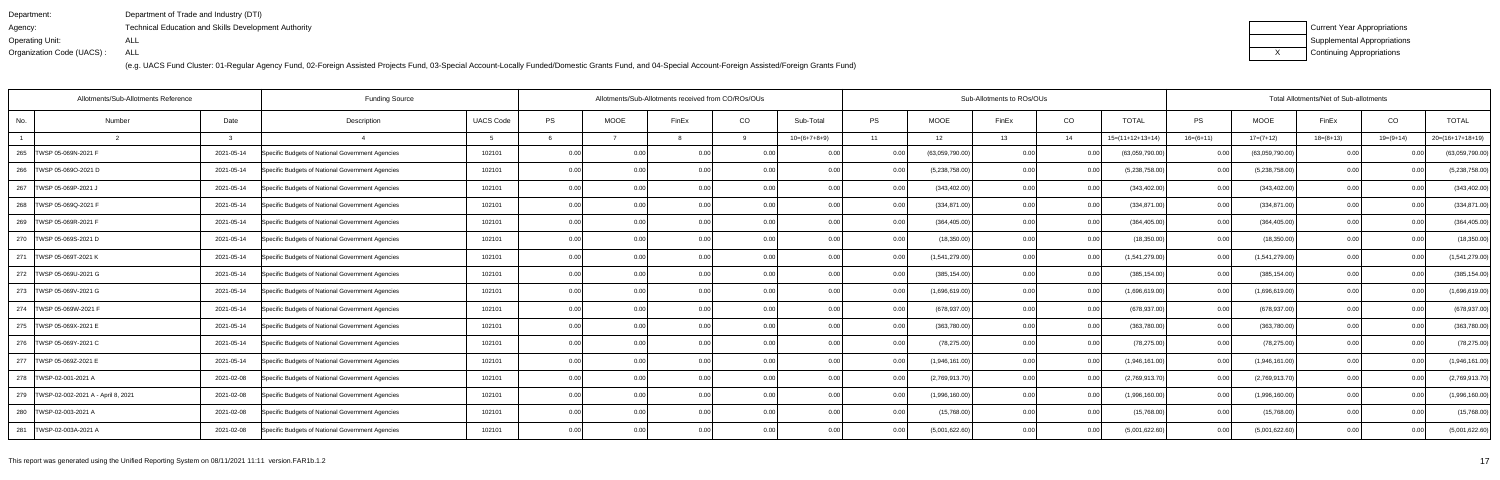Department: Department of Trade and Industry (DTI)
Agency: Technical Education and Skills Development Authority
Operating Unit: ALL
Organization Code (UACS) : ALL

(e.g. UACS Fund Cluster: 01-Regular Agency Fund, 02-Foreign Assisted Projects Fund, 03-Special Account-Locally Funded/Domestic Grants Fund, and 04-Special Account-Foreign Assisted/Foreign Grants Fund)

| | Current Year Appropriations |
|---|---|
| | Supplemental Appropriations |
| X | Continuing Appropriations |

| Allotments/Sub-Allotments Reference | | | Funding Source | | Allotments/Sub-Allotments received from CO/ROs/OUs | | | | | Sub-Allotments to ROs/OUs | | | | | Total Allotments/Net of Sub-allotments | | | | |
|---|---|---|---|---|---|---|---|---|---|---|---|---|---|---|---|---|---|---|---|
| No. | Number | Date | Description | UACS Code | PS | MOOE | FinEx | CO | Sub-Total | PS | MOOE | FinEx | CO | TOTAL | PS | MOOE | FinEx | CO | TOTAL |
| 1 | 2 | 3 | 4 | 5 | 6 | 7 | 8 | 9 | 10=(6+7+8+9) | 11 | 12 | 13 | 14 | 15=(11+12+13+14) | 16=(6+11) | 17=(7+12) | 18=(8+13) | 19=(9+14) | 20=(16+17+18+19) |
| 265 | TWSP 05-069N-2021 F | 2021-05-14 | Specific Budgets of National Government Agencies | 102101 | 0.00 | 0.00 | 0.00 | 0.00 | 0.00 | 0.00 | (63,059,790.00) | 0.00 | 0.00 | (63,059,790.00) | 0.00 | (63,059,790.00) | 0.00 | 0.00 | (63,059,790.00) |
| 266 | TWSP 05-069O-2021 D | 2021-05-14 | Specific Budgets of National Government Agencies | 102101 | 0.00 | 0.00 | 0.00 | 0.00 | 0.00 | 0.00 | (5,238,758.00) | 0.00 | 0.00 | (5,238,758.00) | 0.00 | (5,238,758.00) | 0.00 | 0.00 | (5,238,758.00) |
| 267 | TWSP 05-069P-2021 J | 2021-05-14 | Specific Budgets of National Government Agencies | 102101 | 0.00 | 0.00 | 0.00 | 0.00 | 0.00 | 0.00 | (343,402.00) | 0.00 | 0.00 | (343,402.00) | 0.00 | (343,402.00) | 0.00 | 0.00 | (343,402.00) |
| 268 | TWSP 05-069Q-2021 F | 2021-05-14 | Specific Budgets of National Government Agencies | 102101 | 0.00 | 0.00 | 0.00 | 0.00 | 0.00 | 0.00 | (334,871.00) | 0.00 | 0.00 | (334,871.00) | 0.00 | (334,871.00) | 0.00 | 0.00 | (334,871.00) |
| 269 | TWSP 05-069R-2021 F | 2021-05-14 | Specific Budgets of National Government Agencies | 102101 | 0.00 | 0.00 | 0.00 | 0.00 | 0.00 | 0.00 | (364,405.00) | 0.00 | 0.00 | (364,405.00) | 0.00 | (364,405.00) | 0.00 | 0.00 | (364,405.00) |
| 270 | TWSP 05-069S-2021 D | 2021-05-14 | Specific Budgets of National Government Agencies | 102101 | 0.00 | 0.00 | 0.00 | 0.00 | 0.00 | 0.00 | (18,350.00) | 0.00 | 0.00 | (18,350.00) | 0.00 | (18,350.00) | 0.00 | 0.00 | (18,350.00) |
| 271 | TWSP 05-069T-2021 K | 2021-05-14 | Specific Budgets of National Government Agencies | 102101 | 0.00 | 0.00 | 0.00 | 0.00 | 0.00 | 0.00 | (1,541,279.00) | 0.00 | 0.00 | (1,541,279.00) | 0.00 | (1,541,279.00) | 0.00 | 0.00 | (1,541,279.00) |
| 272 | TWSP 05-069U-2021 G | 2021-05-14 | Specific Budgets of National Government Agencies | 102101 | 0.00 | 0.00 | 0.00 | 0.00 | 0.00 | 0.00 | (385,154.00) | 0.00 | 0.00 | (385,154.00) | 0.00 | (385,154.00) | 0.00 | 0.00 | (385,154.00) |
| 273 | TWSP 05-069V-2021 G | 2021-05-14 | Specific Budgets of National Government Agencies | 102101 | 0.00 | 0.00 | 0.00 | 0.00 | 0.00 | 0.00 | (1,696,619.00) | 0.00 | 0.00 | (1,696,619.00) | 0.00 | (1,696,619.00) | 0.00 | 0.00 | (1,696,619.00) |
| 274 | TWSP 05-069W-2021 F | 2021-05-14 | Specific Budgets of National Government Agencies | 102101 | 0.00 | 0.00 | 0.00 | 0.00 | 0.00 | 0.00 | (678,937.00) | 0.00 | 0.00 | (678,937.00) | 0.00 | (678,937.00) | 0.00 | 0.00 | (678,937.00) |
| 275 | TWSP 05-069X-2021 E | 2021-05-14 | Specific Budgets of National Government Agencies | 102101 | 0.00 | 0.00 | 0.00 | 0.00 | 0.00 | 0.00 | (363,780.00) | 0.00 | 0.00 | (363,780.00) | 0.00 | (363,780.00) | 0.00 | 0.00 | (363,780.00) |
| 276 | TWSP 05-069Y-2021 C | 2021-05-14 | Specific Budgets of National Government Agencies | 102101 | 0.00 | 0.00 | 0.00 | 0.00 | 0.00 | 0.00 | (78,275.00) | 0.00 | 0.00 | (78,275.00) | 0.00 | (78,275.00) | 0.00 | 0.00 | (78,275.00) |
| 277 | TWSP 05-069Z-2021 E | 2021-05-14 | Specific Budgets of National Government Agencies | 102101 | 0.00 | 0.00 | 0.00 | 0.00 | 0.00 | 0.00 | (1,946,161.00) | 0.00 | 0.00 | (1,946,161.00) | 0.00 | (1,946,161.00) | 0.00 | 0.00 | (1,946,161.00) |
| 278 | TWSP-02-001-2021 A | 2021-02-08 | Specific Budgets of National Government Agencies | 102101 | 0.00 | 0.00 | 0.00 | 0.00 | 0.00 | 0.00 | (2,769,913.70) | 0.00 | 0.00 | (2,769,913.70) | 0.00 | (2,769,913.70) | 0.00 | 0.00 | (2,769,913.70) |
| 279 | TWSP-02-002-2021 A - April 8, 2021 | 2021-02-08 | Specific Budgets of National Government Agencies | 102101 | 0.00 | 0.00 | 0.00 | 0.00 | 0.00 | 0.00 | (1,996,160.00) | 0.00 | 0.00 | (1,996,160.00) | 0.00 | (1,996,160.00) | 0.00 | 0.00 | (1,996,160.00) |
| 280 | TWSP-02-003-2021 A | 2021-02-08 | Specific Budgets of National Government Agencies | 102101 | 0.00 | 0.00 | 0.00 | 0.00 | 0.00 | 0.00 | (15,768.00) | 0.00 | 0.00 | (15,768.00) | 0.00 | (15,768.00) | 0.00 | 0.00 | (15,768.00) |
| 281 | TWSP-02-003A-2021 A | 2021-02-08 | Specific Budgets of National Government Agencies | 102101 | 0.00 | 0.00 | 0.00 | 0.00 | 0.00 | 0.00 | (5,001,622.60) | 0.00 | 0.00 | (5,001,622.60) | 0.00 | (5,001,622.60) | 0.00 | 0.00 | (5,001,622.60) |

This report was generated using the Unified Reporting System on 08/11/2021 11:11 version.FAR1b.1.2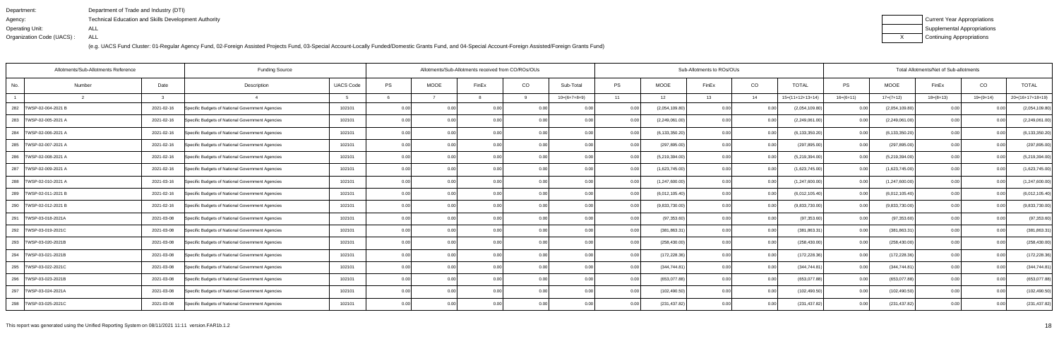Department: Department of Trade and Industry (DTI)
Agency: Technical Education and Skills Development Authority
Operating Unit: ALL
Organization Code (UACS) : ALL

(e.g. UACS Fund Cluster: 01-Regular Agency Fund, 02-Foreign Assisted Projects Fund, 03-Special Account-Locally Funded/Domestic Grants Fund, and 04-Special Account-Foreign Assisted/Foreign Grants Fund)

| | Current Year Appropriations |
|---|---|
| | Supplemental Appropriations |
| X | Continuing Appropriations |

| Allotments/Sub-Allotments Reference | | | Funding Source | | Allotments/Sub-Allotments received from CO/ROs/OUs | | | | | Sub-Allotments to ROs/OUs | | | | | Total Allotments/Net of Sub-allotments | | | | |
|---|---|---|---|---|---|---|---|---|---|---|---|---|---|---|---|---|---|---|---|
| No. | Number | Date | Description | UACS Code | PS | MOOE | FinEx | CO | Sub-Total | PS | MOOE | FinEx | CO | TOTAL | PS | MOOE | FinEx | CO | TOTAL |
| 1 | 2 | 3 | 4 | 5 | 6 | 7 | 8 | 9 | 10=(6+7+8+9) | 11 | 12 | 13 | 14 | 15=(11+12+13+14) | 16=(6+11) | 17=(7+12) | 18=(8+13) | 19=(9+14) | 20=(16+17+18+19) |
| 282 | TWSP-02-004-2021 B | 2021-02-16 | Specific Budgets of National Government Agencies | 102101 | 0.00 | 0.00 | 0.00 | 0.00 | 0.00 | 0.00 | (2,054,109.80) | 0.00 | 0.00 | (2,054,109.80) | 0.00 | (2,054,109.80) | 0.00 | 0.00 | (2,054,109.80) |
| 283 | TWSP-02-005-2021 A | 2021-02-16 | Specific Budgets of National Government Agencies | 102101 | 0.00 | 0.00 | 0.00 | 0.00 | 0.00 | 0.00 | (2,249,061.00) | 0.00 | 0.00 | (2,249,061.00) | 0.00 | (2,249,061.00) | 0.00 | 0.00 | (2,249,061.00) |
| 284 | TWSP-02-006-2021 A | 2021-02-16 | Specific Budgets of National Government Agencies | 102101 | 0.00 | 0.00 | 0.00 | 0.00 | 0.00 | 0.00 | (6,133,350.20) | 0.00 | 0.00 | (6,133,350.20) | 0.00 | (6,133,350.20) | 0.00 | 0.00 | (6,133,350.20) |
| 285 | TWSP-02-007-2021 A | 2021-02-16 | Specific Budgets of National Government Agencies | 102101 | 0.00 | 0.00 | 0.00 | 0.00 | 0.00 | 0.00 | (297,895.00) | 0.00 | 0.00 | (297,895.00) | 0.00 | (297,895.00) | 0.00 | 0.00 | (297,895.00) |
| 286 | TWSP-02-008-2021 A | 2021-02-16 | Specific Budgets of National Government Agencies | 102101 | 0.00 | 0.00 | 0.00 | 0.00 | 0.00 | 0.00 | (5,219,394.00) | 0.00 | 0.00 | (5,219,394.00) | 0.00 | (5,219,394.00) | 0.00 | 0.00 | (5,219,394.00) |
| 287 | TWSP-02-009-2021 A | 2021-02-16 | Specific Budgets of National Government Agencies | 102101 | 0.00 | 0.00 | 0.00 | 0.00 | 0.00 | 0.00 | (1,623,745.00) | 0.00 | 0.00 | (1,623,745.00) | 0.00 | (1,623,745.00) | 0.00 | 0.00 | (1,623,745.00) |
| 288 | TWSP-02-010-2021 A | 2021-02-16 | Specific Budgets of National Government Agencies | 102101 | 0.00 | 0.00 | 0.00 | 0.00 | 0.00 | 0.00 | (1,247,600.00) | 0.00 | 0.00 | (1,247,600.00) | 0.00 | (1,247,600.00) | 0.00 | 0.00 | (1,247,600.00) |
| 289 | TWSP-02-011-2021 B | 2021-02-16 | Specific Budgets of National Government Agencies | 102101 | 0.00 | 0.00 | 0.00 | 0.00 | 0.00 | 0.00 | (6,012,105.40) | 0.00 | 0.00 | (6,012,105.40) | 0.00 | (6,012,105.40) | 0.00 | 0.00 | (6,012,105.40) |
| 290 | TWSP-02-012-2021 B | 2021-02-16 | Specific Budgets of National Government Agencies | 102101 | 0.00 | 0.00 | 0.00 | 0.00 | 0.00 | 0.00 | (9,833,730.00) | 0.00 | 0.00 | (9,833,730.00) | 0.00 | (9,833,730.00) | 0.00 | 0.00 | (9,833,730.00) |
| 291 | TWSP-03-018-2021A | 2021-03-08 | Specific Budgets of National Government Agencies | 102101 | 0.00 | 0.00 | 0.00 | 0.00 | 0.00 | 0.00 | (97,353.60) | 0.00 | 0.00 | (97,353.60) | 0.00 | (97,353.60) | 0.00 | 0.00 | (97,353.60) |
| 292 | TWSP-03-019-2021C | 2021-03-08 | Specific Budgets of National Government Agencies | 102101 | 0.00 | 0.00 | 0.00 | 0.00 | 0.00 | 0.00 | (381,863.31) | 0.00 | 0.00 | (381,863.31) | 0.00 | (381,863.31) | 0.00 | 0.00 | (381,863.31) |
| 293 | TWSP-03-020-2021B | 2021-03-08 | Specific Budgets of National Government Agencies | 102101 | 0.00 | 0.00 | 0.00 | 0.00 | 0.00 | 0.00 | (258,430.00) | 0.00 | 0.00 | (258,430.00) | 0.00 | (258,430.00) | 0.00 | 0.00 | (258,430.00) |
| 294 | TWSP-03-021-2021B | 2021-03-08 | Specific Budgets of National Government Agencies | 102101 | 0.00 | 0.00 | 0.00 | 0.00 | 0.00 | 0.00 | (172,228.36) | 0.00 | 0.00 | (172,228.36) | 0.00 | (172,228.36) | 0.00 | 0.00 | (172,228.36) |
| 295 | TWSP-03-022-2021C | 2021-03-08 | Specific Budgets of National Government Agencies | 102101 | 0.00 | 0.00 | 0.00 | 0.00 | 0.00 | 0.00 | (344,744.81) | 0.00 | 0.00 | (344,744.81) | 0.00 | (344,744.81) | 0.00 | 0.00 | (344,744.81) |
| 296 | TWSP-03-023-2021B | 2021-03-08 | Specific Budgets of National Government Agencies | 102101 | 0.00 | 0.00 | 0.00 | 0.00 | 0.00 | 0.00 | (653,077.88) | 0.00 | 0.00 | (653,077.88) | 0.00 | (653,077.88) | 0.00 | 0.00 | (653,077.88) |
| 297 | TWSP-03-024-2021A | 2021-03-08 | Specific Budgets of National Government Agencies | 102101 | 0.00 | 0.00 | 0.00 | 0.00 | 0.00 | 0.00 | (102,490.50) | 0.00 | 0.00 | (102,490.50) | 0.00 | (102,490.50) | 0.00 | 0.00 | (102,490.50) |
| 298 | TWSP-03-025-2021C | 2021-03-08 | Specific Budgets of National Government Agencies | 102101 | 0.00 | 0.00 | 0.00 | 0.00 | 0.00 | 0.00 | (231,437.82) | 0.00 | 0.00 | (231,437.82) | 0.00 | (231,437.82) | 0.00 | 0.00 | (231,437.82) |

This report was generated using the Unified Reporting System on 08/11/2021 11:11 version.FAR1b.1.2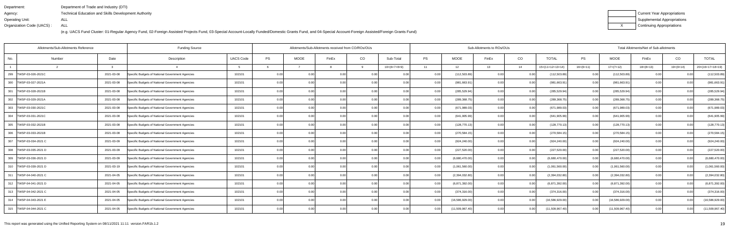Department: Department of Trade and Industry (DTI)
Agency: Technical Education and Skills Development Authority
Operating Unit: ALL
Organization Code (UACS) : ALL

(e.g. UACS Fund Cluster: 01-Regular Agency Fund, 02-Foreign Assisted Projects Fund, 03-Special Account-Locally Funded/Domestic Grants Fund, and 04-Special Account-Foreign Assisted/Foreign Grants Fund)

| | Current Year Appropriations |
|---|---|
| | Supplemental Appropriations |
| X | Continuing Appropriations |

| Allotments/Sub-Allotments Reference | | | Funding Source | | Allotments/Sub-Allotments received from CO/ROs/OUs | | | | | Sub-Allotments to ROs/OUs | | | | | Total Allotments/Net of Sub-allotments | | | | |
|---|---|---|---|---|---|---|---|---|---|---|---|---|---|---|---|---|---|---|---|
| No. | Number | Date | Description | UACS Code | PS | MOOE | FinEx | CO | Sub-Total | PS | MOOE | FinEx | CO | TOTAL | PS | MOOE | FinEx | CO | TOTAL |
| 1 | 2 | 3 | 4 | 5 | 6 | 7 | 8 | 9 | 10=(6+7+8+9) | 11 | 12 | 13 | 14 | 15=(11+12+13+14) | 16=(6+11) | 17=(7+12) | 18=(8+13) | 19=(9+14) | 20=(16+17+18+19) |
| 299 | TWSP-03-026-2021C | 2021-03-08 | Specific Budgets of National Government Agencies | 102101 | 0.00 | 0.00 | 0.00 | 0.00 | 0.00 | 0.00 | (112,503.89) | 0.00 | 0.00 | (112,503.89) | 0.00 | (112,503.89) | 0.00 | 0.00 | (112,503.89) |
| 300 | TWSP-03-027-2021A | 2021-03-08 | Specific Budgets of National Government Agencies | 102101 | 0.00 | 0.00 | 0.00 | 0.00 | 0.00 | 0.00 | (981,663.91) | 0.00 | 0.00 | (981,663.91) | 0.00 | (981,663.91) | 0.00 | 0.00 | (981,663.91) |
| 301 | TWSP-03-028-2021B | 2021-03-08 | Specific Budgets of National Government Agencies | 102101 | 0.00 | 0.00 | 0.00 | 0.00 | 0.00 | 0.00 | (285,529.94) | 0.00 | 0.00 | (285,529.94) | 0.00 | (285,529.94) | 0.00 | 0.00 | (285,529.94) |
| 302 | TWSP-03-029-2021A | 2021-03-08 | Specific Budgets of National Government Agencies | 102101 | 0.00 | 0.00 | 0.00 | 0.00 | 0.00 | 0.00 | (289,368.75) | 0.00 | 0.00 | (289,368.75) | 0.00 | (289,368.75) | 0.00 | 0.00 | (289,368.75) |
| 303 | TWSP-03-030-2021C | 2021-03-08 | Specific Budgets of National Government Agencies | 102101 | 0.00 | 0.00 | 0.00 | 0.00 | 0.00 | 0.00 | (671,989.03) | 0.00 | 0.00 | (671,989.03) | 0.00 | (671,989.03) | 0.00 | 0.00 | (671,989.03) |
| 304 | TWSP-03-031-2021C | 2021-03-08 | Specific Budgets of National Government Agencies | 102101 | 0.00 | 0.00 | 0.00 | 0.00 | 0.00 | 0.00 | (641,905.99) | 0.00 | 0.00 | (641,905.99) | 0.00 | (641,905.99) | 0.00 | 0.00 | (641,905.99) |
| 305 | TWSP-03-032-2021B | 2021-03-08 | Specific Budgets of National Government Agencies | 102101 | 0.00 | 0.00 | 0.00 | 0.00 | 0.00 | 0.00 | (128,770.13) | 0.00 | 0.00 | (128,770.13) | 0.00 | (128,770.13) | 0.00 | 0.00 | (128,770.13) |
| 306 | TWSP-03-033-2021B | 2021-03-08 | Specific Budgets of National Government Agencies | 102101 | 0.00 | 0.00 | 0.00 | 0.00 | 0.00 | 0.00 | (270,584.15) | 0.00 | 0.00 | (270,584.15) | 0.00 | (270,584.15) | 0.00 | 0.00 | (270,584.15) |
| 307 | TWSP-03-034-2021 C | 2021-03-09 | Specific Budgets of National Government Agencies | 102101 | 0.00 | 0.00 | 0.00 | 0.00 | 0.00 | 0.00 | (924,240.00) | 0.00 | 0.00 | (924,240.00) | 0.00 | (924,240.00) | 0.00 | 0.00 | (924,240.00) |
| 308 | TWSP-03-035-2021 D | 2021-03-09 | Specific Budgets of National Government Agencies | 102101 | 0.00 | 0.00 | 0.00 | 0.00 | 0.00 | 0.00 | (227,520.00) | 0.00 | 0.00 | (227,520.00) | 0.00 | (227,520.00) | 0.00 | 0.00 | (227,520.00) |
| 309 | TWSP-03-036-2021 D | 2021-03-09 | Specific Budgets of National Government Agencies | 102101 | 0.00 | 0.00 | 0.00 | 0.00 | 0.00 | 0.00 | (6,680,470.00) | 0.00 | 0.00 | (6,680,470.00) | 0.00 | (6,680,470.00) | 0.00 | 0.00 | (6,680,470.00) |
| 310 | TWSP-03-039-2021 D | 2021-03-19 | Specific Budgets of National Government Agencies | 102101 | 0.00 | 0.00 | 0.00 | 0.00 | 0.00 | 0.00 | (1,061,560.00) | 0.00 | 0.00 | (1,061,560.00) | 0.00 | (1,061,560.00) | 0.00 | 0.00 | (1,061,560.00) |
| 311 | TWSP-04-040-2021 C | 2021-04-05 | Specific Budgets of National Government Agencies | 102101 | 0.00 | 0.00 | 0.00 | 0.00 | 0.00 | 0.00 | (2,394,032.80) | 0.00 | 0.00 | (2,394,032.80) | 0.00 | (2,394,032.80) | 0.00 | 0.00 | (2,394,032.80) |
| 312 | TWSP-04-041-2021 D | 2021-04-05 | Specific Budgets of National Government Agencies | 102101 | 0.00 | 0.00 | 0.00 | 0.00 | 0.00 | 0.00 | (6,871,392.00) | 0.00 | 0.00 | (6,871,392.00) | 0.00 | (6,871,392.00) | 0.00 | 0.00 | (6,871,392.00) |
| 313 | TWSP-04-042-2021 C | 2021-04-05 | Specific Budgets of National Government Agencies | 102101 | 0.00 | 0.00 | 0.00 | 0.00 | 0.00 | 0.00 | (374,316.00) | 0.00 | 0.00 | (374,316.00) | 0.00 | (374,316.00) | 0.00 | 0.00 | (374,316.00) |
| 314 | TWSP-04-043-2021 E | 2021-04-05 | Specific Budgets of National Government Agencies | 102101 | 0.00 | 0.00 | 0.00 | 0.00 | 0.00 | 0.00 | (16,586,929.00) | 0.00 | 0.00 | (16,586,929.00) | 0.00 | (16,586,929.00) | 0.00 | 0.00 | (16,586,929.00) |
| 315 | TWSP-04-044-2021 C | 2021-04-05 | Specific Budgets of National Government Agencies | 102101 | 0.00 | 0.00 | 0.00 | 0.00 | 0.00 | 0.00 | (11,509,967.40) | 0.00 | 0.00 | (11,509,967.40) | 0.00 | (11,509,967.40) | 0.00 | 0.00 | (11,509,967.40) |

This report was generated using the Unified Reporting System on 08/11/2021 11:11 version.FAR1b.1.2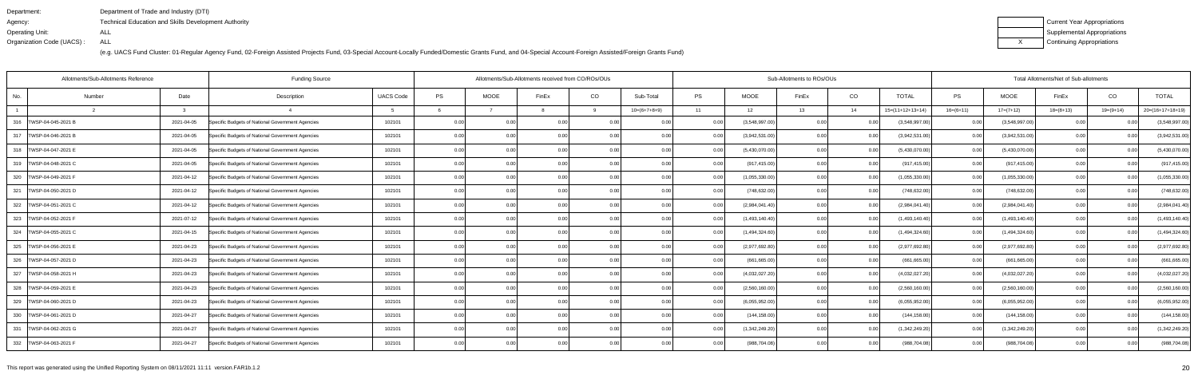Department: Department of Trade and Industry (DTI)
Agency: Technical Education and Skills Development Authority
Operating Unit: ALL
Organization Code (UACS) : ALL

(e.g. UACS Fund Cluster: 01-Regular Agency Fund, 02-Foreign Assisted Projects Fund, 03-Special Account-Locally Funded/Domestic Grants Fund, and 04-Special Account-Foreign Assisted/Foreign Grants Fund)

| | Current Year Appropriations |
|---|---|
| | Supplemental Appropriations |
| X | Continuing Appropriations |

| Allotments/Sub-Allotments Reference | | | Funding Source | | Allotments/Sub-Allotments received from CO/ROs/OUs | | | | | Sub-Allotments to ROs/OUs | | | | | Total Allotments/Net of Sub-allotments | | | | |
|---|---|---|---|---|---|---|---|---|---|---|---|---|---|---|---|---|---|---|---|
| No. | Number | Date | Description | UACS Code | PS | MOOE | FinEx | CO | Sub-Total | PS | MOOE | FinEx | CO | TOTAL | PS | MOOE | FinEx | CO | TOTAL |
| 1 | 2 | 3 | 4 | 5 | 6 | 7 | 8 | 9 | 10=(6+7+8+9) | 11 | 12 | 13 | 14 | 15=(11+12+13+14) | 16=(6+11) | 17=(7+12) | 18=(8+13) | 19=(9+14) | 20=(16+17+18+19) |
| 316 | TWSP-04-045-2021 B | 2021-04-05 | Specific Budgets of National Government Agencies | 102101 | 0.00 | 0.00 | 0.00 | 0.00 | 0.00 | 0.00 | (3,548,997.00) | 0.00 | 0.00 | (3,548,997.00) | 0.00 | (3,548,997.00) | 0.00 | 0.00 | (3,548,997.00) |
| 317 | TWSP-04-046-2021 B | 2021-04-05 | Specific Budgets of National Government Agencies | 102101 | 0.00 | 0.00 | 0.00 | 0.00 | 0.00 | 0.00 | (3,942,531.00) | 0.00 | 0.00 | (3,942,531.00) | 0.00 | (3,942,531.00) | 0.00 | 0.00 | (3,942,531.00) |
| 318 | TWSP-04-047-2021 E | 2021-04-05 | Specific Budgets of National Government Agencies | 102101 | 0.00 | 0.00 | 0.00 | 0.00 | 0.00 | 0.00 | (5,430,070.00) | 0.00 | 0.00 | (5,430,070.00) | 0.00 | (5,430,070.00) | 0.00 | 0.00 | (5,430,070.00) |
| 319 | TWSP-04-048-2021 C | 2021-04-05 | Specific Budgets of National Government Agencies | 102101 | 0.00 | 0.00 | 0.00 | 0.00 | 0.00 | 0.00 | (917,415.00) | 0.00 | 0.00 | (917,415.00) | 0.00 | (917,415.00) | 0.00 | 0.00 | (917,415.00) |
| 320 | TWSP-04-049-2021 F | 2021-04-12 | Specific Budgets of National Government Agencies | 102101 | 0.00 | 0.00 | 0.00 | 0.00 | 0.00 | 0.00 | (1,055,330.00) | 0.00 | 0.00 | (1,055,330.00) | 0.00 | (1,055,330.00) | 0.00 | 0.00 | (1,055,330.00) |
| 321 | TWSP-04-050-2021 D | 2021-04-12 | Specific Budgets of National Government Agencies | 102101 | 0.00 | 0.00 | 0.00 | 0.00 | 0.00 | 0.00 | (748,632.00) | 0.00 | 0.00 | (748,632.00) | 0.00 | (748,632.00) | 0.00 | 0.00 | (748,632.00) |
| 322 | TWSP-04-051-2021 C | 2021-04-12 | Specific Budgets of National Government Agencies | 102101 | 0.00 | 0.00 | 0.00 | 0.00 | 0.00 | 0.00 | (2,984,041.40) | 0.00 | 0.00 | (2,984,041.40) | 0.00 | (2,984,041.40) | 0.00 | 0.00 | (2,984,041.40) |
| 323 | TWSP-04-052-2021 F | 2021-07-12 | Specific Budgets of National Government Agencies | 102101 | 0.00 | 0.00 | 0.00 | 0.00 | 0.00 | 0.00 | (1,493,140.40) | 0.00 | 0.00 | (1,493,140.40) | 0.00 | (1,493,140.40) | 0.00 | 0.00 | (1,493,140.40) |
| 324 | TWSP-04-055-2021 C | 2021-04-15 | Specific Budgets of National Government Agencies | 102101 | 0.00 | 0.00 | 0.00 | 0.00 | 0.00 | 0.00 | (1,494,324.60) | 0.00 | 0.00 | (1,494,324.60) | 0.00 | (1,494,324.60) | 0.00 | 0.00 | (1,494,324.60) |
| 325 | TWSP-04-056-2021 E | 2021-04-23 | Specific Budgets of National Government Agencies | 102101 | 0.00 | 0.00 | 0.00 | 0.00 | 0.00 | 0.00 | (2,977,692.80) | 0.00 | 0.00 | (2,977,692.80) | 0.00 | (2,977,692.80) | 0.00 | 0.00 | (2,977,692.80) |
| 326 | TWSP-04-057-2021 D | 2021-04-23 | Specific Budgets of National Government Agencies | 102101 | 0.00 | 0.00 | 0.00 | 0.00 | 0.00 | 0.00 | (661,665.00) | 0.00 | 0.00 | (661,665.00) | 0.00 | (661,665.00) | 0.00 | 0.00 | (661,665.00) |
| 327 | TWSP-04-058-2021 H | 2021-04-23 | Specific Budgets of National Government Agencies | 102101 | 0.00 | 0.00 | 0.00 | 0.00 | 0.00 | 0.00 | (4,032,027.20) | 0.00 | 0.00 | (4,032,027.20) | 0.00 | (4,032,027.20) | 0.00 | 0.00 | (4,032,027.20) |
| 328 | TWSP-04-059-2021 E | 2021-04-23 | Specific Budgets of National Government Agencies | 102101 | 0.00 | 0.00 | 0.00 | 0.00 | 0.00 | 0.00 | (2,560,160.00) | 0.00 | 0.00 | (2,560,160.00) | 0.00 | (2,560,160.00) | 0.00 | 0.00 | (2,560,160.00) |
| 329 | TWSP-04-060-2021 D | 2021-04-23 | Specific Budgets of National Government Agencies | 102101 | 0.00 | 0.00 | 0.00 | 0.00 | 0.00 | 0.00 | (6,055,952.00) | 0.00 | 0.00 | (6,055,952.00) | 0.00 | (6,055,952.00) | 0.00 | 0.00 | (6,055,952.00) |
| 330 | TWSP-04-061-2021 D | 2021-04-27 | Specific Budgets of National Government Agencies | 102101 | 0.00 | 0.00 | 0.00 | 0.00 | 0.00 | 0.00 | (144,158.00) | 0.00 | 0.00 | (144,158.00) | 0.00 | (144,158.00) | 0.00 | 0.00 | (144,158.00) |
| 331 | TWSP-04-062-2021 G | 2021-04-27 | Specific Budgets of National Government Agencies | 102101 | 0.00 | 0.00 | 0.00 | 0.00 | 0.00 | 0.00 | (1,342,249.20) | 0.00 | 0.00 | (1,342,249.20) | 0.00 | (1,342,249.20) | 0.00 | 0.00 | (1,342,249.20) |
| 332 | TWSP-04-063-2021 F | 2021-04-27 | Specific Budgets of National Government Agencies | 102101 | 0.00 | 0.00 | 0.00 | 0.00 | 0.00 | 0.00 | (988,704.08) | 0.00 | 0.00 | (988,704.08) | 0.00 | (988,704.08) | 0.00 | 0.00 | (988,704.08) |

This report was generated using the Unified Reporting System on 08/11/2021 11:11 version.FAR1b.1.2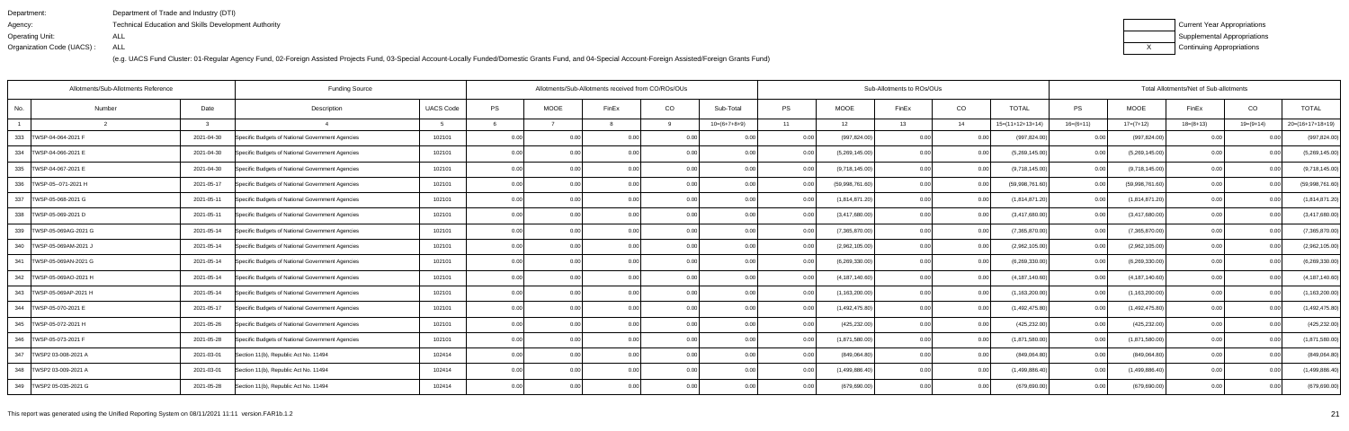Department: Department of Trade and Industry (DTI)
Agency: Technical Education and Skills Development Authority
Operating Unit: ALL
Organization Code (UACS) : ALL

(e.g. UACS Fund Cluster: 01-Regular Agency Fund, 02-Foreign Assisted Projects Fund, 03-Special Account-Locally Funded/Domestic Grants Fund, and 04-Special Account-Foreign Assisted/Foreign Grants Fund)

| | Current Year Appropriations |
|---|---|
| | Supplemental Appropriations |
| X | Continuing Appropriations |

| Allotments/Sub-Allotments Reference | | | Funding Source | | Allotments/Sub-Allotments received from CO/ROs/OUs | | | | | Sub-Allotments to ROs/OUs | | | | | Total Allotments/Net of Sub-allotments | | | | |
|---|---|---|---|---|---|---|---|---|---|---|---|---|---|---|---|---|---|---|---|
| No. | Number | Date | Description | UACS Code | PS | MOOE | FinEx | CO | Sub-Total | PS | MOOE | FinEx | CO | TOTAL | PS | MOOE | FinEx | CO | TOTAL |
| 1 | 2 | 3 | 4 | 5 | 6 | 7 | 8 | 9 | 10=(6+7+8+9) | 11 | 12 | 13 | 14 | 15=(11+12+13+14) | 16=(6+11) | 17=(7+12) | 18=(8+13) | 19=(9+14) | 20=(16+17+18+19) |
| 333 | TWSP-04-064-2021 F | 2021-04-30 | Specific Budgets of National Government Agencies | 102101 | 0.00 | 0.00 | 0.00 | 0.00 | 0.00 | 0.00 | (997,824.00) | 0.00 | 0.00 | (997,824.00) | 0.00 | (997,824.00) | 0.00 | 0.00 | (997,824.00) |
| 334 | TWSP-04-066-2021 E | 2021-04-30 | Specific Budgets of National Government Agencies | 102101 | 0.00 | 0.00 | 0.00 | 0.00 | 0.00 | 0.00 | (5,269,145.00) | 0.00 | 0.00 | (5,269,145.00) | 0.00 | (5,269,145.00) | 0.00 | 0.00 | (5,269,145.00) |
| 335 | TWSP-04-067-2021 E | 2021-04-30 | Specific Budgets of National Government Agencies | 102101 | 0.00 | 0.00 | 0.00 | 0.00 | 0.00 | 0.00 | (9,718,145.00) | 0.00 | 0.00 | (9,718,145.00) | 0.00 | (9,718,145.00) | 0.00 | 0.00 | (9,718,145.00) |
| 336 | TWSP-05--071-2021 H | 2021-05-17 | Specific Budgets of National Government Agencies | 102101 | 0.00 | 0.00 | 0.00 | 0.00 | 0.00 | 0.00 | (59,998,761.60) | 0.00 | 0.00 | (59,998,761.60) | 0.00 | (59,998,761.60) | 0.00 | 0.00 | (59,998,761.60) |
| 337 | TWSP-05-068-2021 G | 2021-05-11 | Specific Budgets of National Government Agencies | 102101 | 0.00 | 0.00 | 0.00 | 0.00 | 0.00 | 0.00 | (1,814,871.20) | 0.00 | 0.00 | (1,814,871.20) | 0.00 | (1,814,871.20) | 0.00 | 0.00 | (1,814,871.20) |
| 338 | TWSP-05-069-2021 D | 2021-05-11 | Specific Budgets of National Government Agencies | 102101 | 0.00 | 0.00 | 0.00 | 0.00 | 0.00 | 0.00 | (3,417,680.00) | 0.00 | 0.00 | (3,417,680.00) | 0.00 | (3,417,680.00) | 0.00 | 0.00 | (3,417,680.00) |
| 339 | TWSP-05-069AG-2021 G | 2021-05-14 | Specific Budgets of National Government Agencies | 102101 | 0.00 | 0.00 | 0.00 | 0.00 | 0.00 | 0.00 | (7,365,870.00) | 0.00 | 0.00 | (7,365,870.00) | 0.00 | (7,365,870.00) | 0.00 | 0.00 | (7,365,870.00) |
| 340 | TWSP-05-069AM-2021 J | 2021-05-14 | Specific Budgets of National Government Agencies | 102101 | 0.00 | 0.00 | 0.00 | 0.00 | 0.00 | 0.00 | (2,962,105.00) | 0.00 | 0.00 | (2,962,105.00) | 0.00 | (2,962,105.00) | 0.00 | 0.00 | (2,962,105.00) |
| 341 | TWSP-05-069AN-2021 G | 2021-05-14 | Specific Budgets of National Government Agencies | 102101 | 0.00 | 0.00 | 0.00 | 0.00 | 0.00 | 0.00 | (6,269,330.00) | 0.00 | 0.00 | (6,269,330.00) | 0.00 | (6,269,330.00) | 0.00 | 0.00 | (6,269,330.00) |
| 342 | TWSP-05-069AO-2021 H | 2021-05-14 | Specific Budgets of National Government Agencies | 102101 | 0.00 | 0.00 | 0.00 | 0.00 | 0.00 | 0.00 | (4,187,140.60) | 0.00 | 0.00 | (4,187,140.60) | 0.00 | (4,187,140.60) | 0.00 | 0.00 | (4,187,140.60) |
| 343 | TWSP-05-069AP-2021 H | 2021-05-14 | Specific Budgets of National Government Agencies | 102101 | 0.00 | 0.00 | 0.00 | 0.00 | 0.00 | 0.00 | (1,163,200.00) | 0.00 | 0.00 | (1,163,200.00) | 0.00 | (1,163,200.00) | 0.00 | 0.00 | (1,163,200.00) |
| 344 | TWSP-05-070-2021 E | 2021-05-17 | Specific Budgets of National Government Agencies | 102101 | 0.00 | 0.00 | 0.00 | 0.00 | 0.00 | 0.00 | (1,492,475.80) | 0.00 | 0.00 | (1,492,475.80) | 0.00 | (1,492,475.80) | 0.00 | 0.00 | (1,492,475.80) |
| 345 | TWSP-05-072-2021 H | 2021-05-26 | Specific Budgets of National Government Agencies | 102101 | 0.00 | 0.00 | 0.00 | 0.00 | 0.00 | 0.00 | (425,232.00) | 0.00 | 0.00 | (425,232.00) | 0.00 | (425,232.00) | 0.00 | 0.00 | (425,232.00) |
| 346 | TWSP-05-073-2021 F | 2021-05-28 | Specific Budgets of National Government Agencies | 102101 | 0.00 | 0.00 | 0.00 | 0.00 | 0.00 | 0.00 | (1,871,580.00) | 0.00 | 0.00 | (1,871,580.00) | 0.00 | (1,871,580.00) | 0.00 | 0.00 | (1,871,580.00) |
| 347 | TWSP2 03-008-2021 A | 2021-03-01 | Section 11(b), Republic Act No. 11494 | 102414 | 0.00 | 0.00 | 0.00 | 0.00 | 0.00 | 0.00 | (849,064.80) | 0.00 | 0.00 | (849,064.80) | 0.00 | (849,064.80) | 0.00 | 0.00 | (849,064.80) |
| 348 | TWSP2 03-009-2021 A | 2021-03-01 | Section 11(b), Republic Act No. 11494 | 102414 | 0.00 | 0.00 | 0.00 | 0.00 | 0.00 | 0.00 | (1,499,886.40) | 0.00 | 0.00 | (1,499,886.40) | 0.00 | (1,499,886.40) | 0.00 | 0.00 | (1,499,886.40) |
| 349 | TWSP2 05-035-2021 G | 2021-05-28 | Section 11(b), Republic Act No. 11494 | 102414 | 0.00 | 0.00 | 0.00 | 0.00 | 0.00 | 0.00 | (679,690.00) | 0.00 | 0.00 | (679,690.00) | 0.00 | (679,690.00) | 0.00 | 0.00 | (679,690.00) |

This report was generated using the Unified Reporting System on 08/11/2021 11:11 version.FAR1b.1.2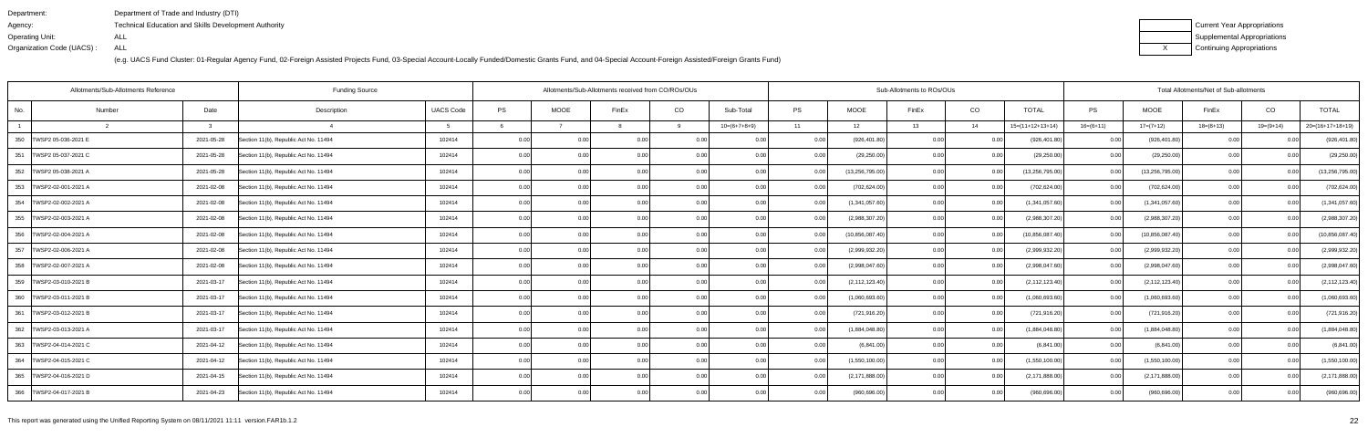Department: Department of Trade and Industry (DTI)
Agency: Technical Education and Skills Development Authority
Operating Unit: ALL
Organization Code (UACS) : ALL

(e.g. UACS Fund Cluster: 01-Regular Agency Fund, 02-Foreign Assisted Projects Fund, 03-Special Account-Locally Funded/Domestic Grants Fund, and 04-Special Account-Foreign Assisted/Foreign Grants Fund)

| | Current Year Appropriations |
|---|---|
| | Supplemental Appropriations |
| X | Continuing Appropriations |

| Allotments/Sub-Allotments Reference | | | Funding Source | | Allotments/Sub-Allotments received from CO/ROs/OUs | | | | | Sub-Allotments to ROs/OUs | | | | | Total Allotments/Net of Sub-allotments | | | | |
|---|---|---|---|---|---|---|---|---|---|---|---|---|---|---|---|---|---|---|---|
| No. | Number | Date | Description | UACS Code | PS | MOOE | FinEx | CO | Sub-Total | PS | MOOE | FinEx | CO | TOTAL | PS | MOOE | FinEx | CO | TOTAL |
| 1 | 2 | 3 | 4 | 5 | 6 | 7 | 8 | 9 | 10=(6+7+8+9) | 11 | 12 | 13 | 14 | 15=(11+12+13+14) | 16=(6+11) | 17=(7+12) | 18=(8+13) | 19=(9+14) | 20=(16+17+18+19) |
| 350 | TWSP2 05-036-2021 E | 2021-05-28 | Section 11(b), Republic Act No. 11494 | 102414 | 0.00 | 0.00 | 0.00 | 0.00 | 0.00 | 0.00 | (926,401.80) | 0.00 | 0.00 | (926,401.80) | 0.00 | (926,401.80) | 0.00 | 0.00 | (926,401.80) |
| 351 | TWSP2 05-037-2021 C | 2021-05-28 | Section 11(b), Republic Act No. 11494 | 102414 | 0.00 | 0.00 | 0.00 | 0.00 | 0.00 | 0.00 | (29,250.00) | 0.00 | 0.00 | (29,250.00) | 0.00 | (29,250.00) | 0.00 | 0.00 | (29,250.00) |
| 352 | TWSP2 05-038-2021 A | 2021-05-28 | Section 11(b), Republic Act No. 11494 | 102414 | 0.00 | 0.00 | 0.00 | 0.00 | 0.00 | 0.00 | (13,256,795.00) | 0.00 | 0.00 | (13,256,795.00) | 0.00 | (13,256,795.00) | 0.00 | 0.00 | (13,256,795.00) |
| 353 | TWSP2-02-001-2021 A | 2021-02-08 | Section 11(b), Republic Act No. 11494 | 102414 | 0.00 | 0.00 | 0.00 | 0.00 | 0.00 | 0.00 | (702,624.00) | 0.00 | 0.00 | (702,624.00) | 0.00 | (702,624.00) | 0.00 | 0.00 | (702,624.00) |
| 354 | TWSP2-02-002-2021 A | 2021-02-08 | Section 11(b), Republic Act No. 11494 | 102414 | 0.00 | 0.00 | 0.00 | 0.00 | 0.00 | 0.00 | (1,341,057.60) | 0.00 | 0.00 | (1,341,057.60) | 0.00 | (1,341,057.60) | 0.00 | 0.00 | (1,341,057.60) |
| 355 | TWSP2-02-003-2021 A | 2021-02-08 | Section 11(b), Republic Act No. 11494 | 102414 | 0.00 | 0.00 | 0.00 | 0.00 | 0.00 | 0.00 | (2,988,307.20) | 0.00 | 0.00 | (2,988,307.20) | 0.00 | (2,988,307.20) | 0.00 | 0.00 | (2,988,307.20) |
| 356 | TWSP2-02-004-2021 A | 2021-02-08 | Section 11(b), Republic Act No. 11494 | 102414 | 0.00 | 0.00 | 0.00 | 0.00 | 0.00 | 0.00 | (10,856,087.40) | 0.00 | 0.00 | (10,856,087.40) | 0.00 | (10,856,087.40) | 0.00 | 0.00 | (10,856,087.40) |
| 357 | TWSP2-02-006-2021 A | 2021-02-08 | Section 11(b), Republic Act No. 11494 | 102414 | 0.00 | 0.00 | 0.00 | 0.00 | 0.00 | 0.00 | (2,999,932.20) | 0.00 | 0.00 | (2,999,932.20) | 0.00 | (2,999,932.20) | 0.00 | 0.00 | (2,999,932.20) |
| 358 | TWSP2-02-007-2021 A | 2021-02-08 | Section 11(b), Republic Act No. 11494 | 102414 | 0.00 | 0.00 | 0.00 | 0.00 | 0.00 | 0.00 | (2,998,047.60) | 0.00 | 0.00 | (2,998,047.60) | 0.00 | (2,998,047.60) | 0.00 | 0.00 | (2,998,047.60) |
| 359 | TWSP2-03-010-2021 B | 2021-03-17 | Section 11(b), Republic Act No. 11494 | 102414 | 0.00 | 0.00 | 0.00 | 0.00 | 0.00 | 0.00 | (2,112,123.40) | 0.00 | 0.00 | (2,112,123.40) | 0.00 | (2,112,123.40) | 0.00 | 0.00 | (2,112,123.40) |
| 360 | TWSP2-03-011-2021 B | 2021-03-17 | Section 11(b), Republic Act No. 11494 | 102414 | 0.00 | 0.00 | 0.00 | 0.00 | 0.00 | 0.00 | (1,060,693.60) | 0.00 | 0.00 | (1,060,693.60) | 0.00 | (1,060,693.60) | 0.00 | 0.00 | (1,060,693.60) |
| 361 | TWSP2-03-012-2021 B | 2021-03-17 | Section 11(b), Republic Act No. 11494 | 102414 | 0.00 | 0.00 | 0.00 | 0.00 | 0.00 | 0.00 | (721,916.20) | 0.00 | 0.00 | (721,916.20) | 0.00 | (721,916.20) | 0.00 | 0.00 | (721,916.20) |
| 362 | TWSP2-03-013-2021 A | 2021-03-17 | Section 11(b), Republic Act No. 11494 | 102414 | 0.00 | 0.00 | 0.00 | 0.00 | 0.00 | 0.00 | (1,884,048.80) | 0.00 | 0.00 | (1,884,048.80) | 0.00 | (1,884,048.80) | 0.00 | 0.00 | (1,884,048.80) |
| 363 | TWSP2-04-014-2021 C | 2021-04-12 | Section 11(b), Republic Act No. 11494 | 102414 | 0.00 | 0.00 | 0.00 | 0.00 | 0.00 | 0.00 | (6,841.00) | 0.00 | 0.00 | (6,841.00) | 0.00 | (6,841.00) | 0.00 | 0.00 | (6,841.00) |
| 364 | TWSP2-04-015-2021 C | 2021-04-12 | Section 11(b), Republic Act No. 11494 | 102414 | 0.00 | 0.00 | 0.00 | 0.00 | 0.00 | 0.00 | (1,550,100.00) | 0.00 | 0.00 | (1,550,100.00) | 0.00 | (1,550,100.00) | 0.00 | 0.00 | (1,550,100.00) |
| 365 | TWSP2-04-016-2021 D | 2021-04-15 | Section 11(b), Republic Act No. 11494 | 102414 | 0.00 | 0.00 | 0.00 | 0.00 | 0.00 | 0.00 | (2,171,888.00) | 0.00 | 0.00 | (2,171,888.00) | 0.00 | (2,171,888.00) | 0.00 | 0.00 | (2,171,888.00) |
| 366 | TWSP2-04-017-2021 B | 2021-04-23 | Section 11(b), Republic Act No. 11494 | 102414 | 0.00 | 0.00 | 0.00 | 0.00 | 0.00 | 0.00 | (960,696.00) | 0.00 | 0.00 | (960,696.00) | 0.00 | (960,696.00) | 0.00 | 0.00 | (960,696.00) |

This report was generated using the Unified Reporting System on 08/11/2021 11:11 version.FAR1b.1.2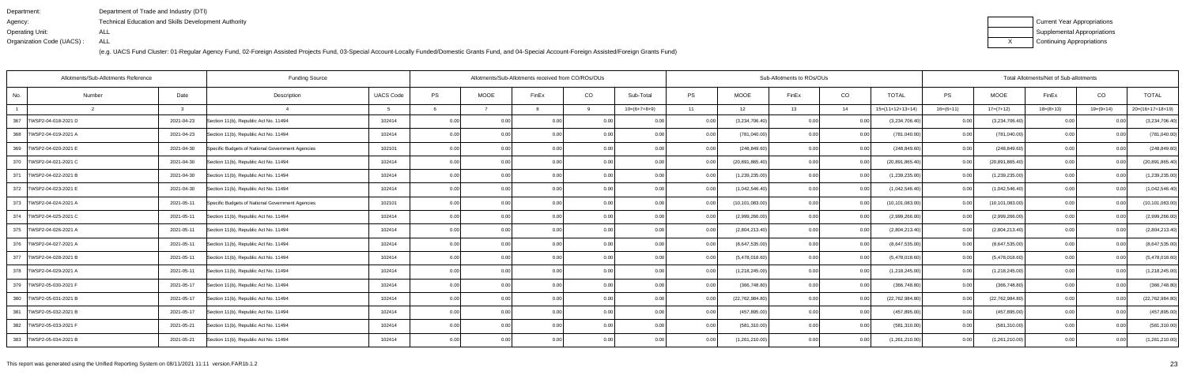Department: Department of Trade and Industry (DTI)
Agency: Technical Education and Skills Development Authority
Operating Unit: ALL
Organization Code (UACS) : ALL

(e.g. UACS Fund Cluster: 01-Regular Agency Fund, 02-Foreign Assisted Projects Fund, 03-Special Account-Locally Funded/Domestic Grants Fund, and 04-Special Account-Foreign Assisted/Foreign Grants Fund)

| | Current Year Appropriations |
|---|---|
| | Supplemental Appropriations |
| X | Continuing Appropriations |

| Allotments/Sub-Allotments Reference | | | Funding Source | | Allotments/Sub-Allotments received from CO/ROs/OUs | | | | | Sub-Allotments to ROs/OUs | | | | | Total Allotments/Net of Sub-allotments | | | | |
|---|---|---|---|---|---|---|---|---|---|---|---|---|---|---|---|---|---|---|---|
| No. | Number | Date | Description | UACS Code | PS | MOOE | FinEx | CO | Sub-Total | PS | MOOE | FinEx | CO | TOTAL | PS | MOOE | FinEx | CO | TOTAL |
| 1 | 2 | 3 | 4 | 5 | 6 | 7 | 8 | 9 | 10=(6+7+8+9) | 11 | 12 | 13 | 14 | 15=(11+12+13+14) | 16=(6+11) | 17=(7+12) | 18=(8+13) | 19=(9+14) | 20=(16+17+18+19) |
| 367 | TWSP2-04-018-2021 D | 2021-04-23 | Section 11(b), Republic Act No. 11494 | 102414 | 0.00 | 0.00 | 0.00 | 0.00 | 0.00 | 0.00 | (3,234,706.40) | 0.00 | 0.00 | (3,234,706.40) | 0.00 | (3,234,706.40) | 0.00 | 0.00 | (3,234,706.40) |
| 368 | TWSP2-04-019-2021 A | 2021-04-23 | Section 11(b), Republic Act No. 11494 | 102414 | 0.00 | 0.00 | 0.00 | 0.00 | 0.00 | 0.00 | (781,040.00) | 0.00 | 0.00 | (781,040.00) | 0.00 | (781,040.00) | 0.00 | 0.00 | (781,040.00) |
| 369 | TWSP2-04-020-2021 E | 2021-04-30 | Specific Budgets of National Government Agencies | 102101 | 0.00 | 0.00 | 0.00 | 0.00 | 0.00 | 0.00 | (248,849.60) | 0.00 | 0.00 | (248,849.60) | 0.00 | (248,849.60) | 0.00 | 0.00 | (248,849.60) |
| 370 | TWSP2-04-021-2021 C | 2021-04-30 | Section 11(b), Republic Act No. 11494 | 102414 | 0.00 | 0.00 | 0.00 | 0.00 | 0.00 | 0.00 | (20,891,865.40) | 0.00 | 0.00 | (20,891,865.40) | 0.00 | (20,891,865.40) | 0.00 | 0.00 | (20,891,865.40) |
| 371 | TWSP2-04-022-2021 B | 2021-04-30 | Section 11(b), Republic Act No. 11494 | 102414 | 0.00 | 0.00 | 0.00 | 0.00 | 0.00 | 0.00 | (1,239,235.00) | 0.00 | 0.00 | (1,239,235.00) | 0.00 | (1,239,235.00) | 0.00 | 0.00 | (1,239,235.00) |
| 372 | TWSP2-04-023-2021 E | 2021-04-30 | Section 11(b), Republic Act No. 11494 | 102414 | 0.00 | 0.00 | 0.00 | 0.00 | 0.00 | 0.00 | (1,042,546.40) | 0.00 | 0.00 | (1,042,546.40) | 0.00 | (1,042,546.40) | 0.00 | 0.00 | (1,042,546.40) |
| 373 | TWSP2-04-024-2021 A | 2021-05-11 | Specific Budgets of National Government Agencies | 102101 | 0.00 | 0.00 | 0.00 | 0.00 | 0.00 | 0.00 | (10,101,083.00) | 0.00 | 0.00 | (10,101,083.00) | 0.00 | (10,101,083.00) | 0.00 | 0.00 | (10,101,083.00) |
| 374 | TWSP2-04-025-2021 C | 2021-05-11 | Section 11(b), Republic Act No. 11494 | 102414 | 0.00 | 0.00 | 0.00 | 0.00 | 0.00 | 0.00 | (2,999,266.00) | 0.00 | 0.00 | (2,999,266.00) | 0.00 | (2,999,266.00) | 0.00 | 0.00 | (2,999,266.00) |
| 375 | TWSP2-04-026-2021 A | 2021-05-11 | Section 11(b), Republic Act No. 11494 | 102414 | 0.00 | 0.00 | 0.00 | 0.00 | 0.00 | 0.00 | (2,804,213.40) | 0.00 | 0.00 | (2,804,213.40) | 0.00 | (2,804,213.40) | 0.00 | 0.00 | (2,804,213.40) |
| 376 | TWSP2-04-027-2021 A | 2021-05-11 | Section 11(b), Republic Act No. 11494 | 102414 | 0.00 | 0.00 | 0.00 | 0.00 | 0.00 | 0.00 | (8,647,535.00) | 0.00 | 0.00 | (8,647,535.00) | 0.00 | (8,647,535.00) | 0.00 | 0.00 | (8,647,535.00) |
| 377 | TWSP2-04-028-2021 B | 2021-05-11 | Section 11(b), Republic Act No. 11494 | 102414 | 0.00 | 0.00 | 0.00 | 0.00 | 0.00 | 0.00 | (5,478,018.60) | 0.00 | 0.00 | (5,478,018.60) | 0.00 | (5,478,018.60) | 0.00 | 0.00 | (5,478,018.60) |
| 378 | TWSP2-04-029-2021 A | 2021-05-11 | Section 11(b), Republic Act No. 11494 | 102414 | 0.00 | 0.00 | 0.00 | 0.00 | 0.00 | 0.00 | (1,218,245.00) | 0.00 | 0.00 | (1,218,245.00) | 0.00 | (1,218,245.00) | 0.00 | 0.00 | (1,218,245.00) |
| 379 | TWSP2-05-030-2021 F | 2021-05-17 | Section 11(b), Republic Act No. 11494 | 102414 | 0.00 | 0.00 | 0.00 | 0.00 | 0.00 | 0.00 | (366,748.80) | 0.00 | 0.00 | (366,748.80) | 0.00 | (366,748.80) | 0.00 | 0.00 | (366,748.80) |
| 380 | TWSP2-05-031-2021 B | 2021-05-17 | Section 11(b), Republic Act No. 11494 | 102414 | 0.00 | 0.00 | 0.00 | 0.00 | 0.00 | 0.00 | (22,762,984.80) | 0.00 | 0.00 | (22,762,984.80) | 0.00 | (22,762,984.80) | 0.00 | 0.00 | (22,762,984.80) |
| 381 | TWSP2-05-032-2021 B | 2021-05-17 | Section 11(b), Republic Act No. 11494 | 102414 | 0.00 | 0.00 | 0.00 | 0.00 | 0.00 | 0.00 | (457,895.00) | 0.00 | 0.00 | (457,895.00) | 0.00 | (457,895.00) | 0.00 | 0.00 | (457,895.00) |
| 382 | TWSP2-05-033-2021 F | 2021-05-21 | Section 11(b), Republic Act No. 11494 | 102414 | 0.00 | 0.00 | 0.00 | 0.00 | 0.00 | 0.00 | (581,310.00) | 0.00 | 0.00 | (581,310.00) | 0.00 | (581,310.00) | 0.00 | 0.00 | (581,310.00) |
| 383 | TWSP2-05-034-2021 B | 2021-05-21 | Section 11(b), Republic Act No. 11494 | 102414 | 0.00 | 0.00 | 0.00 | 0.00 | 0.00 | 0.00 | (1,261,210.00) | 0.00 | 0.00 | (1,261,210.00) | 0.00 | (1,261,210.00) | 0.00 | 0.00 | (1,261,210.00) |

This report was generated using the Unified Reporting System on 08/11/2021 11:11 version.FAR1b.1.2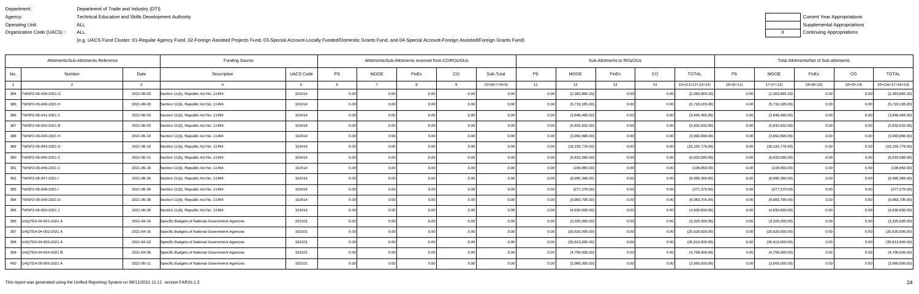Department: Department of Trade and Industry (DTI)
Agency: Technical Education and Skills Development Authority
Operating Unit: ALL
Organization Code (UACS) : ALL

(e.g. UACS Fund Cluster: 01-Regular Agency Fund, 02-Foreign Assisted Projects Fund, 03-Special Account-Locally Funded/Domestic Grants Fund, and 04-Special Account-Foreign Assisted/Foreign Grants Fund)

| | Current Year Appropriations |
|---|---|
| | Supplemental Appropriations |
| X | Continuing Appropriations |

| Allotments/Sub-Allotments Reference | | | Funding Source | | Allotments/Sub-Allotments received from CO/ROs/OUs | | | | | Sub-Allotments to ROs/OUs | | | | | Total Allotments/Net of Sub-allotments | | | | |
|---|---|---|---|---|---|---|---|---|---|---|---|---|---|---|---|---|---|---|---|
| No. | Number | Date | Description | UACS Code | PS | MOOE | FinEx | CO | Sub-Total | PS | MOOE | FinEx | CO | TOTAL | PS | MOOE | FinEx | CO | TOTAL |
| 1 | 2 | 3 | 4 | 5 | 6 | 7 | 8 | 9 | 10=(6+7+8+9) | 11 | 12 | 13 | 14 | 15=(11+12+13+14) | 16=(6+11) | 17=(7+12) | 18=(8+13) | 19=(9+14) | 20=(16+17+18+19) |
| 384 | TWSP2-06-039-2021 G | 2021-06-03 | Section 11(b), Republic Act No. 11494 | 102414 | 0.00 | 0.00 | 0.00 | 0.00 | 0.00 | 0.00 | (2,363,865.20) | 0.00 | 0.00 | (2,363,865.20) | 0.00 | (2,363,865.20) | 0.00 | 0.00 | (2,363,865.20) |
| 385 | TWSP2-06-040-2021 H | 2021-06-03 | Section 11(b), Republic Act No. 11494 | 102414 | 0.00 | 0.00 | 0.00 | 0.00 | 0.00 | 0.00 | (5,719,165.00) | 0.00 | 0.00 | (5,719,165.00) | 0.00 | (5,719,165.00) | 0.00 | 0.00 | (5,719,165.00) |
| 386 | TWSP2-06-041-2021 C | 2021-06-03 | Section 11(b), Republic Act No. 11494 | 102414 | 0.00 | 0.00 | 0.00 | 0.00 | 0.00 | 0.00 | (3,846,465.00) | 0.00 | 0.00 | (3,846,465.00) | 0.00 | (3,846,465.00) | 0.00 | 0.00 | (3,846,465.00) |
| 387 | TWSP2-06-042-2021 B | 2021-06-03 | Section 11(b), Republic Act No. 11494 | 102414 | 0.00 | 0.00 | 0.00 | 0.00 | 0.00 | 0.00 | (5,832,632.00) | 0.00 | 0.00 | (5,832,632.00) | 0.00 | (5,832,632.00) | 0.00 | 0.00 | (5,832,632.00) |
| 388 | TWSP2-06-043-2021 H | 2021-06-10 | Section 11(b), Republic Act No. 11494 | 102414 | 0.00 | 0.00 | 0.00 | 0.00 | 0.00 | 0.00 | (3,992,896.00) | 0.00 | 0.00 | (3,992,896.00) | 0.00 | (3,992,896.00) | 0.00 | 0.00 | (3,992,896.00) |
| 389 | TWSP2-06-044-2021 D | 2021-06-10 | Section 11(b), Republic Act No. 11494 | 102414 | 0.00 | 0.00 | 0.00 | 0.00 | 0.00 | 0.00 | (16,155,776.00) | 0.00 | 0.00 | (16,155,776.00) | 0.00 | (16,155,776.00) | 0.00 | 0.00 | (16,155,776.00) |
| 390 | TWSP2-06-045-2021 C | 2021-06-11 | Section 11(b), Republic Act No. 11494 | 102414 | 0.00 | 0.00 | 0.00 | 0.00 | 0.00 | 0.00 | (6,833,580.00) | 0.00 | 0.00 | (6,833,580.00) | 0.00 | (6,833,580.00) | 0.00 | 0.00 | (6,833,580.00) |
| 391 | TWSP2-06-046-2021 C | 2021-06-16 | Section 11(b), Republic Act No. 11494 | 102414 | 0.00 | 0.00 | 0.00 | 0.00 | 0.00 | 0.00 | (108,850.00) | 0.00 | 0.00 | (108,850.00) | 0.00 | (108,850.00) | 0.00 | 0.00 | (108,850.00) |
| 392 | TWSP2-06-047-2021 I | 2021-06-30 | Section 11(b), Republic Act No. 11494 | 102414 | 0.00 | 0.00 | 0.00 | 0.00 | 0.00 | 0.00 | (8,995,366.00) | 0.00 | 0.00 | (8,995,366.00) | 0.00 | (8,995,366.00) | 0.00 | 0.00 | (8,995,366.00) |
| 393 | TWSP2-06-048-2021 I | 2021-06-30 | Section 11(b), Republic Act No. 11494 | 102414 | 0.00 | 0.00 | 0.00 | 0.00 | 0.00 | 0.00 | (277,270.00) | 0.00 | 0.00 | (277,270.00) | 0.00 | (277,270.00) | 0.00 | 0.00 | (277,270.00) |
| 394 | TWSP2-06-049-2021 D | 2021-06-30 | Section 11(b), Republic Act No. 11494 | 102414 | 0.00 | 0.00 | 0.00 | 0.00 | 0.00 | 0.00 | (9,983,705.00) | 0.00 | 0.00 | (9,983,705.00) | 0.00 | (9,983,705.00) | 0.00 | 0.00 | (9,983,705.00) |
| 395 | TWSP2-06-050-2021 J | 2021-06-30 | Section 11(b), Republic Act No. 11494 | 102414 | 0.00 | 0.00 | 0.00 | 0.00 | 0.00 | 0.00 | (4,830,830.00) | 0.00 | 0.00 | (4,830,830.00) | 0.00 | (4,830,830.00) | 0.00 | 0.00 | (4,830,830.00) |
| 396 | UAQTEA-04-001-2021 A | 2021-04-15 | Specific Budgets of National Government Agencies | 102101 | 0.00 | 0.00 | 0.00 | 0.00 | 0.00 | 0.00 | (3,325,000.00) | 0.00 | 0.00 | (3,325,000.00) | 0.00 | (3,325,000.00) | 0.00 | 0.00 | (3,325,000.00) |
| 397 | UAQTEA-04-002-2021 A | 2021-04-15 | Specific Budgets of National Government Agencies | 102101 | 0.00 | 0.00 | 0.00 | 0.00 | 0.00 | 0.00 | (25,620,000.00) | 0.00 | 0.00 | (25,620,000.00) | 0.00 | (25,620,000.00) | 0.00 | 0.00 | (25,620,000.00) |
| 398 | UAQTEA-04-003-2021 A | 2021-04-22 | Specific Budgets of National Government Agencies | 102101 | 0.00 | 0.00 | 0.00 | 0.00 | 0.00 | 0.00 | (35,813,000.00) | 0.00 | 0.00 | (35,813,000.00) | 0.00 | (35,813,000.00) | 0.00 | 0.00 | (35,813,000.00) |
| 399 | UAQTEA-04-004-2021 B | 2021-04-30 | Specific Budgets of National Government Agencies | 102101 | 0.00 | 0.00 | 0.00 | 0.00 | 0.00 | 0.00 | (4,758,000.00) | 0.00 | 0.00 | (4,758,000.00) | 0.00 | (4,758,000.00) | 0.00 | 0.00 | (4,758,000.00) |
| 400 | UAQTEA-05-005-2021 A | 2021-05-11 | Specific Budgets of National Government Agencies | 102101 | 0.00 | 0.00 | 0.00 | 0.00 | 0.00 | 0.00 | (3,965,000.00) | 0.00 | 0.00 | (3,965,000.00) | 0.00 | (3,965,000.00) | 0.00 | 0.00 | (3,965,000.00) |

This report was generated using the Unified Reporting System on 08/11/2021 11:11 version.FAR1b.1.2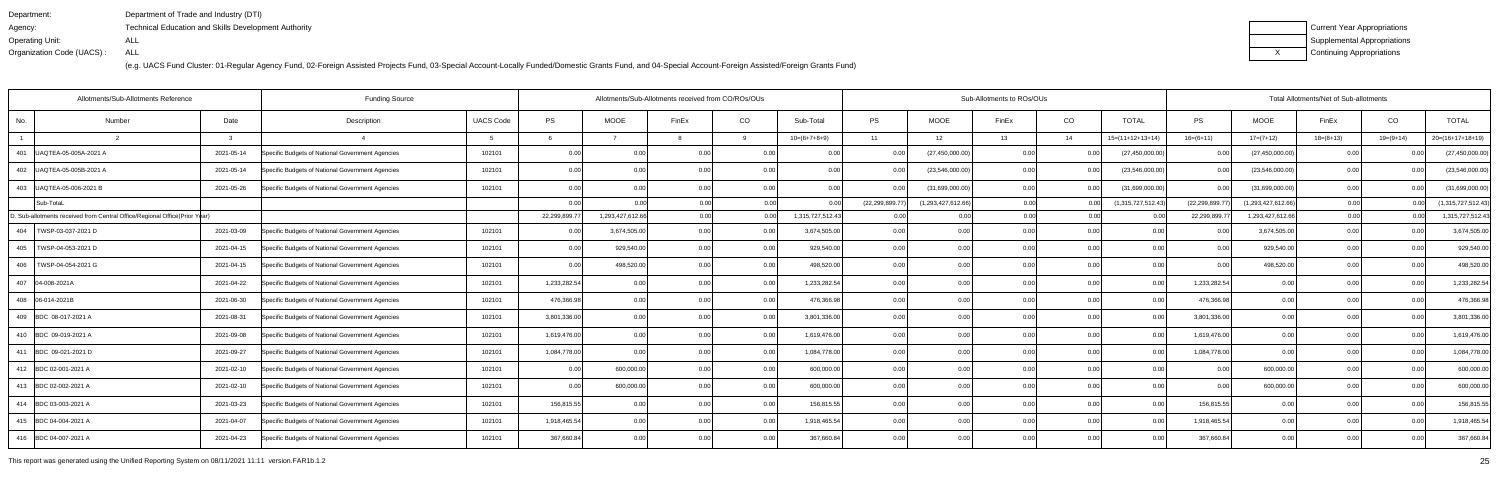Department: Department of Trade and Industry (DTI)
Agency: Technical Education and Skills Development Authority
Operating Unit: ALL
Organization Code (UACS) : ALL

(e.g. UACS Fund Cluster: 01-Regular Agency Fund, 02-Foreign Assisted Projects Fund, 03-Special Account-Locally Funded/Domestic Grants Fund, and 04-Special Account-Foreign Assisted/Foreign Grants Fund)

| | Current Year Appropriations |
|---|---|
| | Supplemental Appropriations |
| X | Continuing Appropriations |

| Allotments/Sub-Allotments Reference | | | Funding Source | | Allotments/Sub-Allotments received from CO/ROs/OUs | | | | | Sub-Allotments to ROs/OUs | | | | | Total Allotments/Net of Sub-allotments | | | | |
|---|---|---|---|---|---|---|---|---|---|---|---|---|---|---|---|---|---|---|---|
| No. | Number | Date | Description | UACS Code | PS | MOOE | FinEx | CO | Sub-Total | PS | MOOE | FinEx | CO | TOTAL | PS | MOOE | FinEx | CO | TOTAL |
| 1 | 2 | 3 | 4 | 5 | 6 | 7 | 8 | 9 | 10=(6+7+8+9) | 11 | 12 | 13 | 14 | 15=(11+12+13+14) | 16=(6+11) | 17=(7+12) | 18=(8+13) | 19=(9+14) | 20=(16+17+18+19) |
| 401 | UAQTEA-05-005A-2021 A | 2021-05-14 | Specific Budgets of National Government Agencies | 102101 | 0.00 | 0.00 | 0.00 | 0.00 | 0.00 | 0.00 | (27,450,000.00) | 0.00 | 0.00 | (27,450,000.00) | 0.00 | (27,450,000.00) | 0.00 | 0.00 | (27,450,000.00) |
| 402 | UAQTEA-05-005B-2021 A | 2021-05-14 | Specific Budgets of National Government Agencies | 102101 | 0.00 | 0.00 | 0.00 | 0.00 | 0.00 | 0.00 | (23,546,000.00) | 0.00 | 0.00 | (23,546,000.00) | 0.00 | (23,546,000.00) | 0.00 | 0.00 | (23,546,000.00) |
| 403 | UAQTEA-05-006-2021 B | 2021-05-26 | Specific Budgets of National Government Agencies | 102101 | 0.00 | 0.00 | 0.00 | 0.00 | 0.00 | 0.00 | (31,699,000.00) | 0.00 | 0.00 | (31,699,000.00) | 0.00 | (31,699,000.00) | 0.00 | 0.00 | (31,699,000.00) |
| | Sub-Total. | | | | 0.00 | 0.00 | 0.00 | 0.00 | 0.00 | (22,299,899.77) | (1,293,427,612.66) | 0.00 | 0.00 | (1,315,727,512.43) | (22,299,899.77) | (1,293,427,612.66) | 0.00 | 0.00 | (1,315,727,512.43) |
| D. Sub-allotments received from Central Office/Regional Office(Prior Year) | | | | | 22,299,899.77 | 1,293,427,612.66 | 0.00 | 0.00 | 1,315,727,512.43 | 0.00 | 0.00 | 0.00 | 0.00 | 0.00 | 22,299,899.77 | 1,293,427,612.66 | 0.00 | 0.00 | 1,315,727,512.43 |
| 404 | TWSP-03-037-2021 D | 2021-03-09 | Specific Budgets of National Government Agencies | 102101 | 0.00 | 3,674,505.00 | 0.00 | 0.00 | 3,674,505.00 | 0.00 | 0.00 | 0.00 | 0.00 | 0.00 | 0.00 | 3,674,505.00 | 0.00 | 0.00 | 3,674,505.00 |
| 405 | TWSP-04-053-2021 D | 2021-04-15 | Specific Budgets of National Government Agencies | 102101 | 0.00 | 929,540.00 | 0.00 | 0.00 | 929,540.00 | 0.00 | 0.00 | 0.00 | 0.00 | 0.00 | 0.00 | 929,540.00 | 0.00 | 0.00 | 929,540.00 |
| 406 | TWSP-04-054-2021 G | 2021-04-15 | Specific Budgets of National Government Agencies | 102101 | 0.00 | 498,520.00 | 0.00 | 0.00 | 498,520.00 | 0.00 | 0.00 | 0.00 | 0.00 | 0.00 | 0.00 | 498,520.00 | 0.00 | 0.00 | 498,520.00 |
| 407 | 04-008-2021A | 2021-04-22 | Specific Budgets of National Government Agencies | 102101 | 1,233,282.54 | 0.00 | 0.00 | 0.00 | 1,233,282.54 | 0.00 | 0.00 | 0.00 | 0.00 | 0.00 | 1,233,282.54 | 0.00 | 0.00 | 0.00 | 1,233,282.54 |
| 408 | 06-014-2021B | 2021-06-30 | Specific Budgets of National Government Agencies | 102101 | 476,366.98 | 0.00 | 0.00 | 0.00 | 476,366.98 | 0.00 | 0.00 | 0.00 | 0.00 | 0.00 | 476,366.98 | 0.00 | 0.00 | 0.00 | 476,366.98 |
| 409 | BDC 08-017-2021 A | 2021-08-31 | Specific Budgets of National Government Agencies | 102101 | 3,801,336.00 | 0.00 | 0.00 | 0.00 | 3,801,336.00 | 0.00 | 0.00 | 0.00 | 0.00 | 0.00 | 3,801,336.00 | 0.00 | 0.00 | 0.00 | 3,801,336.00 |
| 410 | BDC 09-019-2021 A | 2021-09-08 | Specific Budgets of National Government Agencies | 102101 | 1,619,476.00 | 0.00 | 0.00 | 0.00 | 1,619,476.00 | 0.00 | 0.00 | 0.00 | 0.00 | 0.00 | 1,619,476.00 | 0.00 | 0.00 | 0.00 | 1,619,476.00 |
| 411 | BDC 09-021-2021 D | 2021-09-27 | Specific Budgets of National Government Agencies | 102101 | 1,084,778.00 | 0.00 | 0.00 | 0.00 | 1,084,778.00 | 0.00 | 0.00 | 0.00 | 0.00 | 0.00 | 1,084,778.00 | 0.00 | 0.00 | 0.00 | 1,084,778.00 |
| 412 | BDC 02-001-2021 A | 2021-02-10 | Specific Budgets of National Government Agencies | 102101 | 0.00 | 600,000.00 | 0.00 | 0.00 | 600,000.00 | 0.00 | 0.00 | 0.00 | 0.00 | 0.00 | 0.00 | 600,000.00 | 0.00 | 0.00 | 600,000.00 |
| 413 | BDC 02-002-2021 A | 2021-02-10 | Specific Budgets of National Government Agencies | 102101 | 0.00 | 600,000.00 | 0.00 | 0.00 | 600,000.00 | 0.00 | 0.00 | 0.00 | 0.00 | 0.00 | 0.00 | 600,000.00 | 0.00 | 0.00 | 600,000.00 |
| 414 | BDC 03-003-2021 A | 2021-03-23 | Specific Budgets of National Government Agencies | 102101 | 156,815.55 | 0.00 | 0.00 | 0.00 | 156,815.55 | 0.00 | 0.00 | 0.00 | 0.00 | 0.00 | 156,815.55 | 0.00 | 0.00 | 0.00 | 156,815.55 |
| 415 | BDC 04-004-2021 A | 2021-04-07 | Specific Budgets of National Government Agencies | 102101 | 1,918,465.54 | 0.00 | 0.00 | 0.00 | 1,918,465.54 | 0.00 | 0.00 | 0.00 | 0.00 | 0.00 | 1,918,465.54 | 0.00 | 0.00 | 0.00 | 1,918,465.54 |
| 416 | BDC 04-007-2021 A | 2021-04-23 | Specific Budgets of National Government Agencies | 102101 | 367,660.84 | 0.00 | 0.00 | 0.00 | 367,660.84 | 0.00 | 0.00 | 0.00 | 0.00 | 0.00 | 367,660.84 | 0.00 | 0.00 | 0.00 | 367,660.84 |

This report was generated using the Unified Reporting System on 08/11/2021 11:11 version.FAR1b.1.2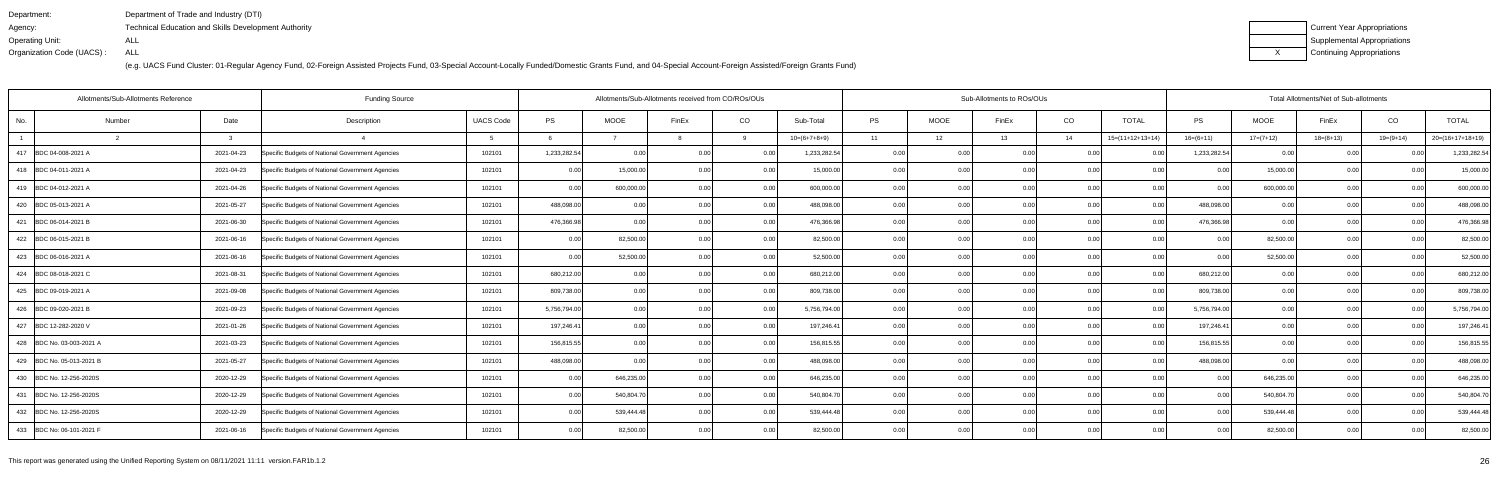Department: Department of Trade and Industry (DTI)
Agency: Technical Education and Skills Development Authority
Operating Unit: ALL
Organization Code (UACS) : ALL

| | Current Year Appropriations |
|---|---|
| | Supplemental Appropriations |
| X | Continuing Appropriations |

(e.g. UACS Fund Cluster: 01-Regular Agency Fund, 02-Foreign Assisted Projects Fund, 03-Special Account-Locally Funded/Domestic Grants Fund, and 04-Special Account-Foreign Assisted/Foreign Grants Fund)

| Allotments/Sub-Allotments Reference | | | Funding Source | | Allotments/Sub-Allotments received from CO/ROs/OUs | | | | | Sub-Allotments to ROs/OUs | | | | | Total Allotments/Net of Sub-allotments | | | | |
|---|---|---|---|---|---|---|---|---|---|---|---|---|---|---|---|---|---|---|---|
| No. | Number | Date | Description | UACS Code | PS | MOOE | FinEx | CO | Sub-Total | PS | MOOE | FinEx | CO | TOTAL | PS | MOOE | FinEx | CO | TOTAL |
| 1 | 2 | 3 | 4 | 5 | 6 | 7 | 8 | 9 | 10=(6+7+8+9) | 11 | 12 | 13 | 14 | 15=(11+12+13+14) | 16=(6+11) | 17=(7+12) | 18=(8+13) | 19=(9+14) | 20=(16+17+18+19) |
| 417 | BDC 04-008-2021 A | 2021-04-23 | Specific Budgets of National Government Agencies | 102101 | 1,233,282.54 | 0.00 | 0.00 | 0.00 | 1,233,282.54 | 0.00 | 0.00 | 0.00 | 0.00 | 0.00 | 1,233,282.54 | 0.00 | 0.00 | 0.00 | 1,233,282.54 |
| 418 | BDC 04-011-2021 A | 2021-04-23 | Specific Budgets of National Government Agencies | 102101 | 0.00 | 15,000.00 | 0.00 | 0.00 | 15,000.00 | 0.00 | 0.00 | 0.00 | 0.00 | 0.00 | 0.00 | 15,000.00 | 0.00 | 0.00 | 15,000.00 |
| 419 | BDC 04-012-2021 A | 2021-04-26 | Specific Budgets of National Government Agencies | 102101 | 0.00 | 600,000.00 | 0.00 | 0.00 | 600,000.00 | 0.00 | 0.00 | 0.00 | 0.00 | 0.00 | 0.00 | 600,000.00 | 0.00 | 0.00 | 600,000.00 |
| 420 | BDC 05-013-2021 A | 2021-05-27 | Specific Budgets of National Government Agencies | 102101 | 488,098.00 | 0.00 | 0.00 | 0.00 | 488,098.00 | 0.00 | 0.00 | 0.00 | 0.00 | 0.00 | 488,098.00 | 0.00 | 0.00 | 0.00 | 488,098.00 |
| 421 | BDC 06-014-2021 B | 2021-06-30 | Specific Budgets of National Government Agencies | 102101 | 476,366.98 | 0.00 | 0.00 | 0.00 | 476,366.98 | 0.00 | 0.00 | 0.00 | 0.00 | 0.00 | 476,366.98 | 0.00 | 0.00 | 0.00 | 476,366.98 |
| 422 | BDC 06-015-2021 B | 2021-06-16 | Specific Budgets of National Government Agencies | 102101 | 0.00 | 82,500.00 | 0.00 | 0.00 | 82,500.00 | 0.00 | 0.00 | 0.00 | 0.00 | 0.00 | 0.00 | 82,500.00 | 0.00 | 0.00 | 82,500.00 |
| 423 | BDC 06-016-2021 A | 2021-06-16 | Specific Budgets of National Government Agencies | 102101 | 0.00 | 52,500.00 | 0.00 | 0.00 | 52,500.00 | 0.00 | 0.00 | 0.00 | 0.00 | 0.00 | 0.00 | 52,500.00 | 0.00 | 0.00 | 52,500.00 |
| 424 | BDC 08-018-2021 C | 2021-08-31 | Specific Budgets of National Government Agencies | 102101 | 680,212.00 | 0.00 | 0.00 | 0.00 | 680,212.00 | 0.00 | 0.00 | 0.00 | 0.00 | 0.00 | 680,212.00 | 0.00 | 0.00 | 0.00 | 680,212.00 |
| 425 | BDC 09-019-2021 A | 2021-09-08 | Specific Budgets of National Government Agencies | 102101 | 809,738.00 | 0.00 | 0.00 | 0.00 | 809,738.00 | 0.00 | 0.00 | 0.00 | 0.00 | 0.00 | 809,738.00 | 0.00 | 0.00 | 0.00 | 809,738.00 |
| 426 | BDC 09-020-2021 B | 2021-09-23 | Specific Budgets of National Government Agencies | 102101 | 5,756,794.00 | 0.00 | 0.00 | 0.00 | 5,756,794.00 | 0.00 | 0.00 | 0.00 | 0.00 | 0.00 | 5,756,794.00 | 0.00 | 0.00 | 0.00 | 5,756,794.00 |
| 427 | BDC 12-282-2020 V | 2021-01-26 | Specific Budgets of National Government Agencies | 102101 | 197,246.41 | 0.00 | 0.00 | 0.00 | 197,246.41 | 0.00 | 0.00 | 0.00 | 0.00 | 0.00 | 197,246.41 | 0.00 | 0.00 | 0.00 | 197,246.41 |
| 428 | BDC No. 03-003-2021 A | 2021-03-23 | Specific Budgets of National Government Agencies | 102101 | 156,815.55 | 0.00 | 0.00 | 0.00 | 156,815.55 | 0.00 | 0.00 | 0.00 | 0.00 | 0.00 | 156,815.55 | 0.00 | 0.00 | 0.00 | 156,815.55 |
| 429 | BDC No. 05-013-2021 B | 2021-05-27 | Specific Budgets of National Government Agencies | 102101 | 488,098.00 | 0.00 | 0.00 | 0.00 | 488,098.00 | 0.00 | 0.00 | 0.00 | 0.00 | 0.00 | 488,098.00 | 0.00 | 0.00 | 0.00 | 488,098.00 |
| 430 | BDC No. 12-256-2020S | 2020-12-29 | Specific Budgets of National Government Agencies | 102101 | 0.00 | 646,235.00 | 0.00 | 0.00 | 646,235.00 | 0.00 | 0.00 | 0.00 | 0.00 | 0.00 | 0.00 | 646,235.00 | 0.00 | 0.00 | 646,235.00 |
| 431 | BDC No. 12-256-2020S | 2020-12-29 | Specific Budgets of National Government Agencies | 102101 | 0.00 | 540,804.70 | 0.00 | 0.00 | 540,804.70 | 0.00 | 0.00 | 0.00 | 0.00 | 0.00 | 0.00 | 540,804.70 | 0.00 | 0.00 | 540,804.70 |
| 432 | BDC No. 12-256-2020S | 2020-12-29 | Specific Budgets of National Government Agencies | 102101 | 0.00 | 539,444.48 | 0.00 | 0.00 | 539,444.48 | 0.00 | 0.00 | 0.00 | 0.00 | 0.00 | 0.00 | 539,444.48 | 0.00 | 0.00 | 539,444.48 |
| 433 | BDC No: 06-101-2021 F | 2021-06-16 | Specific Budgets of National Government Agencies | 102101 | 0.00 | 82,500.00 | 0.00 | 0.00 | 82,500.00 | 0.00 | 0.00 | 0.00 | 0.00 | 0.00 | 0.00 | 82,500.00 | 0.00 | 0.00 | 82,500.00 |

This report was generated using the Unified Reporting System on 08/11/2021 11:11 version.FAR1b.1.2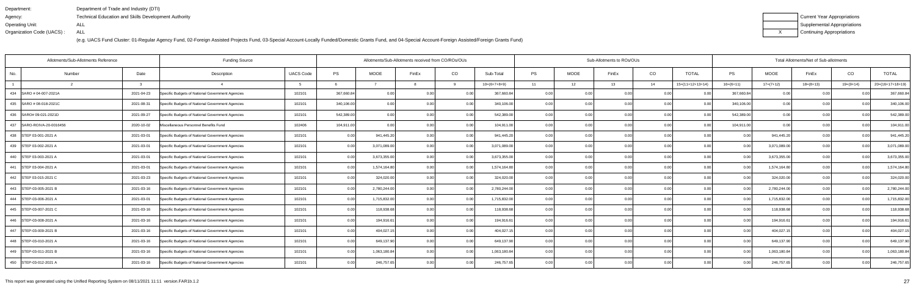Department: Department of Trade and Industry (DTI)
Agency: Technical Education and Skills Development Authority
Operating Unit: ALL
Organization Code (UACS) : ALL

(e.g. UACS Fund Cluster: 01-Regular Agency Fund, 02-Foreign Assisted Projects Fund, 03-Special Account-Locally Funded/Domestic Grants Fund, and 04-Special Account-Foreign Assisted/Foreign Grants Fund)

| | Current Year Appropriations |
|---|---|
| | Supplemental Appropriations |
| X | Continuing Appropriations |

| Allotments/Sub-Allotments Reference | | | Funding Source | | Allotments/Sub-Allotments received from CO/ROs/OUs | | | | | Sub-Allotments to ROs/OUs | | | | | Total Allotments/Net of Sub-allotments | | | | |
|---|---|---|---|---|---|---|---|---|---|---|---|---|---|---|---|---|---|---|---|
| No. | Number | Date | Description | UACS Code | PS | MOOE | FinEx | CO | Sub-Total | PS | MOOE | FinEx | CO | TOTAL | PS | MOOE | FinEx | CO | TOTAL |
| 1 | 2 | 3 | 4 | 5 | 6 | 7 | 8 | 9 | 10=(6+7+8+9) | 11 | 12 | 13 | 14 | 15=(11+12+13+14) | 16=(6+11) | 17=(7+12) | 18=(8+13) | 19=(9+14) | 20=(16+17+18+19) |
| 434 | SARO # 04-007-2021A | 2021-04-23 | Specific Budgets of National Government Agencies | 102101 | 367,660.84 | 0.00 | 0.00 | 0.00 | 367,660.84 | 0.00 | 0.00 | 0.00 | 0.00 | 0.00 | 367,660.84 | 0.00 | 0.00 | 0.00 | 367,660.84 |
| 435 | SARO # 08-018-2021C | 2021-08-31 | Specific Budgets of National Government Agencies | 102101 | 340,106.00 | 0.00 | 0.00 | 0.00 | 340,106.00 | 0.00 | 0.00 | 0.00 | 0.00 | 0.00 | 340,106.00 | 0.00 | 0.00 | 0.00 | 340,106.00 |
| 436 | SARO# 09-021-2021D | 2021-09-27 | Specific Budgets of National Government Agencies | 102101 | 542,389.00 | 0.00 | 0.00 | 0.00 | 542,389.00 | 0.00 | 0.00 | 0.00 | 0.00 | 0.00 | 542,389.00 | 0.00 | 0.00 | 0.00 | 542,389.00 |
| 437 | SARO-ROIVA-20-0016456 | 2020-10-02 | Miscellaneous Personnel Benefits Fund | 102406 | 104,911.00 | 0.00 | 0.00 | 0.00 | 104,911.00 | 0.00 | 0.00 | 0.00 | 0.00 | 0.00 | 104,911.00 | 0.00 | 0.00 | 0.00 | 104,911.00 |
| 438 | STEP 03-001-2021 A | 2021-03-01 | Specific Budgets of National Government Agencies | 102101 | 0.00 | 941,445.20 | 0.00 | 0.00 | 941,445.20 | 0.00 | 0.00 | 0.00 | 0.00 | 0.00 | 0.00 | 941,445.20 | 0.00 | 0.00 | 941,445.20 |
| 439 | STEP 03-002-2021 A | 2021-03-01 | Specific Budgets of National Government Agencies | 102101 | 0.00 | 3,071,089.00 | 0.00 | 0.00 | 3,071,089.00 | 0.00 | 0.00 | 0.00 | 0.00 | 0.00 | 0.00 | 3,071,089.00 | 0.00 | 0.00 | 3,071,089.00 |
| 440 | STEP 03-003-2021 A | 2021-03-01 | Specific Budgets of National Government Agencies | 102101 | 0.00 | 3,673,355.00 | 0.00 | 0.00 | 3,673,355.00 | 0.00 | 0.00 | 0.00 | 0.00 | 0.00 | 0.00 | 3,673,355.00 | 0.00 | 0.00 | 3,673,355.00 |
| 441 | STEP 03-004-2021 A | 2021-03-01 | Specific Budgets of National Government Agencies | 102101 | 0.00 | 1,574,164.80 | 0.00 | 0.00 | 1,574,164.80 | 0.00 | 0.00 | 0.00 | 0.00 | 0.00 | 0.00 | 1,574,164.80 | 0.00 | 0.00 | 1,574,164.80 |
| 442 | STEP 03-015-2021 C | 2021-03-23 | Specific Budgets of National Government Agencies | 102101 | 0.00 | 324,020.00 | 0.00 | 0.00 | 324,020.00 | 0.00 | 0.00 | 0.00 | 0.00 | 0.00 | 0.00 | 324,020.00 | 0.00 | 0.00 | 324,020.00 |
| 443 | STEP-03-005-2021 B | 2021-03-16 | Specific Budgets of National Government Agencies | 102101 | 0.00 | 2,780,244.00 | 0.00 | 0.00 | 2,780,244.00 | 0.00 | 0.00 | 0.00 | 0.00 | 0.00 | 0.00 | 2,780,244.00 | 0.00 | 0.00 | 2,780,244.00 |
| 444 | STEP-03-006-2021 A | 2021-03-01 | Specific Budgets of National Government Agencies | 102101 | 0.00 | 1,715,832.00 | 0.00 | 0.00 | 1,715,832.00 | 0.00 | 0.00 | 0.00 | 0.00 | 0.00 | 0.00 | 1,715,832.00 | 0.00 | 0.00 | 1,715,832.00 |
| 445 | STEP-03-007-2021 C | 2021-03-16 | Specific Budgets of National Government Agencies | 102101 | 0.00 | 118,938.68 | 0.00 | 0.00 | 118,938.68 | 0.00 | 0.00 | 0.00 | 0.00 | 0.00 | 0.00 | 118,938.68 | 0.00 | 0.00 | 118,938.68 |
| 446 | STEP-03-008-2021 A | 2021-03-16 | Specific Budgets of National Government Agencies | 102101 | 0.00 | 194,916.61 | 0.00 | 0.00 | 194,916.61 | 0.00 | 0.00 | 0.00 | 0.00 | 0.00 | 0.00 | 194,916.61 | 0.00 | 0.00 | 194,916.61 |
| 447 | STEP-03-009-2021 B | 2021-03-16 | Specific Budgets of National Government Agencies | 102101 | 0.00 | 404,027.15 | 0.00 | 0.00 | 404,027.15 | 0.00 | 0.00 | 0.00 | 0.00 | 0.00 | 0.00 | 404,027.15 | 0.00 | 0.00 | 404,027.15 |
| 448 | STEP-03-010-2021 A | 2021-03-16 | Specific Budgets of National Government Agencies | 102101 | 0.00 | 649,137.90 | 0.00 | 0.00 | 649,137.90 | 0.00 | 0.00 | 0.00 | 0.00 | 0.00 | 0.00 | 649,137.90 | 0.00 | 0.00 | 649,137.90 |
| 449 | STEP-03-011-2021 B | 2021-03-16 | Specific Budgets of National Government Agencies | 102101 | 0.00 | 1,063,180.84 | 0.00 | 0.00 | 1,063,180.84 | 0.00 | 0.00 | 0.00 | 0.00 | 0.00 | 0.00 | 1,063,180.84 | 0.00 | 0.00 | 1,063,180.84 |
| 450 | STEP-03-012-2021 A | 2021-03-16 | Specific Budgets of National Government Agencies | 102101 | 0.00 | 246,757.65 | 0.00 | 0.00 | 246,757.65 | 0.00 | 0.00 | 0.00 | 0.00 | 0.00 | 0.00 | 246,757.65 | 0.00 | 0.00 | 246,757.65 |

This report was generated using the Unified Reporting System on 08/11/2021 11:11 version.FAR1b.1.2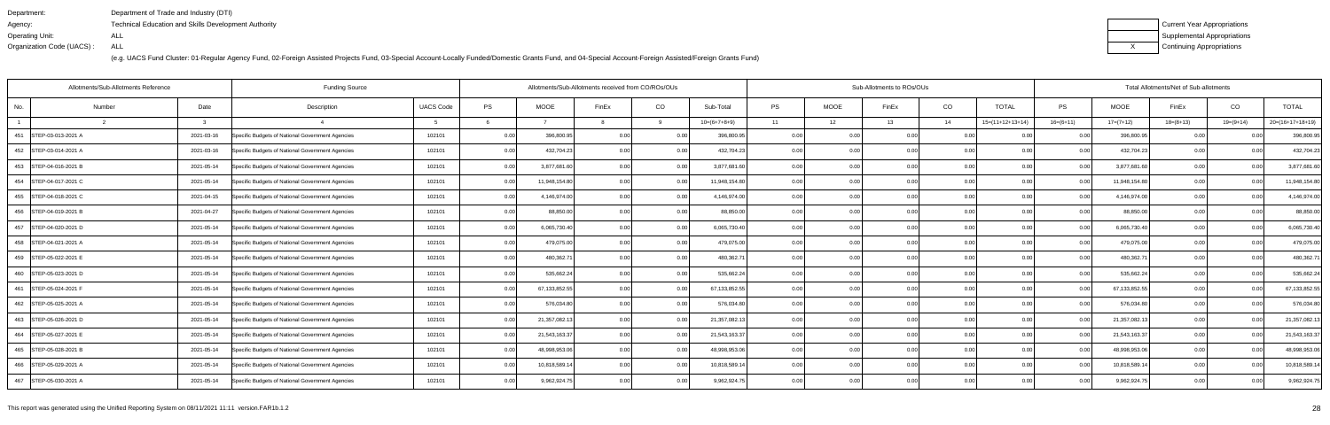Department: Department of Trade and Industry (DTI)
Agency: Technical Education and Skills Development Authority
Operating Unit: ALL
Organization Code (UACS) : ALL

(e.g. UACS Fund Cluster: 01-Regular Agency Fund, 02-Foreign Assisted Projects Fund, 03-Special Account-Locally Funded/Domestic Grants Fund, and 04-Special Account-Foreign Assisted/Foreign Grants Fund)

| | Current Year Appropriations |
|---|---|
| | Supplemental Appropriations |
| X | Continuing Appropriations |

| Allotments/Sub-Allotments Reference | | | Funding Source | | Allotments/Sub-Allotments received from CO/ROs/OUs | | | | | Sub-Allotments to ROs/OUs | | | | | Total Allotments/Net of Sub-allotments | | | | |
|---|---|---|---|---|---|---|---|---|---|---|---|---|---|---|---|---|---|---|---|
| No. | Number | Date | Description | UACS Code | PS | MOOE | FinEx | CO | Sub-Total | PS | MOOE | FinEx | CO | TOTAL | PS | MOOE | FinEx | CO | TOTAL |
| 1 | 2 | 3 | 4 | 5 | 6 | 7 | 8 | 9 | 10=(6+7+8+9) | 11 | 12 | 13 | 14 | 15=(11+12+13+14) | 16=(6+11) | 17=(7+12) | 18=(8+13) | 19=(9+14) | 20=(16+17+18+19) |
| 451 | STEP-03-013-2021 A | 2021-03-16 | Specific Budgets of National Government Agencies | 102101 | 0.00 | 396,800.95 | 0.00 | 0.00 | 396,800.95 | 0.00 | 0.00 | 0.00 | 0.00 | 0.00 | 0.00 | 396,800.95 | 0.00 | 0.00 | 396,800.95 |
| 452 | STEP-03-014-2021 A | 2021-03-16 | Specific Budgets of National Government Agencies | 102101 | 0.00 | 432,704.23 | 0.00 | 0.00 | 432,704.23 | 0.00 | 0.00 | 0.00 | 0.00 | 0.00 | 0.00 | 432,704.23 | 0.00 | 0.00 | 432,704.23 |
| 453 | STEP-04-016-2021 B | 2021-05-14 | Specific Budgets of National Government Agencies | 102101 | 0.00 | 3,877,681.60 | 0.00 | 0.00 | 3,877,681.60 | 0.00 | 0.00 | 0.00 | 0.00 | 0.00 | 0.00 | 3,877,681.60 | 0.00 | 0.00 | 3,877,681.60 |
| 454 | STEP-04-017-2021 C | 2021-05-14 | Specific Budgets of National Government Agencies | 102101 | 0.00 | 11,948,154.80 | 0.00 | 0.00 | 11,948,154.80 | 0.00 | 0.00 | 0.00 | 0.00 | 0.00 | 0.00 | 11,948,154.80 | 0.00 | 0.00 | 11,948,154.80 |
| 455 | STEP-04-018-2021 C | 2021-04-15 | Specific Budgets of National Government Agencies | 102101 | 0.00 | 4,146,974.00 | 0.00 | 0.00 | 4,146,974.00 | 0.00 | 0.00 | 0.00 | 0.00 | 0.00 | 0.00 | 4,146,974.00 | 0.00 | 0.00 | 4,146,974.00 |
| 456 | STEP-04-019-2021 B | 2021-04-27 | Specific Budgets of National Government Agencies | 102101 | 0.00 | 88,850.00 | 0.00 | 0.00 | 88,850.00 | 0.00 | 0.00 | 0.00 | 0.00 | 0.00 | 0.00 | 88,850.00 | 0.00 | 0.00 | 88,850.00 |
| 457 | STEP-04-020-2021 D | 2021-05-14 | Specific Budgets of National Government Agencies | 102101 | 0.00 | 6,065,730.40 | 0.00 | 0.00 | 6,065,730.40 | 0.00 | 0.00 | 0.00 | 0.00 | 0.00 | 0.00 | 6,065,730.40 | 0.00 | 0.00 | 6,065,730.40 |
| 458 | STEP-04-021-2021 A | 2021-05-14 | Specific Budgets of National Government Agencies | 102101 | 0.00 | 479,075.00 | 0.00 | 0.00 | 479,075.00 | 0.00 | 0.00 | 0.00 | 0.00 | 0.00 | 0.00 | 479,075.00 | 0.00 | 0.00 | 479,075.00 |
| 459 | STEP-05-022-2021 E | 2021-05-14 | Specific Budgets of National Government Agencies | 102101 | 0.00 | 480,362.71 | 0.00 | 0.00 | 480,362.71 | 0.00 | 0.00 | 0.00 | 0.00 | 0.00 | 0.00 | 480,362.71 | 0.00 | 0.00 | 480,362.71 |
| 460 | STEP-05-023-2021 D | 2021-05-14 | Specific Budgets of National Government Agencies | 102101 | 0.00 | 535,662.24 | 0.00 | 0.00 | 535,662.24 | 0.00 | 0.00 | 0.00 | 0.00 | 0.00 | 0.00 | 535,662.24 | 0.00 | 0.00 | 535,662.24 |
| 461 | STEP-05-024-2021 F | 2021-05-14 | Specific Budgets of National Government Agencies | 102101 | 0.00 | 67,133,852.55 | 0.00 | 0.00 | 67,133,852.55 | 0.00 | 0.00 | 0.00 | 0.00 | 0.00 | 0.00 | 67,133,852.55 | 0.00 | 0.00 | 67,133,852.55 |
| 462 | STEP-05-025-2021 A | 2021-05-14 | Specific Budgets of National Government Agencies | 102101 | 0.00 | 576,034.80 | 0.00 | 0.00 | 576,034.80 | 0.00 | 0.00 | 0.00 | 0.00 | 0.00 | 0.00 | 576,034.80 | 0.00 | 0.00 | 576,034.80 |
| 463 | STEP-05-026-2021 D | 2021-05-14 | Specific Budgets of National Government Agencies | 102101 | 0.00 | 21,357,082.13 | 0.00 | 0.00 | 21,357,082.13 | 0.00 | 0.00 | 0.00 | 0.00 | 0.00 | 0.00 | 21,357,082.13 | 0.00 | 0.00 | 21,357,082.13 |
| 464 | STEP-05-027-2021 E | 2021-05-14 | Specific Budgets of National Government Agencies | 102101 | 0.00 | 21,543,163.37 | 0.00 | 0.00 | 21,543,163.37 | 0.00 | 0.00 | 0.00 | 0.00 | 0.00 | 0.00 | 21,543,163.37 | 0.00 | 0.00 | 21,543,163.37 |
| 465 | STEP-05-028-2021 B | 2021-05-14 | Specific Budgets of National Government Agencies | 102101 | 0.00 | 48,998,953.06 | 0.00 | 0.00 | 48,998,953.06 | 0.00 | 0.00 | 0.00 | 0.00 | 0.00 | 0.00 | 48,998,953.06 | 0.00 | 0.00 | 48,998,953.06 |
| 466 | STEP-05-029-2021 A | 2021-05-14 | Specific Budgets of National Government Agencies | 102101 | 0.00 | 10,818,589.14 | 0.00 | 0.00 | 10,818,589.14 | 0.00 | 0.00 | 0.00 | 0.00 | 0.00 | 0.00 | 10,818,589.14 | 0.00 | 0.00 | 10,818,589.14 |
| 467 | STEP-05-030-2021 A | 2021-05-14 | Specific Budgets of National Government Agencies | 102101 | 0.00 | 9,962,924.75 | 0.00 | 0.00 | 9,962,924.75 | 0.00 | 0.00 | 0.00 | 0.00 | 0.00 | 0.00 | 9,962,924.75 | 0.00 | 0.00 | 9,962,924.75 |

This report was generated using the Unified Reporting System on 08/11/2021 11:11 version.FAR1b.1.2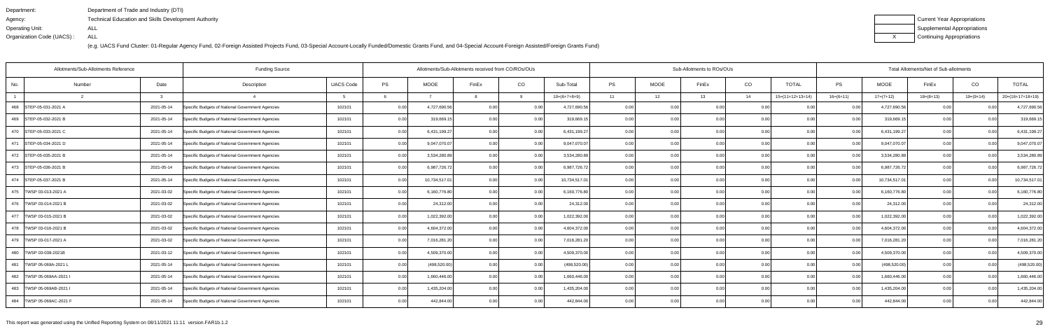Department: Department of Trade and Industry (DTI)
Agency: Technical Education and Skills Development Authority
Operating Unit: ALL
Organization Code (UACS) : ALL

(e.g. UACS Fund Cluster: 01-Regular Agency Fund, 02-Foreign Assisted Projects Fund, 03-Special Account-Locally Funded/Domestic Grants Fund, and 04-Special Account-Foreign Assisted/Foreign Grants Fund)

| | Current Year Appropriations |
|---|---|
| | Supplemental Appropriations |
| X | Continuing Appropriations |

| Allotments/Sub-Allotments Reference | | | Funding Source | | Allotments/Sub-Allotments received from CO/ROs/OUs | | | | | Sub-Allotments to ROs/OUs | | | | | Total Allotments/Net of Sub-allotments | | | | |
|---|---|---|---|---|---|---|---|---|---|---|---|---|---|---|---|---|---|---|---|
| No. | Number | Date | Description | UACS Code | PS | MOOE | FinEx | CO | Sub-Total | PS | MOOE | FinEx | CO | TOTAL | PS | MOOE | FinEx | CO | TOTAL |
| 1 | 2 | 3 | 4 | 5 | 6 | 7 | 8 | 9 | 10=(6+7+8+9) | 11 | 12 | 13 | 14 | 15=(11+12+13+14) | 16=(6+11) | 17=(7+12) | 18=(8+13) | 19=(9+14) | 20=(16+17+18+19) |
| 468 | STEP-05-031-2021 A | 2021-05-14 | Specific Budgets of National Government Agencies | 102101 | 0.00 | 4,727,690.56 | 0.00 | 0.00 | 4,727,690.56 | 0.00 | 0.00 | 0.00 | 0.00 | 0.00 | 0.00 | 4,727,690.56 | 0.00 | 0.00 | 4,727,690.56 |
| 469 | STEP-05-032-2021 B | 2021-05-14 | Specific Budgets of National Government Agencies | 102101 | 0.00 | 319,669.15 | 0.00 | 0.00 | 319,669.15 | 0.00 | 0.00 | 0.00 | 0.00 | 0.00 | 0.00 | 319,669.15 | 0.00 | 0.00 | 319,669.15 |
| 470 | STEP-05-033-2021 C | 2021-05-14 | Specific Budgets of National Government Agencies | 102101 | 0.00 | 6,431,199.27 | 0.00 | 0.00 | 6,431,199.27 | 0.00 | 0.00 | 0.00 | 0.00 | 0.00 | 0.00 | 6,431,199.27 | 0.00 | 0.00 | 6,431,199.27 |
| 471 | STEP-05-034-2021 D | 2021-05-14 | Specific Budgets of National Government Agencies | 102101 | 0.00 | 9,047,070.07 | 0.00 | 0.00 | 9,047,070.07 | 0.00 | 0.00 | 0.00 | 0.00 | 0.00 | 0.00 | 9,047,070.07 | 0.00 | 0.00 | 9,047,070.07 |
| 472 | STEP-05-035-2021 B | 2021-05-14 | Specific Budgets of National Government Agencies | 102101 | 0.00 | 3,534,280.89 | 0.00 | 0.00 | 3,534,280.89 | 0.00 | 0.00 | 0.00 | 0.00 | 0.00 | 0.00 | 3,534,280.89 | 0.00 | 0.00 | 3,534,280.89 |
| 473 | STEP-05-036-2021 B | 2021-05-14 | Specific Budgets of National Government Agencies | 102101 | 0.00 | 6,987,726.72 | 0.00 | 0.00 | 6,987,726.72 | 0.00 | 0.00 | 0.00 | 0.00 | 0.00 | 0.00 | 6,987,726.72 | 0.00 | 0.00 | 6,987,726.72 |
| 474 | STEP-05-037-2021 B | 2021-05-14 | Specific Budgets of National Government Agencies | 102101 | 0.00 | 10,734,517.01 | 0.00 | 0.00 | 10,734,517.01 | 0.00 | 0.00 | 0.00 | 0.00 | 0.00 | 0.00 | 10,734,517.01 | 0.00 | 0.00 | 10,734,517.01 |
| 475 | TWSP 03-013-2021 A | 2021-03-02 | Specific Budgets of National Government Agencies | 102101 | 0.00 | 6,160,776.80 | 0.00 | 0.00 | 6,160,776.80 | 0.00 | 0.00 | 0.00 | 0.00 | 0.00 | 0.00 | 6,160,776.80 | 0.00 | 0.00 | 6,160,776.80 |
| 476 | TWSP 03-014-2021 B | 2021-03-02 | Specific Budgets of National Government Agencies | 102101 | 0.00 | 24,312.00 | 0.00 | 0.00 | 24,312.00 | 0.00 | 0.00 | 0.00 | 0.00 | 0.00 | 0.00 | 24,312.00 | 0.00 | 0.00 | 24,312.00 |
| 477 | TWSP 03-015-2021 B | 2021-03-02 | Specific Budgets of National Government Agencies | 102101 | 0.00 | 1,022,392.00 | 0.00 | 0.00 | 1,022,392.00 | 0.00 | 0.00 | 0.00 | 0.00 | 0.00 | 0.00 | 1,022,392.00 | 0.00 | 0.00 | 1,022,392.00 |
| 478 | TWSP 03-016-2021 B | 2021-03-02 | Specific Budgets of National Government Agencies | 102101 | 0.00 | 4,604,372.00 | 0.00 | 0.00 | 4,604,372.00 | 0.00 | 0.00 | 0.00 | 0.00 | 0.00 | 0.00 | 4,604,372.00 | 0.00 | 0.00 | 4,604,372.00 |
| 479 | TWSP 03-017-2021 A | 2021-03-02 | Specific Budgets of National Government Agencies | 102101 | 0.00 | 7,016,281.20 | 0.00 | 0.00 | 7,016,281.20 | 0.00 | 0.00 | 0.00 | 0.00 | 0.00 | 0.00 | 7,016,281.20 | 0.00 | 0.00 | 7,016,281.20 |
| 480 | TWSP 03-038-2021B | 2021-03-12 | Specific Budgets of National Government Agencies | 102101 | 0.00 | 4,509,370.00 | 0.00 | 0.00 | 4,509,370.00 | 0.00 | 0.00 | 0.00 | 0.00 | 0.00 | 0.00 | 4,509,370.00 | 0.00 | 0.00 | 4,509,370.00 |
| 481 | TWSP 05-069A- 2021 L | 2021-05-14 | Specific Budgets of National Government Agencies | 102101 | 0.00 | (498,520.00) | 0.00 | 0.00 | (498,520.00) | 0.00 | 0.00 | 0.00 | 0.00 | 0.00 | 0.00 | (498,520.00) | 0.00 | 0.00 | (498,520.00) |
| 482 | TWSP 05-069AA-2021 I | 2021-05-14 | Specific Budgets of National Government Agencies | 102101 | 0.00 | 1,660,446.00 | 0.00 | 0.00 | 1,660,446.00 | 0.00 | 0.00 | 0.00 | 0.00 | 0.00 | 0.00 | 1,660,446.00 | 0.00 | 0.00 | 1,660,446.00 |
| 483 | TWSP 05-069AB-2021 I | 2021-05-14 | Specific Budgets of National Government Agencies | 102101 | 0.00 | 1,435,204.00 | 0.00 | 0.00 | 1,435,204.00 | 0.00 | 0.00 | 0.00 | 0.00 | 0.00 | 0.00 | 1,435,204.00 | 0.00 | 0.00 | 1,435,204.00 |
| 484 | TWSP 05-069AC-2021 F | 2021-05-14 | Specific Budgets of National Government Agencies | 102101 | 0.00 | 442,844.00 | 0.00 | 0.00 | 442,844.00 | 0.00 | 0.00 | 0.00 | 0.00 | 0.00 | 0.00 | 442,844.00 | 0.00 | 0.00 | 442,844.00 |

This report was generated using the Unified Reporting System on 08/11/2021 11:11 version.FAR1b.1.2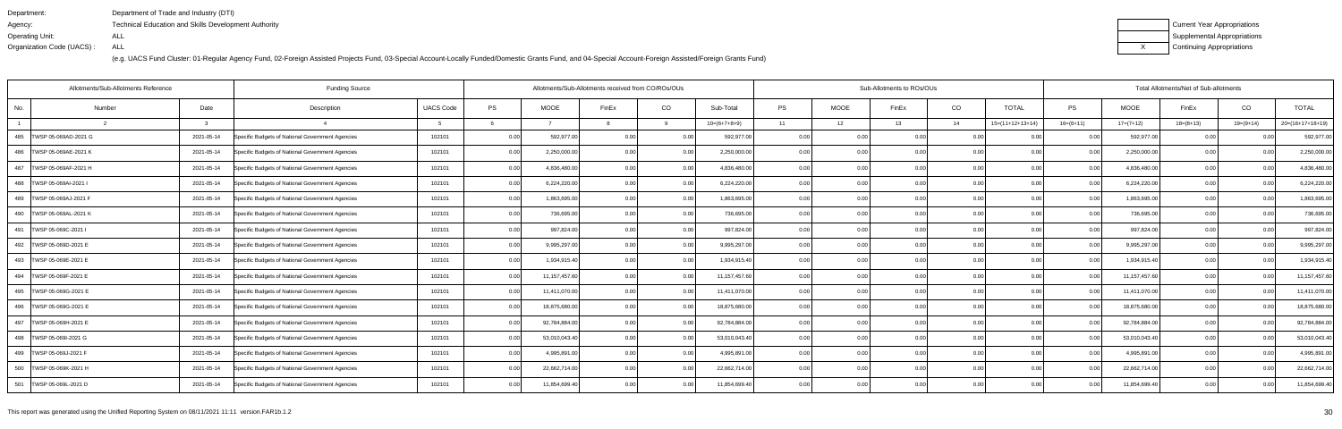Department: Department of Trade and Industry (DTI)
Agency: Technical Education and Skills Development Authority
Operating Unit: ALL
Organization Code (UACS) : ALL

(e.g. UACS Fund Cluster: 01-Regular Agency Fund, 02-Foreign Assisted Projects Fund, 03-Special Account-Locally Funded/Domestic Grants Fund, and 04-Special Account-Foreign Assisted/Foreign Grants Fund)

| | Current Year Appropriations |
|---|---|
| | Supplemental Appropriations |
| X | Continuing Appropriations |

| Allotments/Sub-Allotments Reference | | | Funding Source | | Allotments/Sub-Allotments received from CO/ROs/OUs | | | | | Sub-Allotments to ROs/OUs | | | | | Total Allotments/Net of Sub-allotments | | | | |
|---|---|---|---|---|---|---|---|---|---|---|---|---|---|---|---|---|---|---|---|
| No. | Number | Date | Description | UACS Code | PS | MOOE | FinEx | CO | Sub-Total | PS | MOOE | FinEx | CO | TOTAL | PS | MOOE | FinEx | CO | TOTAL |
| 1 | 2 | 3 | 4 | 5 | 6 | 7 | 8 | 9 | 10=(6+7+8+9) | 11 | 12 | 13 | 14 | 15=(11+12+13+14) | 16=(6+11) | 17=(7+12) | 18=(8+13) | 19=(9+14) | 20=(16+17+18+19) |
| 485 | TWSP 05-069AD-2021 G | 2021-05-14 | Specific Budgets of National Government Agencies | 102101 | 0.00 | 592,977.00 | 0.00 | 0.00 | 592,977.00 | 0.00 | 0.00 | 0.00 | 0.00 | 0.00 | 0.00 | 592,977.00 | 0.00 | 0.00 | 592,977.00 |
| 486 | TWSP 05-069AE-2021 K | 2021-05-14 | Specific Budgets of National Government Agencies | 102101 | 0.00 | 2,250,000.00 | 0.00 | 0.00 | 2,250,000.00 | 0.00 | 0.00 | 0.00 | 0.00 | 0.00 | 0.00 | 2,250,000.00 | 0.00 | 0.00 | 2,250,000.00 |
| 487 | TWSP 05-069AF-2021 H | 2021-05-14 | Specific Budgets of National Government Agencies | 102101 | 0.00 | 4,836,480.00 | 0.00 | 0.00 | 4,836,480.00 | 0.00 | 0.00 | 0.00 | 0.00 | 0.00 | 0.00 | 4,836,480.00 | 0.00 | 0.00 | 4,836,480.00 |
| 488 | TWSP 05-069AI-2021 I | 2021-05-14 | Specific Budgets of National Government Agencies | 102101 | 0.00 | 6,224,220.00 | 0.00 | 0.00 | 6,224,220.00 | 0.00 | 0.00 | 0.00 | 0.00 | 0.00 | 0.00 | 6,224,220.00 | 0.00 | 0.00 | 6,224,220.00 |
| 489 | TWSP 05-069AJ-2021 F | 2021-05-14 | Specific Budgets of National Government Agencies | 102101 | 0.00 | 1,863,695.00 | 0.00 | 0.00 | 1,863,695.00 | 0.00 | 0.00 | 0.00 | 0.00 | 0.00 | 0.00 | 1,863,695.00 | 0.00 | 0.00 | 1,863,695.00 |
| 490 | TWSP 05-069AL-2021 K | 2021-05-14 | Specific Budgets of National Government Agencies | 102101 | 0.00 | 736,695.00 | 0.00 | 0.00 | 736,695.00 | 0.00 | 0.00 | 0.00 | 0.00 | 0.00 | 0.00 | 736,695.00 | 0.00 | 0.00 | 736,695.00 |
| 491 | TWSP 05-069C-2021 I | 2021-05-14 | Specific Budgets of National Government Agencies | 102101 | 0.00 | 997,824.00 | 0.00 | 0.00 | 997,824.00 | 0.00 | 0.00 | 0.00 | 0.00 | 0.00 | 0.00 | 997,824.00 | 0.00 | 0.00 | 997,824.00 |
| 492 | TWSP 05-069D-2021 E | 2021-05-14 | Specific Budgets of National Government Agencies | 102101 | 0.00 | 9,995,297.00 | 0.00 | 0.00 | 9,995,297.00 | 0.00 | 0.00 | 0.00 | 0.00 | 0.00 | 0.00 | 9,995,297.00 | 0.00 | 0.00 | 9,995,297.00 |
| 493 | TWSP 05-069E-2021 E | 2021-05-14 | Specific Budgets of National Government Agencies | 102101 | 0.00 | 1,934,915.40 | 0.00 | 0.00 | 1,934,915.40 | 0.00 | 0.00 | 0.00 | 0.00 | 0.00 | 0.00 | 1,934,915.40 | 0.00 | 0.00 | 1,934,915.40 |
| 494 | TWSP 05-069F-2021 E | 2021-05-14 | Specific Budgets of National Government Agencies | 102101 | 0.00 | 11,157,457.60 | 0.00 | 0.00 | 11,157,457.60 | 0.00 | 0.00 | 0.00 | 0.00 | 0.00 | 0.00 | 11,157,457.60 | 0.00 | 0.00 | 11,157,457.60 |
| 495 | TWSP 05-069G-2021 E | 2021-05-14 | Specific Budgets of National Government Agencies | 102101 | 0.00 | 11,411,070.00 | 0.00 | 0.00 | 11,411,070.00 | 0.00 | 0.00 | 0.00 | 0.00 | 0.00 | 0.00 | 11,411,070.00 | 0.00 | 0.00 | 11,411,070.00 |
| 496 | TWSP 05-069G-2021 E | 2021-05-14 | Specific Budgets of National Government Agencies | 102101 | 0.00 | 18,875,680.00 | 0.00 | 0.00 | 18,875,680.00 | 0.00 | 0.00 | 0.00 | 0.00 | 0.00 | 0.00 | 18,875,680.00 | 0.00 | 0.00 | 18,875,680.00 |
| 497 | TWSP 05-069H-2021 E | 2021-05-14 | Specific Budgets of National Government Agencies | 102101 | 0.00 | 92,784,884.00 | 0.00 | 0.00 | 92,784,884.00 | 0.00 | 0.00 | 0.00 | 0.00 | 0.00 | 0.00 | 92,784,884.00 | 0.00 | 0.00 | 92,784,884.00 |
| 498 | TWSP 05-069I-2021 G | 2021-05-14 | Specific Budgets of National Government Agencies | 102101 | 0.00 | 53,010,043.40 | 0.00 | 0.00 | 53,010,043.40 | 0.00 | 0.00 | 0.00 | 0.00 | 0.00 | 0.00 | 53,010,043.40 | 0.00 | 0.00 | 53,010,043.40 |
| 499 | TWSP 05-069J-2021 F | 2021-05-14 | Specific Budgets of National Government Agencies | 102101 | 0.00 | 4,995,891.00 | 0.00 | 0.00 | 4,995,891.00 | 0.00 | 0.00 | 0.00 | 0.00 | 0.00 | 0.00 | 4,995,891.00 | 0.00 | 0.00 | 4,995,891.00 |
| 500 | TWSP 05-069K-2021 H | 2021-05-14 | Specific Budgets of National Government Agencies | 102101 | 0.00 | 22,662,714.00 | 0.00 | 0.00 | 22,662,714.00 | 0.00 | 0.00 | 0.00 | 0.00 | 0.00 | 0.00 | 22,662,714.00 | 0.00 | 0.00 | 22,662,714.00 |
| 501 | TWSP 05-069L-2021 D | 2021-05-14 | Specific Budgets of National Government Agencies | 102101 | 0.00 | 11,854,699.40 | 0.00 | 0.00 | 11,854,699.40 | 0.00 | 0.00 | 0.00 | 0.00 | 0.00 | 0.00 | 11,854,699.40 | 0.00 | 0.00 | 11,854,699.40 |

This report was generated using the Unified Reporting System on 08/11/2021 11:11 version.FAR1b.1.2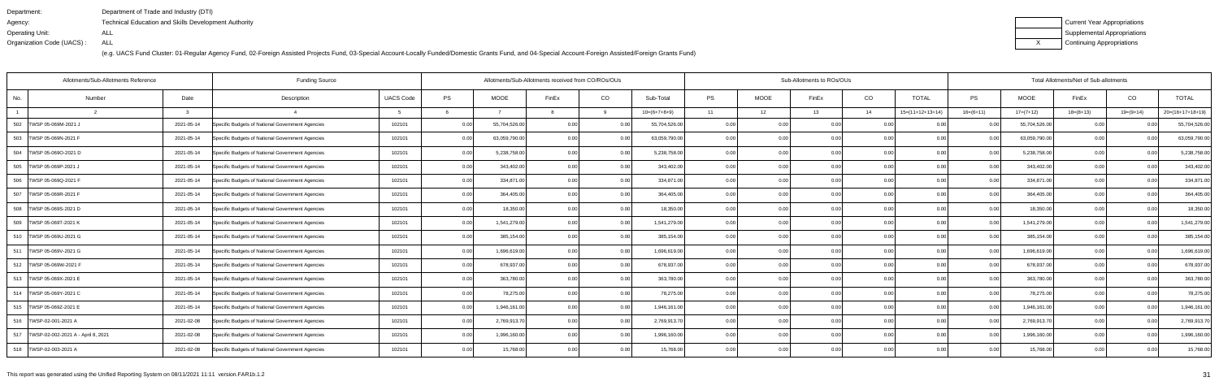Department: Department of Trade and Industry (DTI)
Agency: Technical Education and Skills Development Authority
Operating Unit: ALL
Organization Code (UACS) : ALL

(e.g. UACS Fund Cluster: 01-Regular Agency Fund, 02-Foreign Assisted Projects Fund, 03-Special Account-Locally Funded/Domestic Grants Fund, and 04-Special Account-Foreign Assisted/Foreign Grants Fund)

| | Current Year Appropriations |
|---|---|
| | Supplemental Appropriations |
| X | Continuing Appropriations |

| Allotments/Sub-Allotments Reference | | | Funding Source | | Allotments/Sub-Allotments received from CO/ROs/OUs | | | | | Sub-Allotments to ROs/OUs | | | | | Total Allotments/Net of Sub-allotments | | | | |
|---|---|---|---|---|---|---|---|---|---|---|---|---|---|---|---|---|---|---|---|
| No. | Number | Date | Description | UACS Code | PS | MOOE | FinEx | CO | Sub-Total | PS | MOOE | FinEx | CO | TOTAL | PS | MOOE | FinEx | CO | TOTAL |
| 1 | 2 | 3 | 4 | 5 | 6 | 7 | 8 | 9 | 10=(6+7+8+9) | 11 | 12 | 13 | 14 | 15=(11+12+13+14) | 16=(6+11) | 17=(7+12) | 18=(8+13) | 19=(9+14) | 20=(16+17+18+19) |
| 502 | TWSP 05-069M-2021 J | 2021-05-14 | Specific Budgets of National Government Agencies | 102101 | 0.00 | 55,704,526.00 | 0.00 | 0.00 | 55,704,526.00 | 0.00 | 0.00 | 0.00 | 0.00 | 0.00 | 0.00 | 55,704,526.00 | 0.00 | 0.00 | 55,704,526.00 |
| 503 | TWSP 05-069N-2021 F | 2021-05-14 | Specific Budgets of National Government Agencies | 102101 | 0.00 | 63,059,790.00 | 0.00 | 0.00 | 63,059,790.00 | 0.00 | 0.00 | 0.00 | 0.00 | 0.00 | 0.00 | 63,059,790.00 | 0.00 | 0.00 | 63,059,790.00 |
| 504 | TWSP 05-069O-2021 D | 2021-05-14 | Specific Budgets of National Government Agencies | 102101 | 0.00 | 5,238,758.00 | 0.00 | 0.00 | 5,238,758.00 | 0.00 | 0.00 | 0.00 | 0.00 | 0.00 | 0.00 | 5,238,758.00 | 0.00 | 0.00 | 5,238,758.00 |
| 505 | TWSP 05-069P-2021 J | 2021-05-14 | Specific Budgets of National Government Agencies | 102101 | 0.00 | 343,402.00 | 0.00 | 0.00 | 343,402.00 | 0.00 | 0.00 | 0.00 | 0.00 | 0.00 | 0.00 | 343,402.00 | 0.00 | 0.00 | 343,402.00 |
| 506 | TWSP 05-069Q-2021 F | 2021-05-14 | Specific Budgets of National Government Agencies | 102101 | 0.00 | 334,871.00 | 0.00 | 0.00 | 334,871.00 | 0.00 | 0.00 | 0.00 | 0.00 | 0.00 | 0.00 | 334,871.00 | 0.00 | 0.00 | 334,871.00 |
| 507 | TWSP 05-069R-2021 F | 2021-05-14 | Specific Budgets of National Government Agencies | 102101 | 0.00 | 364,405.00 | 0.00 | 0.00 | 364,405.00 | 0.00 | 0.00 | 0.00 | 0.00 | 0.00 | 0.00 | 364,405.00 | 0.00 | 0.00 | 364,405.00 |
| 508 | TWSP 05-069S-2021 D | 2021-05-14 | Specific Budgets of National Government Agencies | 102101 | 0.00 | 18,350.00 | 0.00 | 0.00 | 18,350.00 | 0.00 | 0.00 | 0.00 | 0.00 | 0.00 | 0.00 | 18,350.00 | 0.00 | 0.00 | 18,350.00 |
| 509 | TWSP 05-069T-2021 K | 2021-05-14 | Specific Budgets of National Government Agencies | 102101 | 0.00 | 1,541,279.00 | 0.00 | 0.00 | 1,541,279.00 | 0.00 | 0.00 | 0.00 | 0.00 | 0.00 | 0.00 | 1,541,279.00 | 0.00 | 0.00 | 1,541,279.00 |
| 510 | TWSP 05-069U-2021 G | 2021-05-14 | Specific Budgets of National Government Agencies | 102101 | 0.00 | 385,154.00 | 0.00 | 0.00 | 385,154.00 | 0.00 | 0.00 | 0.00 | 0.00 | 0.00 | 0.00 | 385,154.00 | 0.00 | 0.00 | 385,154.00 |
| 511 | TWSP 05-069V-2021 G | 2021-05-14 | Specific Budgets of National Government Agencies | 102101 | 0.00 | 1,696,619.00 | 0.00 | 0.00 | 1,696,619.00 | 0.00 | 0.00 | 0.00 | 0.00 | 0.00 | 0.00 | 1,696,619.00 | 0.00 | 0.00 | 1,696,619.00 |
| 512 | TWSP 05-069W-2021 F | 2021-05-14 | Specific Budgets of National Government Agencies | 102101 | 0.00 | 678,937.00 | 0.00 | 0.00 | 678,937.00 | 0.00 | 0.00 | 0.00 | 0.00 | 0.00 | 0.00 | 678,937.00 | 0.00 | 0.00 | 678,937.00 |
| 513 | TWSP 05-069X-2021 E | 2021-05-14 | Specific Budgets of National Government Agencies | 102101 | 0.00 | 363,780.00 | 0.00 | 0.00 | 363,780.00 | 0.00 | 0.00 | 0.00 | 0.00 | 0.00 | 0.00 | 363,780.00 | 0.00 | 0.00 | 363,780.00 |
| 514 | TWSP 05-069Y-2021 C | 2021-05-14 | Specific Budgets of National Government Agencies | 102101 | 0.00 | 78,275.00 | 0.00 | 0.00 | 78,275.00 | 0.00 | 0.00 | 0.00 | 0.00 | 0.00 | 0.00 | 78,275.00 | 0.00 | 0.00 | 78,275.00 |
| 515 | TWSP 05-069Z-2021 E | 2021-05-14 | Specific Budgets of National Government Agencies | 102101 | 0.00 | 1,946,161.00 | 0.00 | 0.00 | 1,946,161.00 | 0.00 | 0.00 | 0.00 | 0.00 | 0.00 | 0.00 | 1,946,161.00 | 0.00 | 0.00 | 1,946,161.00 |
| 516 | TWSP-02-001-2021 A | 2021-02-08 | Specific Budgets of National Government Agencies | 102101 | 0.00 | 2,769,913.70 | 0.00 | 0.00 | 2,769,913.70 | 0.00 | 0.00 | 0.00 | 0.00 | 0.00 | 0.00 | 2,769,913.70 | 0.00 | 0.00 | 2,769,913.70 |
| 517 | TWSP-02-002-2021 A - April 8, 2021 | 2021-02-08 | Specific Budgets of National Government Agencies | 102101 | 0.00 | 1,996,160.00 | 0.00 | 0.00 | 1,996,160.00 | 0.00 | 0.00 | 0.00 | 0.00 | 0.00 | 0.00 | 1,996,160.00 | 0.00 | 0.00 | 1,996,160.00 |
| 518 | TWSP-02-003-2021 A | 2021-02-08 | Specific Budgets of National Government Agencies | 102101 | 0.00 | 15,768.00 | 0.00 | 0.00 | 15,768.00 | 0.00 | 0.00 | 0.00 | 0.00 | 0.00 | 0.00 | 15,768.00 | 0.00 | 0.00 | 15,768.00 |

This report was generated using the Unified Reporting System on 08/11/2021 11:11 version.FAR1b.1.2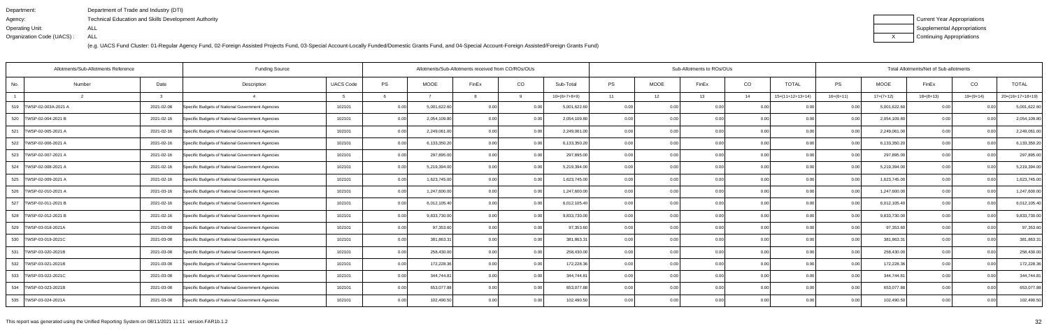Department: Department of Trade and Industry (DTI)
Agency: Technical Education and Skills Development Authority
Operating Unit: ALL
Organization Code (UACS) : ALL

(e.g. UACS Fund Cluster: 01-Regular Agency Fund, 02-Foreign Assisted Projects Fund, 03-Special Account-Locally Funded/Domestic Grants Fund, and 04-Special Account-Foreign Assisted/Foreign Grants Fund)

| | Current Year Appropriations |
|---|---|
| | Supplemental Appropriations |
| X | Continuing Appropriations |

| Allotments/Sub-Allotments Reference | | | Funding Source | | Allotments/Sub-Allotments received from CO/ROs/OUs | | | | | Sub-Allotments to ROs/OUs | | | | | Total Allotments/Net of Sub-allotments | | | | |
|---|---|---|---|---|---|---|---|---|---|---|---|---|---|---|---|---|---|---|---|
| No. | Number | Date | Description | UACS Code | PS | MOOE | FinEx | CO | Sub-Total | PS | MOOE | FinEx | CO | TOTAL | PS | MOOE | FinEx | CO | TOTAL |
| 1 | 2 | 3 | 4 | 5 | 6 | 7 | 8 | 9 | 10=(6+7+8+9) | 11 | 12 | 13 | 14 | 15=(11+12+13+14) | 16=(6+11) | 17=(7+12) | 18=(8+13) | 19=(9+14) | 20=(16+17+18+19) |
| 519 | TWSP-02-003A-2021 A | 2021-02-08 | Specific Budgets of National Government Agencies | 102101 | 0.00 | 5,001,622.60 | 0.00 | 0.00 | 5,001,622.60 | 0.00 | 0.00 | 0.00 | 0.00 | 0.00 | 0.00 | 5,001,622.60 | 0.00 | 0.00 | 5,001,622.60 |
| 520 | TWSP-02-004-2021 B | 2021-02-16 | Specific Budgets of National Government Agencies | 102101 | 0.00 | 2,054,109.80 | 0.00 | 0.00 | 2,054,109.80 | 0.00 | 0.00 | 0.00 | 0.00 | 0.00 | 0.00 | 2,054,109.80 | 0.00 | 0.00 | 2,054,109.80 |
| 521 | TWSP-02-005-2021 A | 2021-02-16 | Specific Budgets of National Government Agencies | 102101 | 0.00 | 2,249,061.00 | 0.00 | 0.00 | 2,249,061.00 | 0.00 | 0.00 | 0.00 | 0.00 | 0.00 | 0.00 | 2,249,061.00 | 0.00 | 0.00 | 2,249,061.00 |
| 522 | TWSP-02-006-2021 A | 2021-02-16 | Specific Budgets of National Government Agencies | 102101 | 0.00 | 6,133,350.20 | 0.00 | 0.00 | 6,133,350.20 | 0.00 | 0.00 | 0.00 | 0.00 | 0.00 | 0.00 | 6,133,350.20 | 0.00 | 0.00 | 6,133,350.20 |
| 523 | TWSP-02-007-2021 A | 2021-02-16 | Specific Budgets of National Government Agencies | 102101 | 0.00 | 297,895.00 | 0.00 | 0.00 | 297,895.00 | 0.00 | 0.00 | 0.00 | 0.00 | 0.00 | 0.00 | 297,895.00 | 0.00 | 0.00 | 297,895.00 |
| 524 | TWSP-02-008-2021 A | 2021-02-16 | Specific Budgets of National Government Agencies | 102101 | 0.00 | 5,219,394.00 | 0.00 | 0.00 | 5,219,394.00 | 0.00 | 0.00 | 0.00 | 0.00 | 0.00 | 0.00 | 5,219,394.00 | 0.00 | 0.00 | 5,219,394.00 |
| 525 | TWSP-02-009-2021 A | 2021-02-16 | Specific Budgets of National Government Agencies | 102101 | 0.00 | 1,623,745.00 | 0.00 | 0.00 | 1,623,745.00 | 0.00 | 0.00 | 0.00 | 0.00 | 0.00 | 0.00 | 1,623,745.00 | 0.00 | 0.00 | 1,623,745.00 |
| 526 | TWSP-02-010-2021 A | 2021-02-16 | Specific Budgets of National Government Agencies | 102101 | 0.00 | 1,247,600.00 | 0.00 | 0.00 | 1,247,600.00 | 0.00 | 0.00 | 0.00 | 0.00 | 0.00 | 0.00 | 1,247,600.00 | 0.00 | 0.00 | 1,247,600.00 |
| 527 | TWSP-02-011-2021 B | 2021-02-16 | Specific Budgets of National Government Agencies | 102101 | 0.00 | 6,012,105.40 | 0.00 | 0.00 | 6,012,105.40 | 0.00 | 0.00 | 0.00 | 0.00 | 0.00 | 0.00 | 6,012,105.40 | 0.00 | 0.00 | 6,012,105.40 |
| 528 | TWSP-02-012-2021 B | 2021-02-16 | Specific Budgets of National Government Agencies | 102101 | 0.00 | 9,833,730.00 | 0.00 | 0.00 | 9,833,730.00 | 0.00 | 0.00 | 0.00 | 0.00 | 0.00 | 0.00 | 9,833,730.00 | 0.00 | 0.00 | 9,833,730.00 |
| 529 | TWSP-03-018-2021A | 2021-03-08 | Specific Budgets of National Government Agencies | 102101 | 0.00 | 97,353.60 | 0.00 | 0.00 | 97,353.60 | 0.00 | 0.00 | 0.00 | 0.00 | 0.00 | 0.00 | 97,353.60 | 0.00 | 0.00 | 97,353.60 |
| 530 | TWSP-03-019-2021C | 2021-03-08 | Specific Budgets of National Government Agencies | 102101 | 0.00 | 381,863.31 | 0.00 | 0.00 | 381,863.31 | 0.00 | 0.00 | 0.00 | 0.00 | 0.00 | 0.00 | 381,863.31 | 0.00 | 0.00 | 381,863.31 |
| 531 | TWSP-03-020-2021B | 2021-03-08 | Specific Budgets of National Government Agencies | 102101 | 0.00 | 258,430.00 | 0.00 | 0.00 | 258,430.00 | 0.00 | 0.00 | 0.00 | 0.00 | 0.00 | 0.00 | 258,430.00 | 0.00 | 0.00 | 258,430.00 |
| 532 | TWSP-03-021-2021B | 2021-03-08 | Specific Budgets of National Government Agencies | 102101 | 0.00 | 172,228.36 | 0.00 | 0.00 | 172,228.36 | 0.00 | 0.00 | 0.00 | 0.00 | 0.00 | 0.00 | 172,228.36 | 0.00 | 0.00 | 172,228.36 |
| 533 | TWSP-03-022-2021C | 2021-03-08 | Specific Budgets of National Government Agencies | 102101 | 0.00 | 344,744.81 | 0.00 | 0.00 | 344,744.81 | 0.00 | 0.00 | 0.00 | 0.00 | 0.00 | 0.00 | 344,744.81 | 0.00 | 0.00 | 344,744.81 |
| 534 | TWSP-03-023-2021B | 2021-03-08 | Specific Budgets of National Government Agencies | 102101 | 0.00 | 653,077.88 | 0.00 | 0.00 | 653,077.88 | 0.00 | 0.00 | 0.00 | 0.00 | 0.00 | 0.00 | 653,077.88 | 0.00 | 0.00 | 653,077.88 |
| 535 | TWSP-03-024-2021A | 2021-03-08 | Specific Budgets of National Government Agencies | 102101 | 0.00 | 102,490.50 | 0.00 | 0.00 | 102,490.50 | 0.00 | 0.00 | 0.00 | 0.00 | 0.00 | 0.00 | 102,490.50 | 0.00 | 0.00 | 102,490.50 |

This report was generated using the Unified Reporting System on 08/11/2021 11:11 version.FAR1b.1.2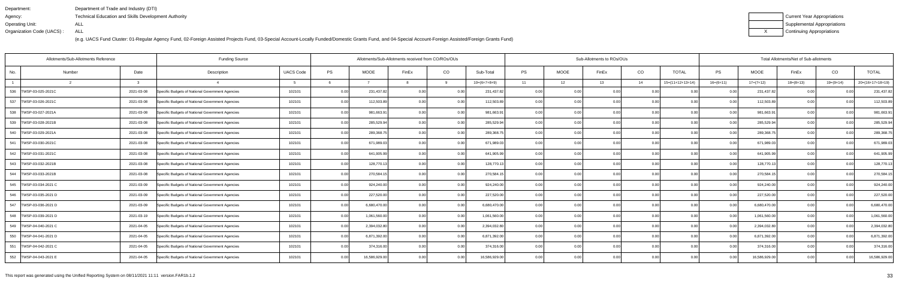Department: Department of Trade and Industry (DTI)
Agency: Technical Education and Skills Development Authority
Operating Unit: ALL
Organization Code (UACS) : ALL

| | Current Year Appropriations |
|---|---|
| | Supplemental Appropriations |
| X | Continuing Appropriations |

(e.g. UACS Fund Cluster: 01-Regular Agency Fund, 02-Foreign Assisted Projects Fund, 03-Special Account-Locally Funded/Domestic Grants Fund, and 04-Special Account-Foreign Assisted/Foreign Grants Fund)

| Allotments/Sub-Allotments Reference | | | Funding Source | | Allotments/Sub-Allotments received from CO/ROs/OUs | | | | | Sub-Allotments to ROs/OUs | | | | | Total Allotments/Net of Sub-allotments | | | | |
|---|---|---|---|---|---|---|---|---|---|---|---|---|---|---|---|---|---|---|---|
| No. | Number | Date | Description | UACS Code | PS | MOOE | FinEx | CO | Sub-Total | PS | MOOE | FinEx | CO | TOTAL | PS | MOOE | FinEx | CO | TOTAL |
| 1 | 2 | 3 | 4 | 5 | 6 | 7 | 8 | 9 | 10=(6+7+8+9) | 11 | 12 | 13 | 14 | 15=(11+12+13+14) | 16=(6+11) | 17=(7+12) | 18=(8+13) | 19=(9+14) | 20=(16+17+18+19) |
| 536 | TWSP-03-025-2021C | 2021-03-08 | Specific Budgets of National Government Agencies | 102101 | 0.00 | 231,437.82 | 0.00 | 0.00 | 231,437.82 | 0.00 | 0.00 | 0.00 | 0.00 | 0.00 | 0.00 | 231,437.82 | 0.00 | 0.00 | 231,437.82 |
| 537 | TWSP-03-026-2021C | 2021-03-08 | Specific Budgets of National Government Agencies | 102101 | 0.00 | 112,503.89 | 0.00 | 0.00 | 112,503.89 | 0.00 | 0.00 | 0.00 | 0.00 | 0.00 | 0.00 | 112,503.89 | 0.00 | 0.00 | 112,503.89 |
| 538 | TWSP-03-027-2021A | 2021-03-08 | Specific Budgets of National Government Agencies | 102101 | 0.00 | 981,663.91 | 0.00 | 0.00 | 981,663.91 | 0.00 | 0.00 | 0.00 | 0.00 | 0.00 | 0.00 | 981,663.91 | 0.00 | 0.00 | 981,663.91 |
| 539 | TWSP-03-028-2021B | 2021-03-08 | Specific Budgets of National Government Agencies | 102101 | 0.00 | 285,529.94 | 0.00 | 0.00 | 285,529.94 | 0.00 | 0.00 | 0.00 | 0.00 | 0.00 | 0.00 | 285,529.94 | 0.00 | 0.00 | 285,529.94 |
| 540 | TWSP-03-029-2021A | 2021-03-08 | Specific Budgets of National Government Agencies | 102101 | 0.00 | 289,368.75 | 0.00 | 0.00 | 289,368.75 | 0.00 | 0.00 | 0.00 | 0.00 | 0.00 | 0.00 | 289,368.75 | 0.00 | 0.00 | 289,368.75 |
| 541 | TWSP-03-030-2021C | 2021-03-08 | Specific Budgets of National Government Agencies | 102101 | 0.00 | 671,989.03 | 0.00 | 0.00 | 671,989.03 | 0.00 | 0.00 | 0.00 | 0.00 | 0.00 | 0.00 | 671,989.03 | 0.00 | 0.00 | 671,989.03 |
| 542 | TWSP-03-031-2021C | 2021-03-08 | Specific Budgets of National Government Agencies | 102101 | 0.00 | 641,905.99 | 0.00 | 0.00 | 641,905.99 | 0.00 | 0.00 | 0.00 | 0.00 | 0.00 | 0.00 | 641,905.99 | 0.00 | 0.00 | 641,905.99 |
| 543 | TWSP-03-032-2021B | 2021-03-08 | Specific Budgets of National Government Agencies | 102101 | 0.00 | 128,770.13 | 0.00 | 0.00 | 128,770.13 | 0.00 | 0.00 | 0.00 | 0.00 | 0.00 | 0.00 | 128,770.13 | 0.00 | 0.00 | 128,770.13 |
| 544 | TWSP-03-033-2021B | 2021-03-08 | Specific Budgets of National Government Agencies | 102101 | 0.00 | 270,584.15 | 0.00 | 0.00 | 270,584.15 | 0.00 | 0.00 | 0.00 | 0.00 | 0.00 | 0.00 | 270,584.15 | 0.00 | 0.00 | 270,584.15 |
| 545 | TWSP-03-034-2021 C | 2021-03-09 | Specific Budgets of National Government Agencies | 102101 | 0.00 | 924,240.00 | 0.00 | 0.00 | 924,240.00 | 0.00 | 0.00 | 0.00 | 0.00 | 0.00 | 0.00 | 924,240.00 | 0.00 | 0.00 | 924,240.00 |
| 546 | TWSP-03-035-2021 D | 2021-03-09 | Specific Budgets of National Government Agencies | 102101 | 0.00 | 227,520.00 | 0.00 | 0.00 | 227,520.00 | 0.00 | 0.00 | 0.00 | 0.00 | 0.00 | 0.00 | 227,520.00 | 0.00 | 0.00 | 227,520.00 |
| 547 | TWSP-03-036-2021 D | 2021-03-09 | Specific Budgets of National Government Agencies | 102101 | 0.00 | 6,680,470.00 | 0.00 | 0.00 | 6,680,470.00 | 0.00 | 0.00 | 0.00 | 0.00 | 0.00 | 0.00 | 6,680,470.00 | 0.00 | 0.00 | 6,680,470.00 |
| 548 | TWSP-03-039-2021 D | 2021-03-19 | Specific Budgets of National Government Agencies | 102101 | 0.00 | 1,061,560.00 | 0.00 | 0.00 | 1,061,560.00 | 0.00 | 0.00 | 0.00 | 0.00 | 0.00 | 0.00 | 1,061,560.00 | 0.00 | 0.00 | 1,061,560.00 |
| 549 | TWSP-04-040-2021 C | 2021-04-05 | Specific Budgets of National Government Agencies | 102101 | 0.00 | 2,394,032.80 | 0.00 | 0.00 | 2,394,032.80 | 0.00 | 0.00 | 0.00 | 0.00 | 0.00 | 0.00 | 2,394,032.80 | 0.00 | 0.00 | 2,394,032.80 |
| 550 | TWSP-04-041-2021 D | 2021-04-05 | Specific Budgets of National Government Agencies | 102101 | 0.00 | 6,871,392.00 | 0.00 | 0.00 | 6,871,392.00 | 0.00 | 0.00 | 0.00 | 0.00 | 0.00 | 0.00 | 6,871,392.00 | 0.00 | 0.00 | 6,871,392.00 |
| 551 | TWSP-04-042-2021 C | 2021-04-05 | Specific Budgets of National Government Agencies | 102101 | 0.00 | 374,316.00 | 0.00 | 0.00 | 374,316.00 | 0.00 | 0.00 | 0.00 | 0.00 | 0.00 | 0.00 | 374,316.00 | 0.00 | 0.00 | 374,316.00 |
| 552 | TWSP-04-043-2021 E | 2021-04-05 | Specific Budgets of National Government Agencies | 102101 | 0.00 | 16,586,929.00 | 0.00 | 0.00 | 16,586,929.00 | 0.00 | 0.00 | 0.00 | 0.00 | 0.00 | 0.00 | 16,586,929.00 | 0.00 | 0.00 | 16,586,929.00 |

This report was generated using the Unified Reporting System on 08/11/2021 11:11 version.FAR1b.1.2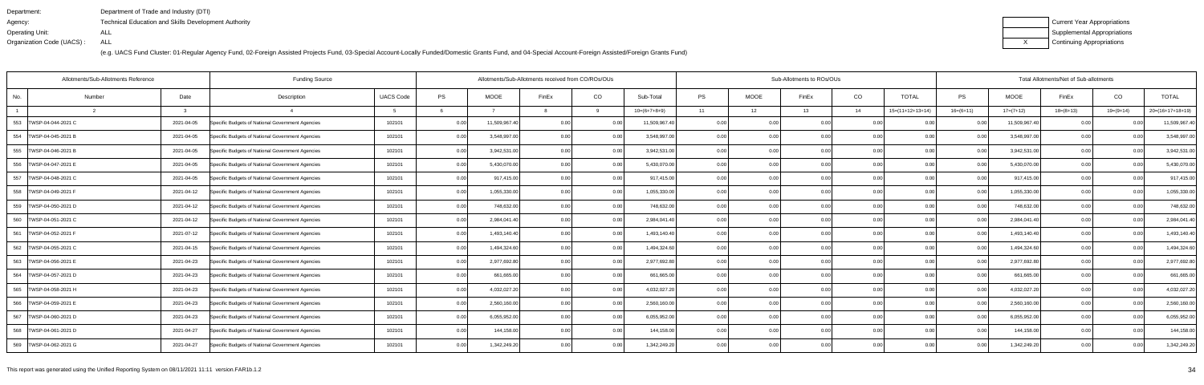Department: Department of Trade and Industry (DTI)
Agency: Technical Education and Skills Development Authority
Operating Unit: ALL
Organization Code (UACS) : ALL

(e.g. UACS Fund Cluster: 01-Regular Agency Fund, 02-Foreign Assisted Projects Fund, 03-Special Account-Locally Funded/Domestic Grants Fund, and 04-Special Account-Foreign Assisted/Foreign Grants Fund)

| | Current Year Appropriations |
|---|---|
| | Supplemental Appropriations |
| X | Continuing Appropriations |

| Allotments/Sub-Allotments Reference | | | Funding Source | | Allotments/Sub-Allotments received from CO/ROs/OUs | | | | | Sub-Allotments to ROs/OUs | | | | | Total Allotments/Net of Sub-allotments | | | | |
|---|---|---|---|---|---|---|---|---|---|---|---|---|---|---|---|---|---|---|---|
| No. | Number | Date | Description | UACS Code | PS | MOOE | FinEx | CO | Sub-Total | PS | MOOE | FinEx | CO | TOTAL | PS | MOOE | FinEx | CO | TOTAL |
| 1 | 2 | 3 | 4 | 5 | 6 | 7 | 8 | 9 | 10=(6+7+8+9) | 11 | 12 | 13 | 14 | 15=(11+12+13+14) | 16=(6+11) | 17=(7+12) | 18=(8+13) | 19=(9+14) | 20=(16+17+18+19) |
| 553 | TWSP-04-044-2021 C | 2021-04-05 | Specific Budgets of National Government Agencies | 102101 | 0.00 | 11,509,967.40 | 0.00 | 0.00 | 11,509,967.40 | 0.00 | 0.00 | 0.00 | 0.00 | 0.00 | 0.00 | 11,509,967.40 | 0.00 | 0.00 | 11,509,967.40 |
| 554 | TWSP-04-045-2021 B | 2021-04-05 | Specific Budgets of National Government Agencies | 102101 | 0.00 | 3,548,997.00 | 0.00 | 0.00 | 3,548,997.00 | 0.00 | 0.00 | 0.00 | 0.00 | 0.00 | 0.00 | 3,548,997.00 | 0.00 | 0.00 | 3,548,997.00 |
| 555 | TWSP-04-046-2021 B | 2021-04-05 | Specific Budgets of National Government Agencies | 102101 | 0.00 | 3,942,531.00 | 0.00 | 0.00 | 3,942,531.00 | 0.00 | 0.00 | 0.00 | 0.00 | 0.00 | 0.00 | 3,942,531.00 | 0.00 | 0.00 | 3,942,531.00 |
| 556 | TWSP-04-047-2021 E | 2021-04-05 | Specific Budgets of National Government Agencies | 102101 | 0.00 | 5,430,070.00 | 0.00 | 0.00 | 5,430,070.00 | 0.00 | 0.00 | 0.00 | 0.00 | 0.00 | 0.00 | 5,430,070.00 | 0.00 | 0.00 | 5,430,070.00 |
| 557 | TWSP-04-048-2021 C | 2021-04-05 | Specific Budgets of National Government Agencies | 102101 | 0.00 | 917,415.00 | 0.00 | 0.00 | 917,415.00 | 0.00 | 0.00 | 0.00 | 0.00 | 0.00 | 0.00 | 917,415.00 | 0.00 | 0.00 | 917,415.00 |
| 558 | TWSP-04-049-2021 F | 2021-04-12 | Specific Budgets of National Government Agencies | 102101 | 0.00 | 1,055,330.00 | 0.00 | 0.00 | 1,055,330.00 | 0.00 | 0.00 | 0.00 | 0.00 | 0.00 | 0.00 | 1,055,330.00 | 0.00 | 0.00 | 1,055,330.00 |
| 559 | TWSP-04-050-2021 D | 2021-04-12 | Specific Budgets of National Government Agencies | 102101 | 0.00 | 748,632.00 | 0.00 | 0.00 | 748,632.00 | 0.00 | 0.00 | 0.00 | 0.00 | 0.00 | 0.00 | 748,632.00 | 0.00 | 0.00 | 748,632.00 |
| 560 | TWSP-04-051-2021 C | 2021-04-12 | Specific Budgets of National Government Agencies | 102101 | 0.00 | 2,984,041.40 | 0.00 | 0.00 | 2,984,041.40 | 0.00 | 0.00 | 0.00 | 0.00 | 0.00 | 0.00 | 2,984,041.40 | 0.00 | 0.00 | 2,984,041.40 |
| 561 | TWSP-04-052-2021 F | 2021-07-12 | Specific Budgets of National Government Agencies | 102101 | 0.00 | 1,493,140.40 | 0.00 | 0.00 | 1,493,140.40 | 0.00 | 0.00 | 0.00 | 0.00 | 0.00 | 0.00 | 1,493,140.40 | 0.00 | 0.00 | 1,493,140.40 |
| 562 | TWSP-04-055-2021 C | 2021-04-15 | Specific Budgets of National Government Agencies | 102101 | 0.00 | 1,494,324.60 | 0.00 | 0.00 | 1,494,324.60 | 0.00 | 0.00 | 0.00 | 0.00 | 0.00 | 0.00 | 1,494,324.60 | 0.00 | 0.00 | 1,494,324.60 |
| 563 | TWSP-04-056-2021 E | 2021-04-23 | Specific Budgets of National Government Agencies | 102101 | 0.00 | 2,977,692.80 | 0.00 | 0.00 | 2,977,692.80 | 0.00 | 0.00 | 0.00 | 0.00 | 0.00 | 0.00 | 2,977,692.80 | 0.00 | 0.00 | 2,977,692.80 |
| 564 | TWSP-04-057-2021 D | 2021-04-23 | Specific Budgets of National Government Agencies | 102101 | 0.00 | 661,665.00 | 0.00 | 0.00 | 661,665.00 | 0.00 | 0.00 | 0.00 | 0.00 | 0.00 | 0.00 | 661,665.00 | 0.00 | 0.00 | 661,665.00 |
| 565 | TWSP-04-058-2021 H | 2021-04-23 | Specific Budgets of National Government Agencies | 102101 | 0.00 | 4,032,027.20 | 0.00 | 0.00 | 4,032,027.20 | 0.00 | 0.00 | 0.00 | 0.00 | 0.00 | 0.00 | 4,032,027.20 | 0.00 | 0.00 | 4,032,027.20 |
| 566 | TWSP-04-059-2021 E | 2021-04-23 | Specific Budgets of National Government Agencies | 102101 | 0.00 | 2,560,160.00 | 0.00 | 0.00 | 2,560,160.00 | 0.00 | 0.00 | 0.00 | 0.00 | 0.00 | 0.00 | 2,560,160.00 | 0.00 | 0.00 | 2,560,160.00 |
| 567 | TWSP-04-060-2021 D | 2021-04-23 | Specific Budgets of National Government Agencies | 102101 | 0.00 | 6,055,952.00 | 0.00 | 0.00 | 6,055,952.00 | 0.00 | 0.00 | 0.00 | 0.00 | 0.00 | 0.00 | 6,055,952.00 | 0.00 | 0.00 | 6,055,952.00 |
| 568 | TWSP-04-061-2021 D | 2021-04-27 | Specific Budgets of National Government Agencies | 102101 | 0.00 | 144,158.00 | 0.00 | 0.00 | 144,158.00 | 0.00 | 0.00 | 0.00 | 0.00 | 0.00 | 0.00 | 144,158.00 | 0.00 | 0.00 | 144,158.00 |
| 569 | TWSP-04-062-2021 G | 2021-04-27 | Specific Budgets of National Government Agencies | 102101 | 0.00 | 1,342,249.20 | 0.00 | 0.00 | 1,342,249.20 | 0.00 | 0.00 | 0.00 | 0.00 | 0.00 | 0.00 | 1,342,249.20 | 0.00 | 0.00 | 1,342,249.20 |

This report was generated using the Unified Reporting System on 08/11/2021 11:11 version.FAR1b.1.2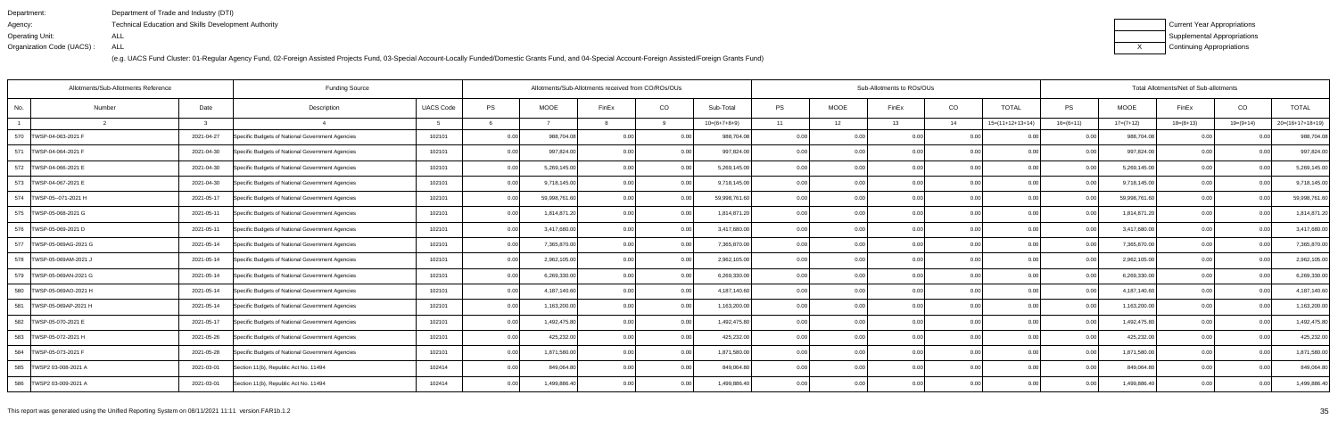Department: Department of Trade and Industry (DTI)
Agency: Technical Education and Skills Development Authority
Operating Unit: ALL
Organization Code (UACS) : ALL

(e.g. UACS Fund Cluster: 01-Regular Agency Fund, 02-Foreign Assisted Projects Fund, 03-Special Account-Locally Funded/Domestic Grants Fund, and 04-Special Account-Foreign Assisted/Foreign Grants Fund)

| | Current Year Appropriations |
|---|---|
| | Supplemental Appropriations |
| X | Continuing Appropriations |

| Allotments/Sub-Allotments Reference | | | Funding Source | | Allotments/Sub-Allotments received from CO/ROs/OUs | | | | | Sub-Allotments to ROs/OUs | | | | | Total Allotments/Net of Sub-allotments | | | | |
|---|---|---|---|---|---|---|---|---|---|---|---|---|---|---|---|---|---|---|---|
| No. | Number | Date | Description | UACS Code | PS | MOOE | FinEx | CO | Sub-Total | PS | MOOE | FinEx | CO | TOTAL | PS | MOOE | FinEx | CO | TOTAL |
| 1 | 2 | 3 | 4 | 5 | 6 | 7 | 8 | 9 | 10=(6+7+8+9) | 11 | 12 | 13 | 14 | 15=(11+12+13+14) | 16=(6+11) | 17=(7+12) | 18=(8+13) | 19=(9+14) | 20=(16+17+18+19) |
| 570 | TWSP-04-063-2021 F | 2021-04-27 | Specific Budgets of National Government Agencies | 102101 | 0.00 | 988,704.08 | 0.00 | 0.00 | 988,704.08 | 0.00 | 0.00 | 0.00 | 0.00 | 0.00 | 0.00 | 988,704.08 | 0.00 | 0.00 | 988,704.08 |
| 571 | TWSP-04-064-2021 F | 2021-04-30 | Specific Budgets of National Government Agencies | 102101 | 0.00 | 997,824.00 | 0.00 | 0.00 | 997,824.00 | 0.00 | 0.00 | 0.00 | 0.00 | 0.00 | 0.00 | 997,824.00 | 0.00 | 0.00 | 997,824.00 |
| 572 | TWSP-04-066-2021 E | 2021-04-30 | Specific Budgets of National Government Agencies | 102101 | 0.00 | 5,269,145.00 | 0.00 | 0.00 | 5,269,145.00 | 0.00 | 0.00 | 0.00 | 0.00 | 0.00 | 0.00 | 5,269,145.00 | 0.00 | 0.00 | 5,269,145.00 |
| 573 | TWSP-04-067-2021 E | 2021-04-30 | Specific Budgets of National Government Agencies | 102101 | 0.00 | 9,718,145.00 | 0.00 | 0.00 | 9,718,145.00 | 0.00 | 0.00 | 0.00 | 0.00 | 0.00 | 0.00 | 9,718,145.00 | 0.00 | 0.00 | 9,718,145.00 |
| 574 | TWSP-05--071-2021 H | 2021-05-17 | Specific Budgets of National Government Agencies | 102101 | 0.00 | 59,998,761.60 | 0.00 | 0.00 | 59,998,761.60 | 0.00 | 0.00 | 0.00 | 0.00 | 0.00 | 0.00 | 59,998,761.60 | 0.00 | 0.00 | 59,998,761.60 |
| 575 | TWSP-05-068-2021 G | 2021-05-11 | Specific Budgets of National Government Agencies | 102101 | 0.00 | 1,814,871.20 | 0.00 | 0.00 | 1,814,871.20 | 0.00 | 0.00 | 0.00 | 0.00 | 0.00 | 0.00 | 1,814,871.20 | 0.00 | 0.00 | 1,814,871.20 |
| 576 | TWSP-05-069-2021 D | 2021-05-11 | Specific Budgets of National Government Agencies | 102101 | 0.00 | 3,417,680.00 | 0.00 | 0.00 | 3,417,680.00 | 0.00 | 0.00 | 0.00 | 0.00 | 0.00 | 0.00 | 3,417,680.00 | 0.00 | 0.00 | 3,417,680.00 |
| 577 | TWSP-05-069AG-2021 G | 2021-05-14 | Specific Budgets of National Government Agencies | 102101 | 0.00 | 7,365,870.00 | 0.00 | 0.00 | 7,365,870.00 | 0.00 | 0.00 | 0.00 | 0.00 | 0.00 | 0.00 | 7,365,870.00 | 0.00 | 0.00 | 7,365,870.00 |
| 578 | TWSP-05-069AM-2021 J | 2021-05-14 | Specific Budgets of National Government Agencies | 102101 | 0.00 | 2,962,105.00 | 0.00 | 0.00 | 2,962,105.00 | 0.00 | 0.00 | 0.00 | 0.00 | 0.00 | 0.00 | 2,962,105.00 | 0.00 | 0.00 | 2,962,105.00 |
| 579 | TWSP-05-069AN-2021 G | 2021-05-14 | Specific Budgets of National Government Agencies | 102101 | 0.00 | 6,269,330.00 | 0.00 | 0.00 | 6,269,330.00 | 0.00 | 0.00 | 0.00 | 0.00 | 0.00 | 0.00 | 6,269,330.00 | 0.00 | 0.00 | 6,269,330.00 |
| 580 | TWSP-05-069AO-2021 H | 2021-05-14 | Specific Budgets of National Government Agencies | 102101 | 0.00 | 4,187,140.60 | 0.00 | 0.00 | 4,187,140.60 | 0.00 | 0.00 | 0.00 | 0.00 | 0.00 | 0.00 | 4,187,140.60 | 0.00 | 0.00 | 4,187,140.60 |
| 581 | TWSP-05-069AP-2021 H | 2021-05-14 | Specific Budgets of National Government Agencies | 102101 | 0.00 | 1,163,200.00 | 0.00 | 0.00 | 1,163,200.00 | 0.00 | 0.00 | 0.00 | 0.00 | 0.00 | 0.00 | 1,163,200.00 | 0.00 | 0.00 | 1,163,200.00 |
| 582 | TWSP-05-070-2021 E | 2021-05-17 | Specific Budgets of National Government Agencies | 102101 | 0.00 | 1,492,475.80 | 0.00 | 0.00 | 1,492,475.80 | 0.00 | 0.00 | 0.00 | 0.00 | 0.00 | 0.00 | 1,492,475.80 | 0.00 | 0.00 | 1,492,475.80 |
| 583 | TWSP-05-072-2021 H | 2021-05-26 | Specific Budgets of National Government Agencies | 102101 | 0.00 | 425,232.00 | 0.00 | 0.00 | 425,232.00 | 0.00 | 0.00 | 0.00 | 0.00 | 0.00 | 0.00 | 425,232.00 | 0.00 | 0.00 | 425,232.00 |
| 584 | TWSP-05-073-2021 F | 2021-05-28 | Specific Budgets of National Government Agencies | 102101 | 0.00 | 1,871,580.00 | 0.00 | 0.00 | 1,871,580.00 | 0.00 | 0.00 | 0.00 | 0.00 | 0.00 | 0.00 | 1,871,580.00 | 0.00 | 0.00 | 1,871,580.00 |
| 585 | TWSP2 03-008-2021 A | 2021-03-01 | Section 11(b), Republic Act No. 11494 | 102414 | 0.00 | 849,064.80 | 0.00 | 0.00 | 849,064.80 | 0.00 | 0.00 | 0.00 | 0.00 | 0.00 | 0.00 | 849,064.80 | 0.00 | 0.00 | 849,064.80 |
| 586 | TWSP2 03-009-2021 A | 2021-03-01 | Section 11(b), Republic Act No. 11494 | 102414 | 0.00 | 1,499,886.40 | 0.00 | 0.00 | 1,499,886.40 | 0.00 | 0.00 | 0.00 | 0.00 | 0.00 | 0.00 | 1,499,886.40 | 0.00 | 0.00 | 1,499,886.40 |

This report was generated using the Unified Reporting System on 08/11/2021 11:11 version.FAR1b.1.2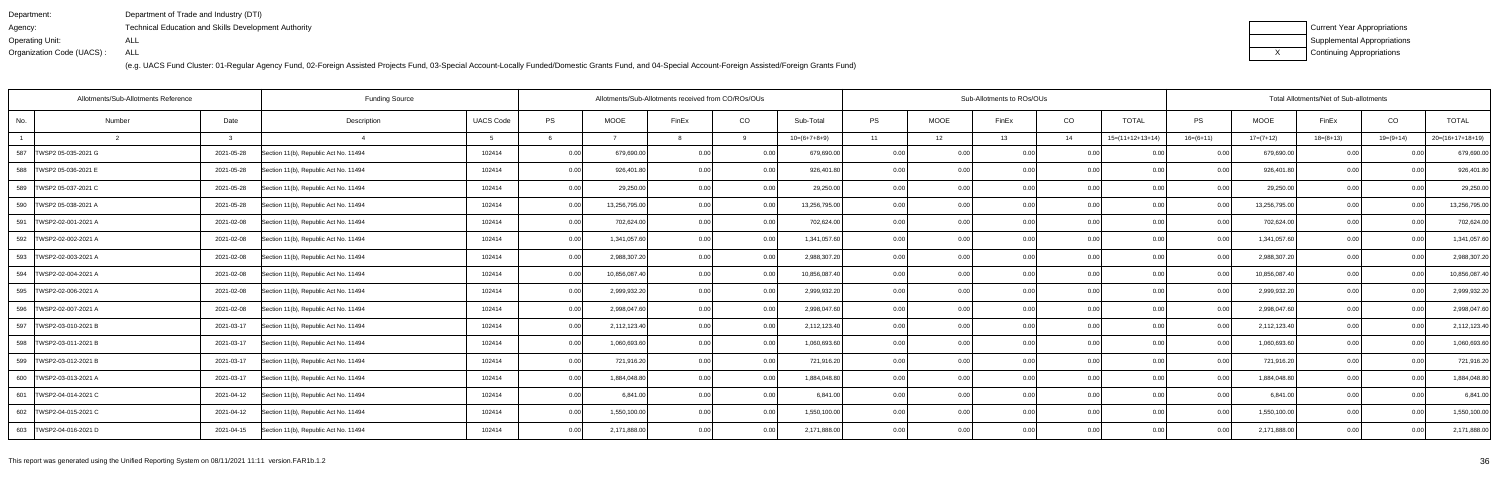Department: Department of Trade and Industry (DTI)
Agency: Technical Education and Skills Development Authority
Operating Unit: ALL
Organization Code (UACS) : ALL

(e.g. UACS Fund Cluster: 01-Regular Agency Fund, 02-Foreign Assisted Projects Fund, 03-Special Account-Locally Funded/Domestic Grants Fund, and 04-Special Account-Foreign Assisted/Foreign Grants Fund)

| | Current Year Appropriations |
|---|---|
| | Supplemental Appropriations |
| X | Continuing Appropriations |

| Allotments/Sub-Allotments Reference | | | Funding Source | | Allotments/Sub-Allotments received from CO/ROs/OUs | | | | | Sub-Allotments to ROs/OUs | | | | | Total Allotments/Net of Sub-allotments | | | | |
|---|---|---|---|---|---|---|---|---|---|---|---|---|---|---|---|---|---|---|---|
| No. | Number | Date | Description | UACS Code | PS | MOOE | FinEx | CO | Sub-Total | PS | MOOE | FinEx | CO | TOTAL | PS | MOOE | FinEx | CO | TOTAL |
| 1 | 2 | 3 | 4 | 5 | 6 | 7 | 8 | 9 | 10=(6+7+8+9) | 11 | 12 | 13 | 14 | 15=(11+12+13+14) | 16=(6+11) | 17=(7+12) | 18=(8+13) | 19=(9+14) | 20=(16+17+18+19) |
| 587 | TWSP2 05-035-2021 G | 2021-05-28 | Section 11(b), Republic Act No. 11494 | 102414 | 0.00 | 679,690.00 | 0.00 | 0.00 | 679,690.00 | 0.00 | 0.00 | 0.00 | 0.00 | 0.00 | 0.00 | 679,690.00 | 0.00 | 0.00 | 679,690.00 |
| 588 | TWSP2 05-036-2021 E | 2021-05-28 | Section 11(b), Republic Act No. 11494 | 102414 | 0.00 | 926,401.80 | 0.00 | 0.00 | 926,401.80 | 0.00 | 0.00 | 0.00 | 0.00 | 0.00 | 0.00 | 926,401.80 | 0.00 | 0.00 | 926,401.80 |
| 589 | TWSP2 05-037-2021 C | 2021-05-28 | Section 11(b), Republic Act No. 11494 | 102414 | 0.00 | 29,250.00 | 0.00 | 0.00 | 29,250.00 | 0.00 | 0.00 | 0.00 | 0.00 | 0.00 | 0.00 | 29,250.00 | 0.00 | 0.00 | 29,250.00 |
| 590 | TWSP2 05-038-2021 A | 2021-05-28 | Section 11(b), Republic Act No. 11494 | 102414 | 0.00 | 13,256,795.00 | 0.00 | 0.00 | 13,256,795.00 | 0.00 | 0.00 | 0.00 | 0.00 | 0.00 | 0.00 | 13,256,795.00 | 0.00 | 0.00 | 13,256,795.00 |
| 591 | TWSP2-02-001-2021 A | 2021-02-08 | Section 11(b), Republic Act No. 11494 | 102414 | 0.00 | 702,624.00 | 0.00 | 0.00 | 702,624.00 | 0.00 | 0.00 | 0.00 | 0.00 | 0.00 | 0.00 | 702,624.00 | 0.00 | 0.00 | 702,624.00 |
| 592 | TWSP2-02-002-2021 A | 2021-02-08 | Section 11(b), Republic Act No. 11494 | 102414 | 0.00 | 1,341,057.60 | 0.00 | 0.00 | 1,341,057.60 | 0.00 | 0.00 | 0.00 | 0.00 | 0.00 | 0.00 | 1,341,057.60 | 0.00 | 0.00 | 1,341,057.60 |
| 593 | TWSP2-02-003-2021 A | 2021-02-08 | Section 11(b), Republic Act No. 11494 | 102414 | 0.00 | 2,988,307.20 | 0.00 | 0.00 | 2,988,307.20 | 0.00 | 0.00 | 0.00 | 0.00 | 0.00 | 0.00 | 2,988,307.20 | 0.00 | 0.00 | 2,988,307.20 |
| 594 | TWSP2-02-004-2021 A | 2021-02-08 | Section 11(b), Republic Act No. 11494 | 102414 | 0.00 | 10,856,087.40 | 0.00 | 0.00 | 10,856,087.40 | 0.00 | 0.00 | 0.00 | 0.00 | 0.00 | 0.00 | 10,856,087.40 | 0.00 | 0.00 | 10,856,087.40 |
| 595 | TWSP2-02-006-2021 A | 2021-02-08 | Section 11(b), Republic Act No. 11494 | 102414 | 0.00 | 2,999,932.20 | 0.00 | 0.00 | 2,999,932.20 | 0.00 | 0.00 | 0.00 | 0.00 | 0.00 | 0.00 | 2,999,932.20 | 0.00 | 0.00 | 2,999,932.20 |
| 596 | TWSP2-02-007-2021 A | 2021-02-08 | Section 11(b), Republic Act No. 11494 | 102414 | 0.00 | 2,998,047.60 | 0.00 | 0.00 | 2,998,047.60 | 0.00 | 0.00 | 0.00 | 0.00 | 0.00 | 0.00 | 2,998,047.60 | 0.00 | 0.00 | 2,998,047.60 |
| 597 | TWSP2-03-010-2021 B | 2021-03-17 | Section 11(b), Republic Act No. 11494 | 102414 | 0.00 | 2,112,123.40 | 0.00 | 0.00 | 2,112,123.40 | 0.00 | 0.00 | 0.00 | 0.00 | 0.00 | 0.00 | 2,112,123.40 | 0.00 | 0.00 | 2,112,123.40 |
| 598 | TWSP2-03-011-2021 B | 2021-03-17 | Section 11(b), Republic Act No. 11494 | 102414 | 0.00 | 1,060,693.60 | 0.00 | 0.00 | 1,060,693.60 | 0.00 | 0.00 | 0.00 | 0.00 | 0.00 | 0.00 | 1,060,693.60 | 0.00 | 0.00 | 1,060,693.60 |
| 599 | TWSP2-03-012-2021 B | 2021-03-17 | Section 11(b), Republic Act No. 11494 | 102414 | 0.00 | 721,916.20 | 0.00 | 0.00 | 721,916.20 | 0.00 | 0.00 | 0.00 | 0.00 | 0.00 | 0.00 | 721,916.20 | 0.00 | 0.00 | 721,916.20 |
| 600 | TWSP2-03-013-2021 A | 2021-03-17 | Section 11(b), Republic Act No. 11494 | 102414 | 0.00 | 1,884,048.80 | 0.00 | 0.00 | 1,884,048.80 | 0.00 | 0.00 | 0.00 | 0.00 | 0.00 | 0.00 | 1,884,048.80 | 0.00 | 0.00 | 1,884,048.80 |
| 601 | TWSP2-04-014-2021 C | 2021-04-12 | Section 11(b), Republic Act No. 11494 | 102414 | 0.00 | 6,841.00 | 0.00 | 0.00 | 6,841.00 | 0.00 | 0.00 | 0.00 | 0.00 | 0.00 | 0.00 | 6,841.00 | 0.00 | 0.00 | 6,841.00 |
| 602 | TWSP2-04-015-2021 C | 2021-04-12 | Section 11(b), Republic Act No. 11494 | 102414 | 0.00 | 1,550,100.00 | 0.00 | 0.00 | 1,550,100.00 | 0.00 | 0.00 | 0.00 | 0.00 | 0.00 | 0.00 | 1,550,100.00 | 0.00 | 0.00 | 1,550,100.00 |
| 603 | TWSP2-04-016-2021 D | 2021-04-15 | Section 11(b), Republic Act No. 11494 | 102414 | 0.00 | 2,171,888.00 | 0.00 | 0.00 | 2,171,888.00 | 0.00 | 0.00 | 0.00 | 0.00 | 0.00 | 0.00 | 2,171,888.00 | 0.00 | 0.00 | 2,171,888.00 |

This report was generated using the Unified Reporting System on 08/11/2021 11:11 version.FAR1b.1.2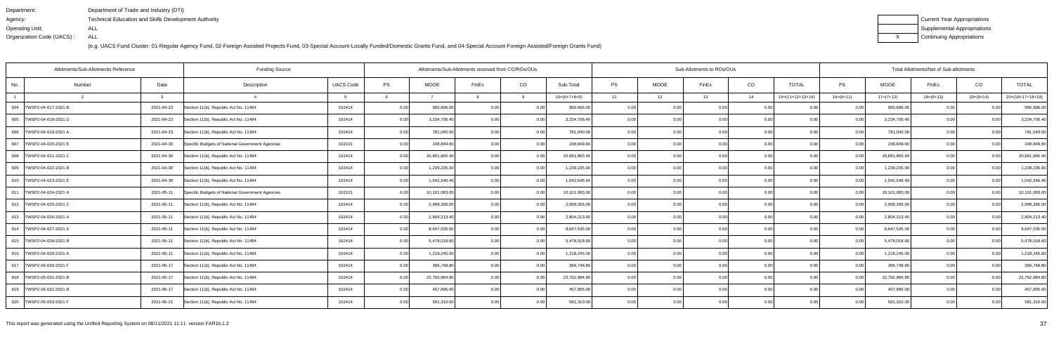Department: Department of Trade and Industry (DTI)
Agency: Technical Education and Skills Development Authority
Operating Unit: ALL
Organization Code (UACS) : ALL

(e.g. UACS Fund Cluster: 01-Regular Agency Fund, 02-Foreign Assisted Projects Fund, 03-Special Account-Locally Funded/Domestic Grants Fund, and 04-Special Account-Foreign Assisted/Foreign Grants Fund)

| | Current Year Appropriations |
|---|---|
| | Supplemental Appropriations |
| X | Continuing Appropriations |

| Allotments/Sub-Allotments Reference | | | Funding Source | | Allotments/Sub-Allotments received from CO/ROs/OUs | | | | | Sub-Allotments to ROs/OUs | | | | | Total Allotments/Net of Sub-allotments | | | | |
|---|---|---|---|---|---|---|---|---|---|---|---|---|---|---|---|---|---|---|---|
| No. | Number | Date | Description | UACS Code | PS | MOOE | FinEx | CO | Sub-Total | PS | MOOE | FinEx | CO | TOTAL | PS | MOOE | FinEx | CO | TOTAL |
| 1 | 2 | 3 | 4 | 5 | 6 | 7 | 8 | 9 | 10=(6+7+8+9) | 11 | 12 | 13 | 14 | 15=(11+12+13+14) | 16=(6+11) | 17=(7+12) | 18=(8+13) | 19=(9+14) | 20=(16+17+18+19) |
| 604 | TWSP2-04-017-2021 B | 2021-04-23 | Section 11(b), Republic Act No. 11494 | 102414 | 0.00 | 960,696.00 | 0.00 | 0.00 | 960,696.00 | 0.00 | 0.00 | 0.00 | 0.00 | 0.00 | 0.00 | 960,696.00 | 0.00 | 0.00 | 960,696.00 |
| 605 | TWSP2-04-018-2021 D | 2021-04-23 | Section 11(b), Republic Act No. 11494 | 102414 | 0.00 | 3,234,706.40 | 0.00 | 0.00 | 3,234,706.40 | 0.00 | 0.00 | 0.00 | 0.00 | 0.00 | 0.00 | 3,234,706.40 | 0.00 | 0.00 | 3,234,706.40 |
| 606 | TWSP2-04-019-2021 A | 2021-04-23 | Section 11(b), Republic Act No. 11494 | 102414 | 0.00 | 781,040.00 | 0.00 | 0.00 | 781,040.00 | 0.00 | 0.00 | 0.00 | 0.00 | 0.00 | 0.00 | 781,040.00 | 0.00 | 0.00 | 781,040.00 |
| 607 | TWSP2-04-020-2021 E | 2021-04-30 | Specific Budgets of National Government Agencies | 102101 | 0.00 | 248,849.60 | 0.00 | 0.00 | 248,849.60 | 0.00 | 0.00 | 0.00 | 0.00 | 0.00 | 0.00 | 248,849.60 | 0.00 | 0.00 | 248,849.60 |
| 608 | TWSP2-04-021-2021 C | 2021-04-30 | Section 11(b), Republic Act No. 11494 | 102414 | 0.00 | 20,891,865.40 | 0.00 | 0.00 | 20,891,865.40 | 0.00 | 0.00 | 0.00 | 0.00 | 0.00 | 0.00 | 20,891,865.40 | 0.00 | 0.00 | 20,891,865.40 |
| 609 | TWSP2-04-022-2021 B | 2021-04-30 | Section 11(b), Republic Act No. 11494 | 102414 | 0.00 | 1,239,235.00 | 0.00 | 0.00 | 1,239,235.00 | 0.00 | 0.00 | 0.00 | 0.00 | 0.00 | 0.00 | 1,239,235.00 | 0.00 | 0.00 | 1,239,235.00 |
| 610 | TWSP2-04-023-2021 E | 2021-04-30 | Section 11(b), Republic Act No. 11494 | 102414 | 0.00 | 1,042,546.40 | 0.00 | 0.00 | 1,042,546.40 | 0.00 | 0.00 | 0.00 | 0.00 | 0.00 | 0.00 | 1,042,546.40 | 0.00 | 0.00 | 1,042,546.40 |
| 611 | TWSP2-04-024-2021 A | 2021-05-11 | Specific Budgets of National Government Agencies | 102101 | 0.00 | 10,101,083.00 | 0.00 | 0.00 | 10,101,083.00 | 0.00 | 0.00 | 0.00 | 0.00 | 0.00 | 0.00 | 10,101,083.00 | 0.00 | 0.00 | 10,101,083.00 |
| 612 | TWSP2-04-025-2021 C | 2021-05-11 | Section 11(b), Republic Act No. 11494 | 102414 | 0.00 | 2,999,266.00 | 0.00 | 0.00 | 2,999,266.00 | 0.00 | 0.00 | 0.00 | 0.00 | 0.00 | 0.00 | 2,999,266.00 | 0.00 | 0.00 | 2,999,266.00 |
| 613 | TWSP2-04-026-2021 A | 2021-05-11 | Section 11(b), Republic Act No. 11494 | 102414 | 0.00 | 2,804,213.40 | 0.00 | 0.00 | 2,804,213.40 | 0.00 | 0.00 | 0.00 | 0.00 | 0.00 | 0.00 | 2,804,213.40 | 0.00 | 0.00 | 2,804,213.40 |
| 614 | TWSP2-04-027-2021 A | 2021-05-11 | Section 11(b), Republic Act No. 11494 | 102414 | 0.00 | 8,647,535.00 | 0.00 | 0.00 | 8,647,535.00 | 0.00 | 0.00 | 0.00 | 0.00 | 0.00 | 0.00 | 8,647,535.00 | 0.00 | 0.00 | 8,647,535.00 |
| 615 | TWSP2-04-028-2021 B | 2021-05-11 | Section 11(b), Republic Act No. 11494 | 102414 | 0.00 | 5,478,018.60 | 0.00 | 0.00 | 5,478,018.60 | 0.00 | 0.00 | 0.00 | 0.00 | 0.00 | 0.00 | 5,478,018.60 | 0.00 | 0.00 | 5,478,018.60 |
| 616 | TWSP2-04-029-2021 A | 2021-05-11 | Section 11(b), Republic Act No. 11494 | 102414 | 0.00 | 1,218,245.00 | 0.00 | 0.00 | 1,218,245.00 | 0.00 | 0.00 | 0.00 | 0.00 | 0.00 | 0.00 | 1,218,245.00 | 0.00 | 0.00 | 1,218,245.00 |
| 617 | TWSP2-05-030-2021 F | 2021-05-17 | Section 11(b), Republic Act No. 11494 | 102414 | 0.00 | 366,748.80 | 0.00 | 0.00 | 366,748.80 | 0.00 | 0.00 | 0.00 | 0.00 | 0.00 | 0.00 | 366,748.80 | 0.00 | 0.00 | 366,748.80 |
| 618 | TWSP2-05-031-2021 B | 2021-05-17 | Section 11(b), Republic Act No. 11494 | 102414 | 0.00 | 22,762,984.80 | 0.00 | 0.00 | 22,762,984.80 | 0.00 | 0.00 | 0.00 | 0.00 | 0.00 | 0.00 | 22,762,984.80 | 0.00 | 0.00 | 22,762,984.80 |
| 619 | TWSP2-05-032-2021 B | 2021-05-17 | Section 11(b), Republic Act No. 11494 | 102414 | 0.00 | 457,895.00 | 0.00 | 0.00 | 457,895.00 | 0.00 | 0.00 | 0.00 | 0.00 | 0.00 | 0.00 | 457,895.00 | 0.00 | 0.00 | 457,895.00 |
| 620 | TWSP2-05-033-2021 F | 2021-05-21 | Section 11(b), Republic Act No. 11494 | 102414 | 0.00 | 581,310.00 | 0.00 | 0.00 | 581,310.00 | 0.00 | 0.00 | 0.00 | 0.00 | 0.00 | 0.00 | 581,310.00 | 0.00 | 0.00 | 581,310.00 |

This report was generated using the Unified Reporting System on 08/11/2021 11:11 version.FAR1b.1.2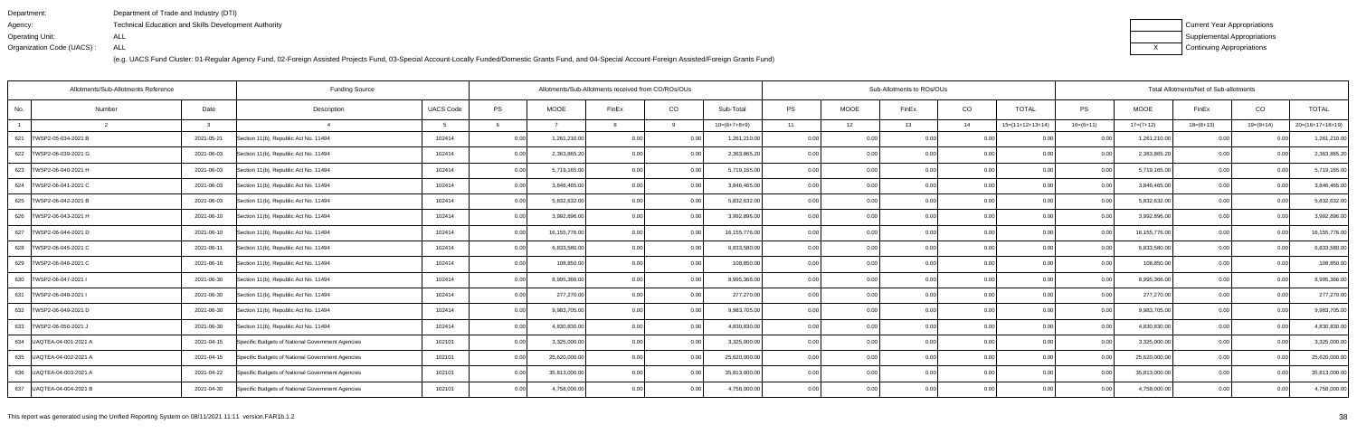Department: Department of Trade and Industry (DTI)
Agency: Technical Education and Skills Development Authority
Operating Unit: ALL
Organization Code (UACS) : ALL

(e.g. UACS Fund Cluster: 01-Regular Agency Fund, 02-Foreign Assisted Projects Fund, 03-Special Account-Locally Funded/Domestic Grants Fund, and 04-Special Account-Foreign Assisted/Foreign Grants Fund)

| | Current Year Appropriations |
|---|---|
| | Supplemental Appropriations |
| X | Continuing Appropriations |

| Allotments/Sub-Allotments Reference | | | Funding Source | | Allotments/Sub-Allotments received from CO/ROs/OUs | | | | | Sub-Allotments to ROs/OUs | | | | | Total Allotments/Net of Sub-allotments | | | | |
|---|---|---|---|---|---|---|---|---|---|---|---|---|---|---|---|---|---|---|---|
| No. | Number | Date | Description | UACS Code | PS | MOOE | FinEx | CO | Sub-Total | PS | MOOE | FinEx | CO | TOTAL | PS | MOOE | FinEx | CO | TOTAL |
| 1 | 2 | 3 | 4 | 5 | 6 | 7 | 8 | 9 | 10=(6+7+8+9) | 11 | 12 | 13 | 14 | 15=(11+12+13+14) | 16=(6+11) | 17=(7+12) | 18=(8+13) | 19=(9+14) | 20=(16+17+18+19) |
| 621 | TWSP2-05-034-2021 B | 2021-05-21 | Section 11(b), Republic Act No. 11494 | 102414 | 0.00 | 1,261,210.00 | 0.00 | 0.00 | 1,261,210.00 | 0.00 | 0.00 | 0.00 | 0.00 | 0.00 | 0.00 | 1,261,210.00 | 0.00 | 0.00 | 1,261,210.00 |
| 622 | TWSP2-06-039-2021 G | 2021-06-03 | Section 11(b), Republic Act No. 11494 | 102414 | 0.00 | 2,363,865.20 | 0.00 | 0.00 | 2,363,865.20 | 0.00 | 0.00 | 0.00 | 0.00 | 0.00 | 0.00 | 2,363,865.20 | 0.00 | 0.00 | 2,363,865.20 |
| 623 | TWSP2-06-040-2021 H | 2021-06-03 | Section 11(b), Republic Act No. 11494 | 102414 | 0.00 | 5,719,165.00 | 0.00 | 0.00 | 5,719,165.00 | 0.00 | 0.00 | 0.00 | 0.00 | 0.00 | 0.00 | 5,719,165.00 | 0.00 | 0.00 | 5,719,165.00 |
| 624 | TWSP2-06-041-2021 C | 2021-06-03 | Section 11(b), Republic Act No. 11494 | 102414 | 0.00 | 3,846,465.00 | 0.00 | 0.00 | 3,846,465.00 | 0.00 | 0.00 | 0.00 | 0.00 | 0.00 | 0.00 | 3,846,465.00 | 0.00 | 0.00 | 3,846,465.00 |
| 625 | TWSP2-06-042-2021 B | 2021-06-03 | Section 11(b), Republic Act No. 11494 | 102414 | 0.00 | 5,832,632.00 | 0.00 | 0.00 | 5,832,632.00 | 0.00 | 0.00 | 0.00 | 0.00 | 0.00 | 0.00 | 5,832,632.00 | 0.00 | 0.00 | 5,832,632.00 |
| 626 | TWSP2-06-043-2021 H | 2021-06-10 | Section 11(b), Republic Act No. 11494 | 102414 | 0.00 | 3,992,896.00 | 0.00 | 0.00 | 3,992,896.00 | 0.00 | 0.00 | 0.00 | 0.00 | 0.00 | 0.00 | 3,992,896.00 | 0.00 | 0.00 | 3,992,896.00 |
| 627 | TWSP2-06-044-2021 D | 2021-06-10 | Section 11(b), Republic Act No. 11494 | 102414 | 0.00 | 16,155,776.00 | 0.00 | 0.00 | 16,155,776.00 | 0.00 | 0.00 | 0.00 | 0.00 | 0.00 | 0.00 | 16,155,776.00 | 0.00 | 0.00 | 16,155,776.00 |
| 628 | TWSP2-06-045-2021 C | 2021-06-11 | Section 11(b), Republic Act No. 11494 | 102414 | 0.00 | 6,833,580.00 | 0.00 | 0.00 | 6,833,580.00 | 0.00 | 0.00 | 0.00 | 0.00 | 0.00 | 0.00 | 6,833,580.00 | 0.00 | 0.00 | 6,833,580.00 |
| 629 | TWSP2-06-046-2021 C | 2021-06-16 | Section 11(b), Republic Act No. 11494 | 102414 | 0.00 | 108,850.00 | 0.00 | 0.00 | 108,850.00 | 0.00 | 0.00 | 0.00 | 0.00 | 0.00 | 0.00 | 108,850.00 | 0.00 | 0.00 | 108,850.00 |
| 630 | TWSP2-06-047-2021 I | 2021-06-30 | Section 11(b), Republic Act No. 11494 | 102414 | 0.00 | 8,995,366.00 | 0.00 | 0.00 | 8,995,366.00 | 0.00 | 0.00 | 0.00 | 0.00 | 0.00 | 0.00 | 8,995,366.00 | 0.00 | 0.00 | 8,995,366.00 |
| 631 | TWSP2-06-048-2021 I | 2021-06-30 | Section 11(b), Republic Act No. 11494 | 102414 | 0.00 | 277,270.00 | 0.00 | 0.00 | 277,270.00 | 0.00 | 0.00 | 0.00 | 0.00 | 0.00 | 0.00 | 277,270.00 | 0.00 | 0.00 | 277,270.00 |
| 632 | TWSP2-06-049-2021 D | 2021-06-30 | Section 11(b), Republic Act No. 11494 | 102414 | 0.00 | 9,983,705.00 | 0.00 | 0.00 | 9,983,705.00 | 0.00 | 0.00 | 0.00 | 0.00 | 0.00 | 0.00 | 9,983,705.00 | 0.00 | 0.00 | 9,983,705.00 |
| 633 | TWSP2-06-050-2021 J | 2021-06-30 | Section 11(b), Republic Act No. 11494 | 102414 | 0.00 | 4,830,830.00 | 0.00 | 0.00 | 4,830,830.00 | 0.00 | 0.00 | 0.00 | 0.00 | 0.00 | 0.00 | 4,830,830.00 | 0.00 | 0.00 | 4,830,830.00 |
| 634 | UAQTEA-04-001-2021 A | 2021-04-15 | Specific Budgets of National Government Agencies | 102101 | 0.00 | 3,325,000.00 | 0.00 | 0.00 | 3,325,000.00 | 0.00 | 0.00 | 0.00 | 0.00 | 0.00 | 0.00 | 3,325,000.00 | 0.00 | 0.00 | 3,325,000.00 |
| 635 | UAQTEA-04-002-2021 A | 2021-04-15 | Specific Budgets of National Government Agencies | 102101 | 0.00 | 25,620,000.00 | 0.00 | 0.00 | 25,620,000.00 | 0.00 | 0.00 | 0.00 | 0.00 | 0.00 | 0.00 | 25,620,000.00 | 0.00 | 0.00 | 25,620,000.00 |
| 636 | UAQTEA-04-003-2021 A | 2021-04-22 | Specific Budgets of National Government Agencies | 102101 | 0.00 | 35,813,000.00 | 0.00 | 0.00 | 35,813,000.00 | 0.00 | 0.00 | 0.00 | 0.00 | 0.00 | 0.00 | 35,813,000.00 | 0.00 | 0.00 | 35,813,000.00 |
| 637 | UAQTEA-04-004-2021 B | 2021-04-30 | Specific Budgets of National Government Agencies | 102101 | 0.00 | 4,758,000.00 | 0.00 | 0.00 | 4,758,000.00 | 0.00 | 0.00 | 0.00 | 0.00 | 0.00 | 0.00 | 4,758,000.00 | 0.00 | 0.00 | 4,758,000.00 |

This report was generated using the Unified Reporting System on 08/11/2021 11:11 version.FAR1b.1.2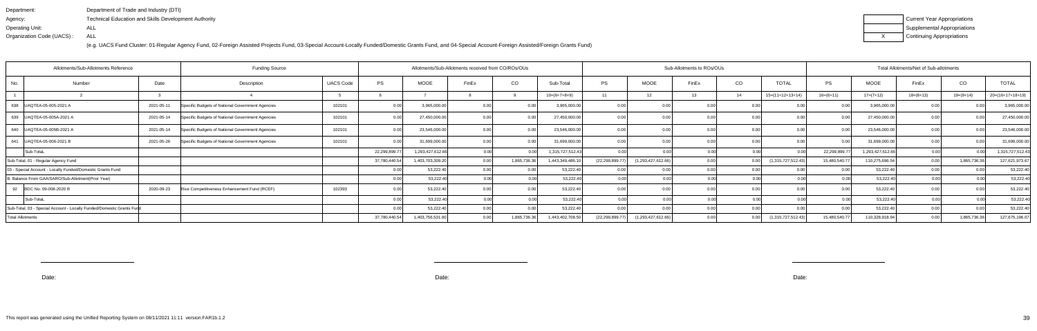Department: Department of Trade and Industry (DTI)
Agency: Technical Education and Skills Development Authority
Operating Unit: ALL
Organization Code (UACS) : ALL

(e.g. UACS Fund Cluster: 01-Regular Agency Fund, 02-Foreign Assisted Projects Fund, 03-Special Account-Locally Funded/Domestic Grants Fund, and 04-Special Account-Foreign Assisted/Foreign Grants Fund)

| | Current Year Appropriations |
|---|---|
| | Supplemental Appropriations |
| X | Continuing Appropriations |

| Allotments/Sub-Allotments Reference | | | Funding Source | | Allotments/Sub-Allotments received from CO/ROs/OUs | | | | | Sub-Allotments to ROs/OUs | | | | | Total Allotments/Net of Sub-allotments | | | | |
|---|---|---|---|---|---|---|---|---|---|---|---|---|---|---|---|---|---|---|---|
| No. | Number | Date | Description | UACS Code | PS | MOOE | FinEx | CO | Sub-Total | PS | MOOE | FinEx | CO | TOTAL | PS | MOOE | FinEx | CO | TOTAL |
| 1 | 2 | 3 | 4 | 5 | 6 | 7 | 8 | 9 | 10=(6+7+8+9) | 11 | 12 | 13 | 14 | 15=(11+12+13+14) | 16=(6+11) | 17=(7+12) | 18=(8+13) | 19=(9+14) | 20=(16+17+18+19) |
| 638 | UAQTEA-05-005-2021 A | 2021-05-11 | Specific Budgets of National Government Agencies | 102101 | 0.00 | 3,965,000.00 | 0.00 | 0.00 | 3,965,000.00 | 0.00 | 0.00 | 0.00 | 0.00 | 0.00 | 0.00 | 3,965,000.00 | 0.00 | 0.00 | 3,965,000.00 |
| 639 | UAQTEA-05-005A-2021 A | 2021-05-14 | Specific Budgets of National Government Agencies | 102101 | 0.00 | 27,450,000.00 | 0.00 | 0.00 | 27,450,000.00 | 0.00 | 0.00 | 0.00 | 0.00 | 0.00 | 0.00 | 27,450,000.00 | 0.00 | 0.00 | 27,450,000.00 |
| 640 | UAQTEA-05-005B-2021 A | 2021-05-14 | Specific Budgets of National Government Agencies | 102101 | 0.00 | 23,546,000.00 | 0.00 | 0.00 | 23,546,000.00 | 0.00 | 0.00 | 0.00 | 0.00 | 0.00 | 0.00 | 23,546,000.00 | 0.00 | 0.00 | 23,546,000.00 |
| 641 | UAQTEA-05-006-2021 B | 2021-05-26 | Specific Budgets of National Government Agencies | 102101 | 0.00 | 31,699,000.00 | 0.00 | 0.00 | 31,699,000.00 | 0.00 | 0.00 | 0.00 | 0.00 | 0.00 | 0.00 | 31,699,000.00 | 0.00 | 0.00 | 31,699,000.00 |
| | Sub-TotaL | | | | 22,299,899.77 | 1,293,427,612.66 | 0.00 | 0.00 | 1,315,727,512.43 | 0.00 | 0.00 | 0.00 | 0.00 | 0.00 | 22,299,899.77 | 1,293,427,612.66 | 0.00 | 0.00 | 1,315,727,512.43 |
| Sub-Total, 01 - Regular Agency Fund | | | | | 37,780,440.54 | 1,403,703,309.20 | 0.00 | 1,865,736.36 | 1,443,349,486.10 | (22,299,899.77) | (1,293,427,612.66) | 0.00 | 0.00 | (1,315,727,512.43) | 15,480,540.77 | 110,275,696.54 | 0.00 | 1,865,736.36 | 127,621,973.67 |
| 03 - Special Account - Locally Funded/Domestic Grants Fund | | | | | 0.00 | 53,222.40 | 0.00 | 0.00 | 53,222.40 | 0.00 | 0.00 | 0.00 | 0.00 | 0.00 | 0.00 | 53,222.40 | 0.00 | 0.00 | 53,222.40 |
| B. Balance From GAA/SARO/Sub-Allotment(Prior Year) | | | | | 0.00 | 53,222.40 | 0.00 | 0.00 | 53,222.40 | 0.00 | 0.00 | 0.00 | 0.00 | 0.00 | 0.00 | 53,222.40 | 0.00 | 0.00 | 53,222.40 |
| 92 | BDC No. 09-008-2020 B | 2020-09-23 | Rice Competitiveness Enhancement Fund (RCEF) | 102393 | 0.00 | 53,222.40 | 0.00 | 0.00 | 53,222.40 | 0.00 | 0.00 | 0.00 | 0.00 | 0.00 | 0.00 | 53,222.40 | 0.00 | 0.00 | 53,222.40 |
| | Sub-TotaL | | | | 0.00 | 53,222.40 | 0.00 | 0.00 | 53,222.40 | 0.00 | 0.00 | 0.00 | 0.00 | 0.00 | 0.00 | 53,222.40 | 0.00 | 0.00 | 53,222.40 |
| Sub-Total, 03 - Special Account - Locally Funded/Domestic Grants Fund | | | | | 0.00 | 53,222.40 | 0.00 | 0.00 | 53,222.40 | 0.00 | 0.00 | 0.00 | 0.00 | 0.00 | 0.00 | 53,222.40 | 0.00 | 0.00 | 53,222.40 |
| Total Allotments | | | | | 37,780,440.54 | 1,403,756,531.60 | 0.00 | 1,865,736.36 | 1,443,402,708.50 | (22,299,899.77) | (1,293,427,612.66) | 0.00 | 0.00 | (1,315,727,512.43) | 15,480,540.77 | 110,328,918.94 | 0.00 | 1,865,736.36 | 127,675,196.07 |

Date:

Date:

Date:

This report was generated using the Unified Reporting System on 08/11/2021 11:11 version.FAR1b.1.2